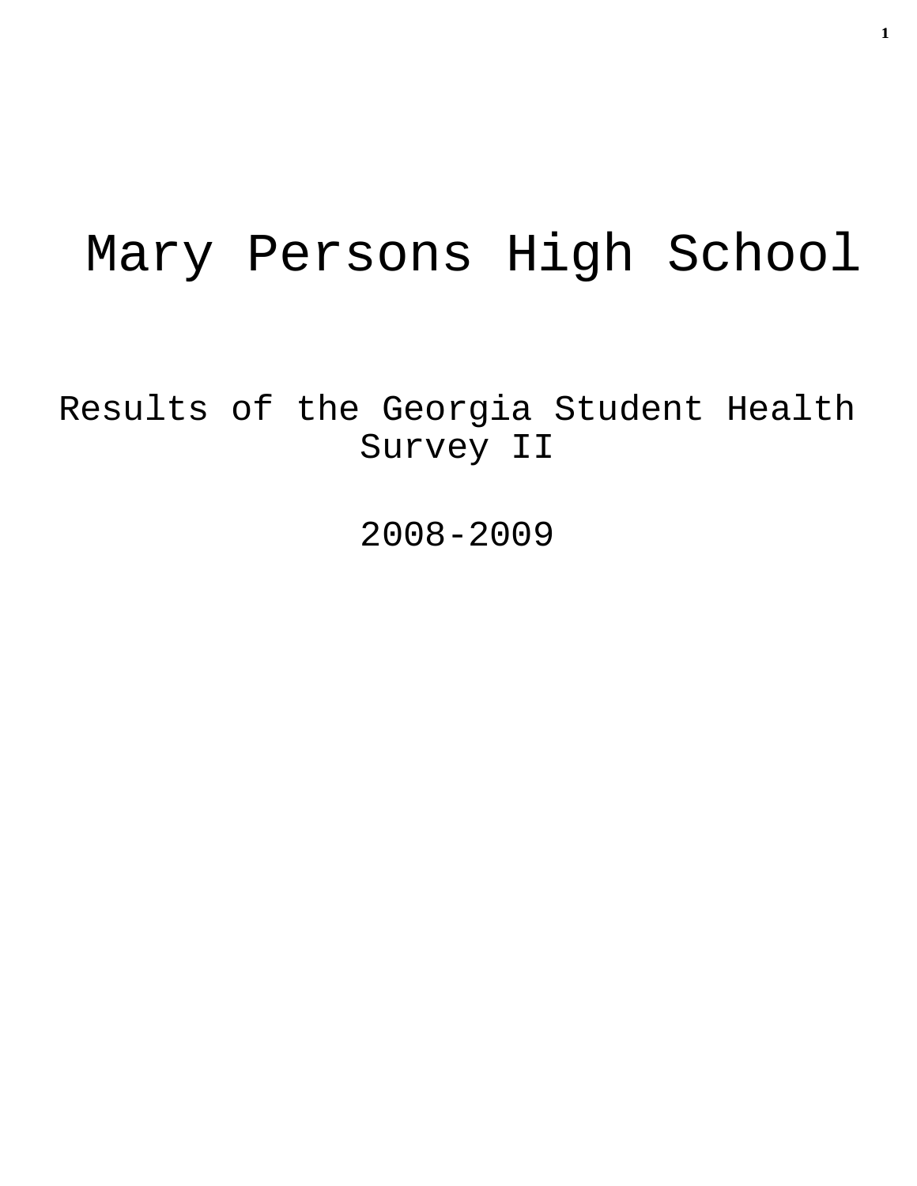# Mary Persons High School

## Results of the Georgia Student Health Survey II

## 2008-2009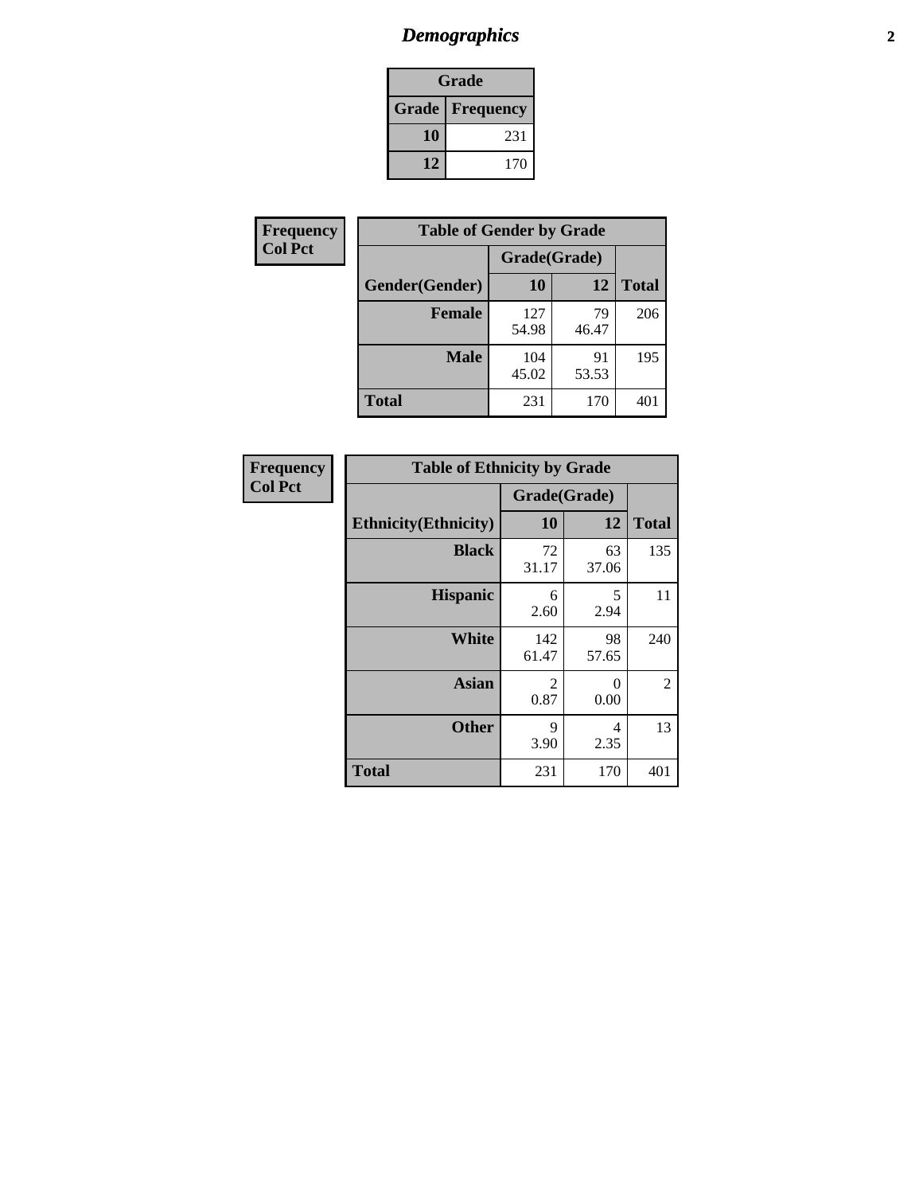# *Demographics*

| Grade | |
|---|---|
| **Grade** | **Frequency** |
| **10** | 231 |
| **12** | 170 |

**Frequency**
**Col Pct**

| Table of Gender by Grade | | | |
|---|---|---|---|
| | Grade(Grade) | | |
| **Gender(Gender)** | **10** | **12** | **Total** |
| **Female** | 127<br>54.98 | 79<br>46.47 | 206 |
| **Male** | 104<br>45.02 | 91<br>53.53 | 195 |
| **Total** | 231 | 170 | 401 |

**Frequency**
**Col Pct**

| Table of Ethnicity by Grade | | | |
|---|---|---|---|
| | Grade(Grade) | | |
| **Ethnicity(Ethnicity)** | **10** | **12** | **Total** |
| **Black** | 72<br>31.17 | 63<br>37.06 | 135 |
| **Hispanic** | 6<br>2.60 | 5<br>2.94 | 11 |
| **White** | 142<br>61.47 | 98<br>57.65 | 240 |
| **Asian** | 2<br>0.87 | 0<br>0.00 | 2 |
| **Other** | 9<br>3.90 | 4<br>2.35 | 13 |
| **Total** | 231 | 170 | 401 |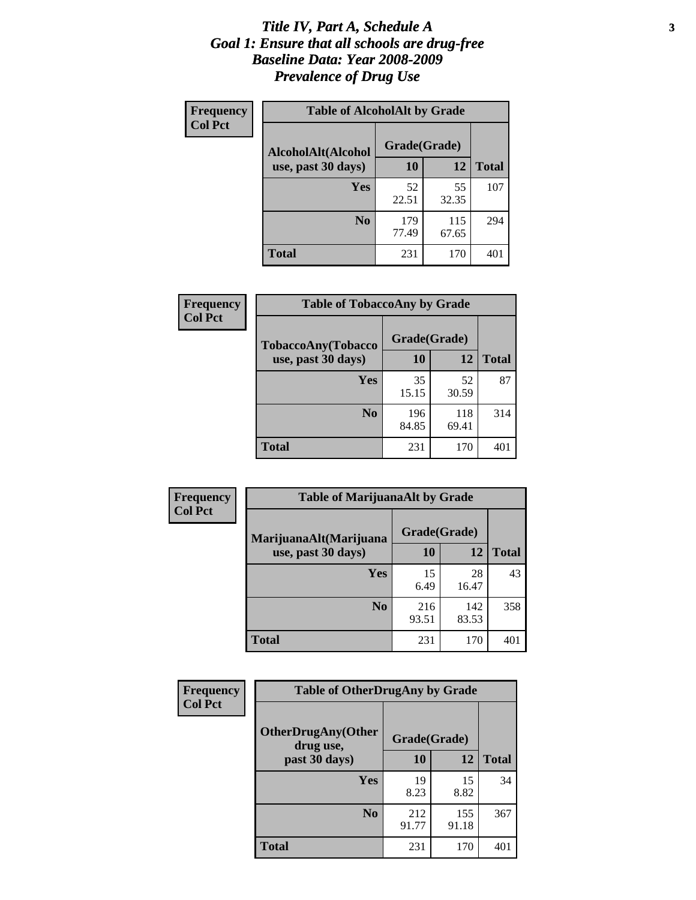# *Title IV, Part A, Schedule A*
# *Goal 1: Ensure that all schools are drug-free*
# *Baseline Data: Year 2008-2009*
# *Prevalence of Drug Use*

**Frequency**
**Col Pct**

**Table of AlcoholAlt by Grade**

| AlcoholAlt(Alcohol use, past 30 days) | Grade(Grade) | | Total |
|---|---|---|---|
| | 10 | 12 | |
| Yes | 52<br>22.51 | 55<br>32.35 | 107 |
| No | 179<br>77.49 | 115<br>67.65 | 294 |
| Total | 231 | 170 | 401 |

**Frequency**
**Col Pct**

**Table of TobaccoAny by Grade**

| TobaccoAny(Tobacco use, past 30 days) | Grade(Grade) | | Total |
|---|---|---|---|
| | 10 | 12 | |
| Yes | 35<br>15.15 | 52<br>30.59 | 87 |
| No | 196<br>84.85 | 118<br>69.41 | 314 |
| Total | 231 | 170 | 401 |

**Frequency**
**Col Pct**

**Table of MarijuanaAlt by Grade**

| MarijuanaAlt(Marijuana use, past 30 days) | Grade(Grade) | | Total |
|---|---|---|---|
| | 10 | 12 | |
| Yes | 15<br>6.49 | 28<br>16.47 | 43 |
| No | 216<br>93.51 | 142<br>83.53 | 358 |
| Total | 231 | 170 | 401 |

**Frequency**
**Col Pct**

**Table of OtherDrugAny by Grade**

| OtherDrugAny(Other drug use, past 30 days) | Grade(Grade) | | Total |
|---|---|---|---|
| | 10 | 12 | |
| Yes | 19<br>8.23 | 15<br>8.82 | 34 |
| No | 212<br>91.77 | 155<br>91.18 | 367 |
| Total | 231 | 170 | 401 |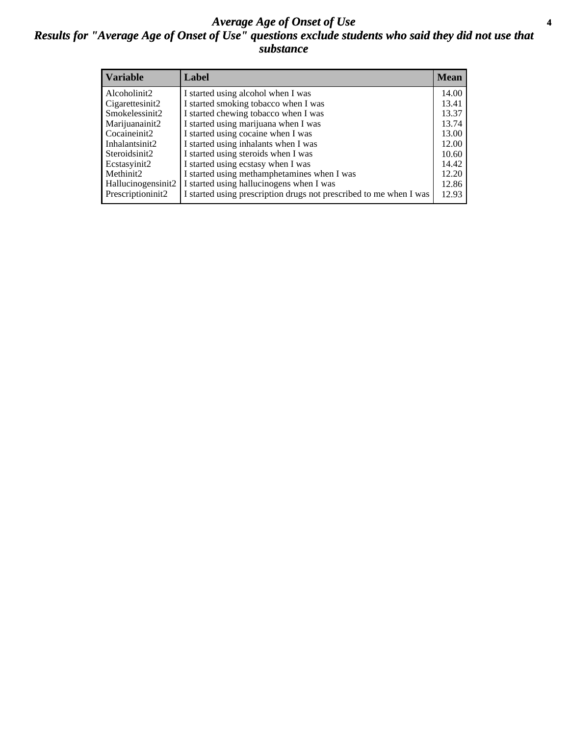# *Average Age of Onset of Use*

## *Results for "Average Age of Onset of Use" questions exclude students who said they did not use that substance*

| Variable | Label | Mean |
|---|---|---|
| Alcoholinit2 | I started using alcohol when I was | 14.00 |
| Cigarettesinit2 | I started smoking tobacco when I was | 13.41 |
| Smokelessinit2 | I started chewing tobacco when I was | 13.37 |
| Marijuanainit2 | I started using marijuana when I was | 13.74 |
| Cocaineinit2 | I started using cocaine when I was | 13.00 |
| Inhalantsinit2 | I started using inhalants when I was | 12.00 |
| Steroidsinit2 | I started using steroids when I was | 10.60 |
| Ecstasyinit2 | I started using ecstasy when I was | 14.42 |
| Methinit2 | I started using methamphetamines when I was | 12.20 |
| Hallucinogensinit2 | I started using hallucinogens when I was | 12.86 |
| Prescriptioninit2 | I started using prescription drugs not prescribed to me when I was | 12.93 |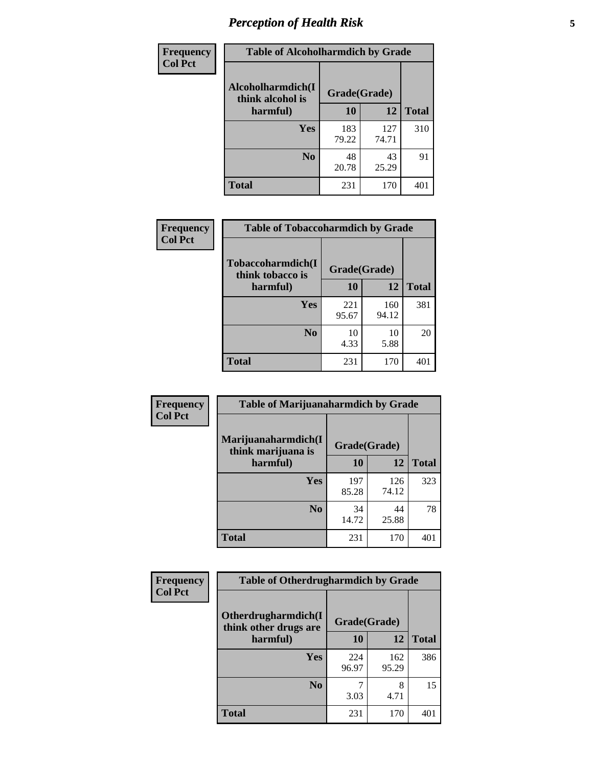# Perception of Health Risk

**Frequency**
**Col Pct**

| Table of Alcoholharmdich by Grade | | | |
|---|---|---|---|
| Alcoholharmdich(I think alcohol is harmful) | Grade(Grade) | | Total |
| | 10 | 12 | |
| Yes | 183<br>79.22 | 127<br>74.71 | 310 |
| No | 48<br>20.78 | 43<br>25.29 | 91 |
| Total | 231 | 170 | 401 |

**Frequency**
**Col Pct**

| Table of Tobaccoharmdich by Grade | | | |
|---|---|---|---|
| Tobaccoharmdich(I think tobacco is harmful) | Grade(Grade) | | Total |
| | 10 | 12 | |
| Yes | 221<br>95.67 | 160<br>94.12 | 381 |
| No | 10<br>4.33 | 10<br>5.88 | 20 |
| Total | 231 | 170 | 401 |

**Frequency**
**Col Pct**

| Table of Marijuanaharmdich by Grade | | | |
|---|---|---|---|
| Marijuanaharmdich(I think marijuana is harmful) | Grade(Grade) | | Total |
| | 10 | 12 | |
| Yes | 197<br>85.28 | 126<br>74.12 | 323 |
| No | 34<br>14.72 | 44<br>25.88 | 78 |
| Total | 231 | 170 | 401 |

**Frequency**
**Col Pct**

| Table of Otherdrugharmdich by Grade | | | |
|---|---|---|---|
| Otherdrugharmdich(I think other drugs are harmful) | Grade(Grade) | | Total |
| | 10 | 12 | |
| Yes | 224<br>96.97 | 162<br>95.29 | 386 |
| No | 7<br>3.03 | 8<br>4.71 | 15 |
| Total | 231 | 170 | 401 |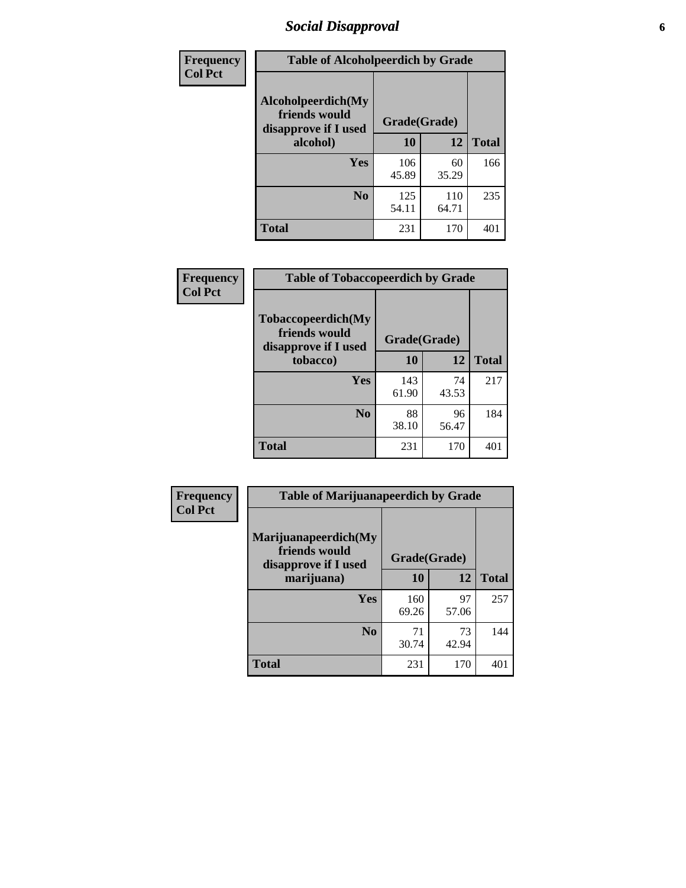# Social Disapproval

| Frequency Col Pct | | | |
|---|---|---|---|
| **Table of Alcoholpeerdich by Grade** | | | |
| **Alcoholpeerdich(My friends would disapprove if I used alcohol)** | **Grade(Grade)** | | |
| | **10** | **12** | **Total** |
| **Yes** | 106<br>45.89 | 60<br>35.29 | 166 |
| **No** | 125<br>54.11 | 110<br>64.71 | 235 |
| **Total** | 231 | 170 | 401 |

| Frequency Col Pct | | | |
|---|---|---|---|
| **Table of Tobaccopeerdich by Grade** | | | |
| **Tobaccopeerdich(My friends would disapprove if I used tobacco)** | **Grade(Grade)** | | |
| | **10** | **12** | **Total** |
| **Yes** | 143<br>61.90 | 74<br>43.53 | 217 |
| **No** | 88<br>38.10 | 96<br>56.47 | 184 |
| **Total** | 231 | 170 | 401 |

| Frequency Col Pct | | | |
|---|---|---|---|
| **Table of Marijuanapeerdich by Grade** | | | |
| **Marijuanapeerdich(My friends would disapprove if I used marijuana)** | **Grade(Grade)** | | |
| | **10** | **12** | **Total** |
| **Yes** | 160<br>69.26 | 97<br>57.06 | 257 |
| **No** | 71<br>30.74 | 73<br>42.94 | 144 |
| **Total** | 231 | 170 | 401 |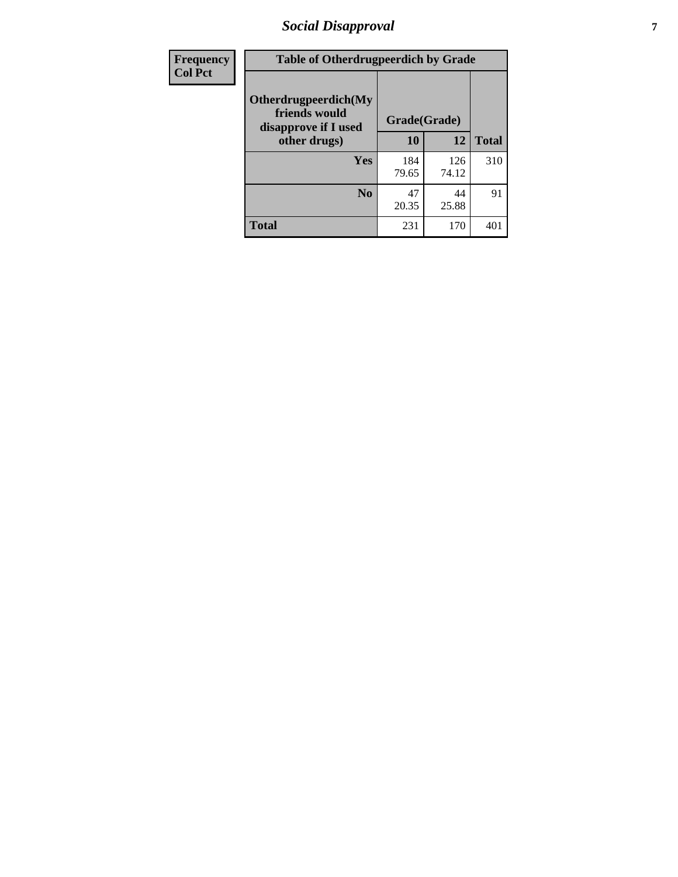| Frequency Col Pct | Table of Otherdrugpeerdich by Grade | | | |
|---|---|---|---|---|
| | Otherdrugpeerdich(My friends would disapprove if I used other drugs) | Grade(Grade) | | |
| | | 10 | 12 | Total |
| | Yes | 184<br>79.65 | 126<br>74.12 | 310 |
| | No | 47<br>20.35 | 44<br>25.88 | 91 |
| | Total | 231 | 170 | 401 |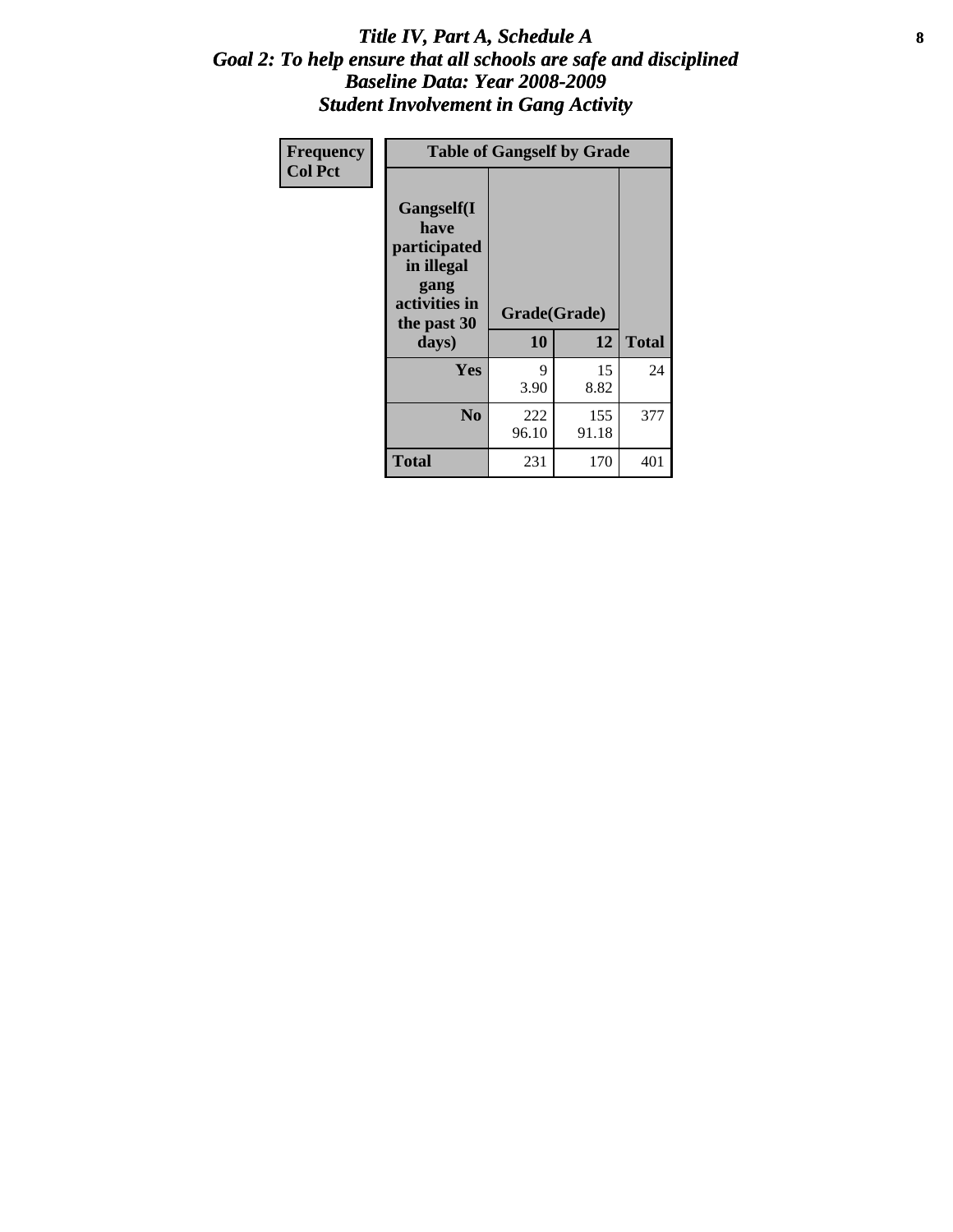# *Title IV, Part A, Schedule A*
## *Goal 2: To help ensure that all schools are safe and disciplined*
## *Baseline Data: Year 2008-2009*
## *Student Involvement in Gang Activity*

| Frequency<br>Col Pct | Table of Gangself by Grade | | |
|---|---|---|---|
| **Gangself(I have participated in illegal gang activities in the past 30 days)** | **Grade(Grade)** | | |
| | **10** | **12** | **Total** |
| **Yes** | 9<br>3.90 | 15<br>8.82 | 24 |
| **No** | 222<br>96.10 | 155<br>91.18 | 377 |
| **Total** | 231 | 170 | 401 |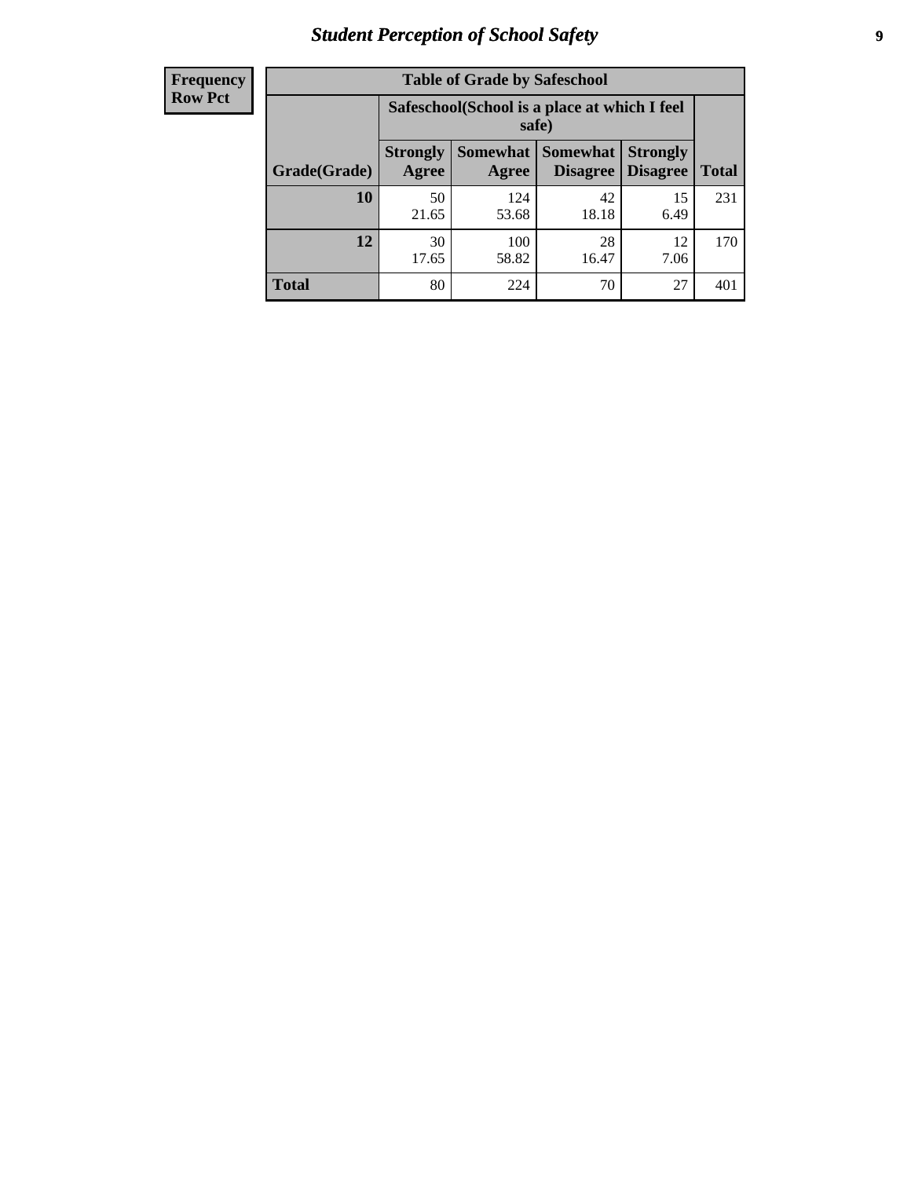| Frequency |
|---|
| Row Pct |

| Table of Grade by Safeschool | | | | | |
|---|---|---|---|---|---|
| | Safeschool(School is a place at which I feel safe) | | | | |
| Grade(Grade) | Strongly Agree | Somewhat Agree | Somewhat Disagree | Strongly Disagree | Total |
| 10 | 50<br>21.65 | 124<br>53.68 | 42<br>18.18 | 15<br>6.49 | 231 |
| 12 | 30<br>17.65 | 100<br>58.82 | 28<br>16.47 | 12<br>7.06 | 170 |
| Total | 80 | 224 | 70 | 27 | 401 |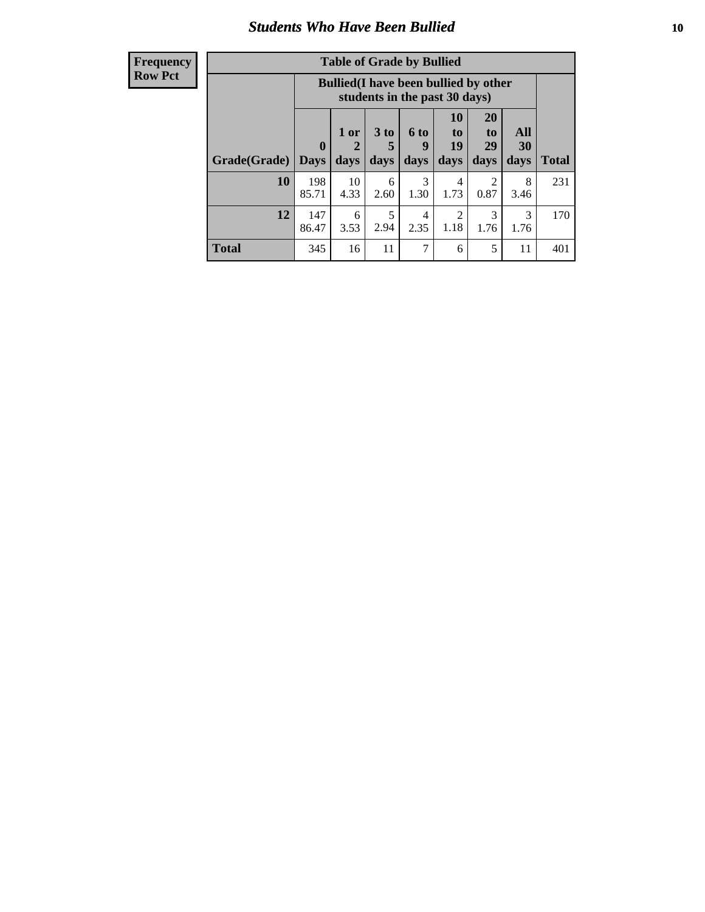## *Students Who Have Been Bullied*

**Frequency**
**Row Pct**

**Table of Grade by Bullied**

| Grade(Grade) | Bullied(I have been bullied by other students in the past 30 days) | | | | | | | Total |
|---|---|---|---|---|---|---|---|---|
| | 0 Days | 1 or 2 days | 3 to 5 days | 6 to 9 days | 10 to 19 days | 20 to 29 days | All 30 days | |
| **10** | 198<br>85.71 | 10<br>4.33 | 6<br>2.60 | 3<br>1.30 | 4<br>1.73 | 2<br>0.87 | 8<br>3.46 | 231 |
| **12** | 147<br>86.47 | 6<br>3.53 | 5<br>2.94 | 4<br>2.35 | 2<br>1.18 | 3<br>1.76 | 3<br>1.76 | 170 |
| **Total** | 345 | 16 | 11 | 7 | 6 | 5 | 11 | 401 |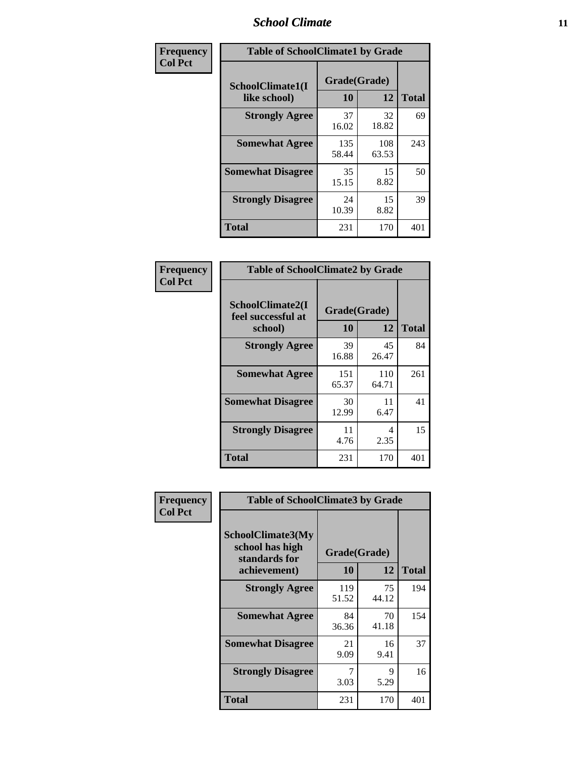| Frequency Col Pct |
|---|

| Table of SchoolClimate1 by Grade | | | |
|---|---|---|---|
| SchoolClimate1(I like school) | Grade(Grade) | | Total |
| | 10 | 12 | |
| Strongly Agree | 37<br>16.02 | 32<br>18.82 | 69 |
| Somewhat Agree | 135<br>58.44 | 108<br>63.53 | 243 |
| Somewhat Disagree | 35<br>15.15 | 15<br>8.82 | 50 |
| Strongly Disagree | 24<br>10.39 | 15<br>8.82 | 39 |
| Total | 231 | 170 | 401 |

| Frequency Col Pct |
|---|

| Table of SchoolClimate2 by Grade | | | |
|---|---|---|---|
| SchoolClimate2(I feel successful at school) | Grade(Grade) | | Total |
| | 10 | 12 | |
| Strongly Agree | 39<br>16.88 | 45<br>26.47 | 84 |
| Somewhat Agree | 151<br>65.37 | 110<br>64.71 | 261 |
| Somewhat Disagree | 30<br>12.99 | 11<br>6.47 | 41 |
| Strongly Disagree | 11<br>4.76 | 4<br>2.35 | 15 |
| Total | 231 | 170 | 401 |

| Frequency Col Pct |
|---|

| Table of SchoolClimate3 by Grade | | | |
|---|---|---|---|
| SchoolClimate3(My school has high standards for achievement) | Grade(Grade) | | Total |
| | 10 | 12 | |
| Strongly Agree | 119<br>51.52 | 75<br>44.12 | 194 |
| Somewhat Agree | 84<br>36.36 | 70<br>41.18 | 154 |
| Somewhat Disagree | 21<br>9.09 | 16<br>9.41 | 37 |
| Strongly Disagree | 7<br>3.03 | 9<br>5.29 | 16 |
| Total | 231 | 170 | 401 |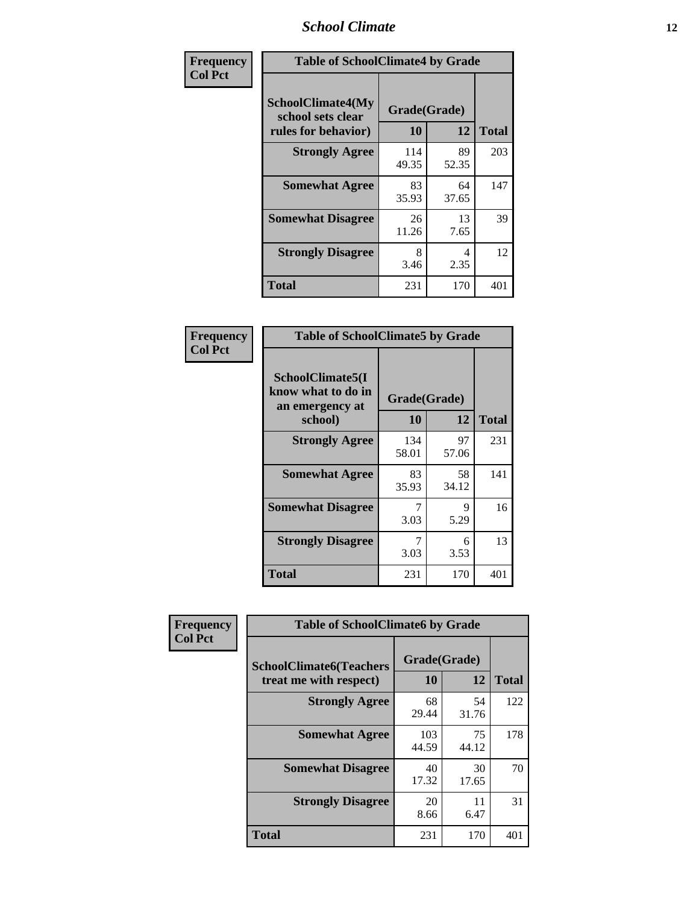## School Climate

**Frequency / Col Pct**

| Table of SchoolClimate4 by Grade | | | |
|---|---|---|---|
| SchoolClimate4(My school sets clear rules for behavior) | Grade(Grade) | | |
| | 10 | 12 | Total |
| **Strongly Agree** | 114<br>49.35 | 89<br>52.35 | 203 |
| **Somewhat Agree** | 83<br>35.93 | 64<br>37.65 | 147 |
| **Somewhat Disagree** | 26<br>11.26 | 13<br>7.65 | 39 |
| **Strongly Disagree** | 8<br>3.46 | 4<br>2.35 | 12 |
| **Total** | 231 | 170 | 401 |

**Frequency / Col Pct**

| Table of SchoolClimate5 by Grade | | | |
|---|---|---|---|
| SchoolClimate5(I know what to do in an emergency at school) | Grade(Grade) | | |
| | 10 | 12 | Total |
| **Strongly Agree** | 134<br>58.01 | 97<br>57.06 | 231 |
| **Somewhat Agree** | 83<br>35.93 | 58<br>34.12 | 141 |
| **Somewhat Disagree** | 7<br>3.03 | 9<br>5.29 | 16 |
| **Strongly Disagree** | 7<br>3.03 | 6<br>3.53 | 13 |
| **Total** | 231 | 170 | 401 |

**Frequency / Col Pct**

| Table of SchoolClimate6 by Grade | | | |
|---|---|---|---|
| SchoolClimate6(Teachers treat me with respect) | Grade(Grade) | | |
| | 10 | 12 | Total |
| **Strongly Agree** | 68<br>29.44 | 54<br>31.76 | 122 |
| **Somewhat Agree** | 103<br>44.59 | 75<br>44.12 | 178 |
| **Somewhat Disagree** | 40<br>17.32 | 30<br>17.65 | 70 |
| **Strongly Disagree** | 20<br>8.66 | 11<br>6.47 | 31 |
| **Total** | 231 | 170 | 401 |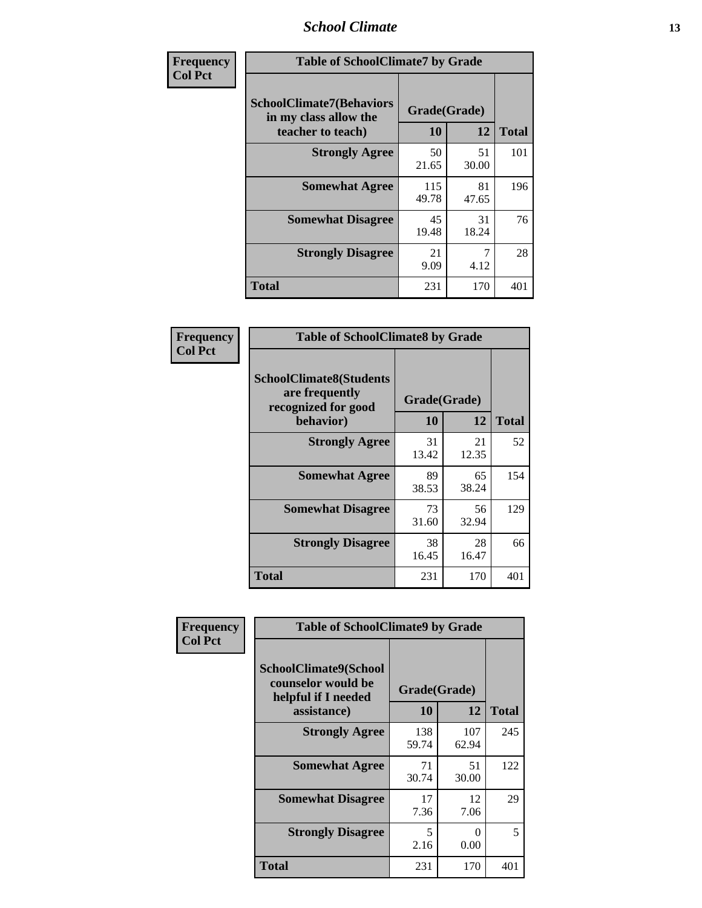| Frequency Col Pct | | | |
|---|---|---|---|
| **Table of SchoolClimate7 by Grade** | | | |
| **SchoolClimate7(Behaviors in my class allow the teacher to teach)** | **Grade(Grade)** | | **Total** |
| | **10** | **12** | |
| **Strongly Agree** | 50<br>21.65 | 51<br>30.00 | 101 |
| **Somewhat Agree** | 115<br>49.78 | 81<br>47.65 | 196 |
| **Somewhat Disagree** | 45<br>19.48 | 31<br>18.24 | 76 |
| **Strongly Disagree** | 21<br>9.09 | 7<br>4.12 | 28 |
| **Total** | 231 | 170 | 401 |

| Frequency Col Pct | | | |
|---|---|---|---|
| **Table of SchoolClimate8 by Grade** | | | |
| **SchoolClimate8(Students are frequently recognized for good behavior)** | **Grade(Grade)** | | **Total** |
| | **10** | **12** | |
| **Strongly Agree** | 31<br>13.42 | 21<br>12.35 | 52 |
| **Somewhat Agree** | 89<br>38.53 | 65<br>38.24 | 154 |
| **Somewhat Disagree** | 73<br>31.60 | 56<br>32.94 | 129 |
| **Strongly Disagree** | 38<br>16.45 | 28<br>16.47 | 66 |
| **Total** | 231 | 170 | 401 |

| Frequency Col Pct | | | |
|---|---|---|---|
| **Table of SchoolClimate9 by Grade** | | | |
| **SchoolClimate9(School counselor would be helpful if I needed assistance)** | **Grade(Grade)** | | **Total** |
| | **10** | **12** | |
| **Strongly Agree** | 138<br>59.74 | 107<br>62.94 | 245 |
| **Somewhat Agree** | 71<br>30.74 | 51<br>30.00 | 122 |
| **Somewhat Disagree** | 17<br>7.36 | 12<br>7.06 | 29 |
| **Strongly Disagree** | 5<br>2.16 | 0<br>0.00 | 5 |
| **Total** | 231 | 170 | 401 |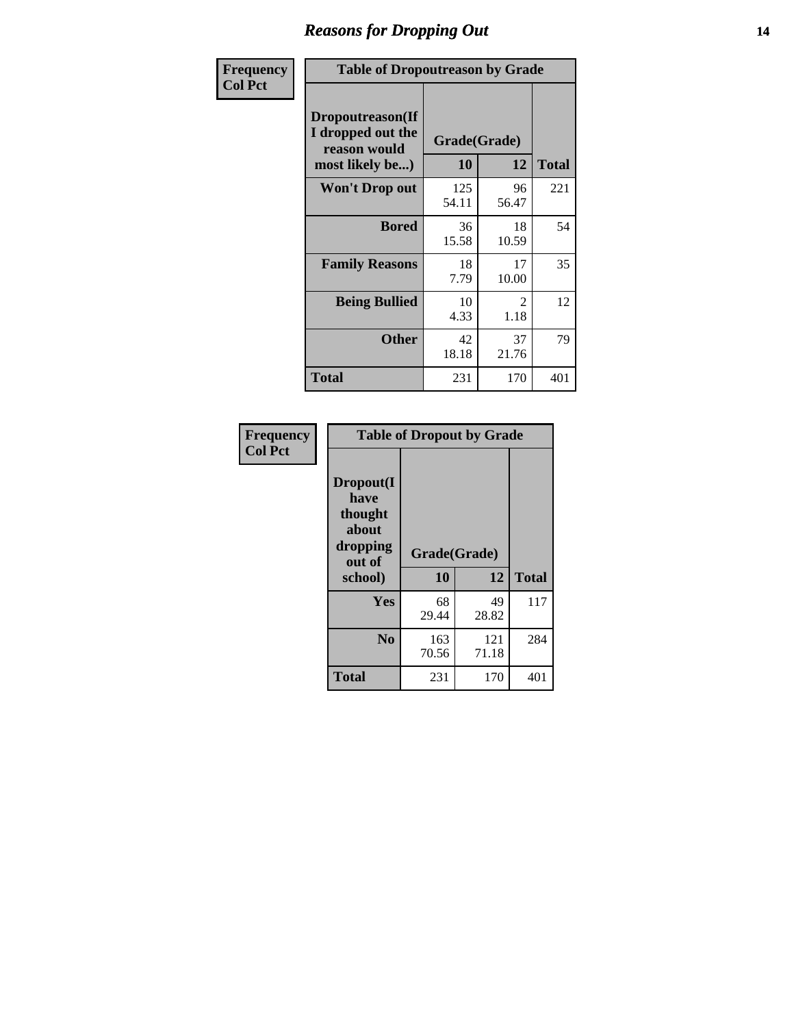# Reasons for Dropping Out

**Frequency**
**Col Pct**

| Table of Dropoutreason by Grade | | | |
|---|---|---|---|
| **Dropoutreason(If I dropped out the reason would most likely be...)** | **Grade(Grade)** | | |
| | **10** | **12** | **Total** |
| **Won't Drop out** | 125<br>54.11 | 96<br>56.47 | 221 |
| **Bored** | 36<br>15.58 | 18<br>10.59 | 54 |
| **Family Reasons** | 18<br>7.79 | 17<br>10.00 | 35 |
| **Being Bullied** | 10<br>4.33 | 2<br>1.18 | 12 |
| **Other** | 42<br>18.18 | 37<br>21.76 | 79 |
| **Total** | 231 | 170 | 401 |

**Frequency**
**Col Pct**

| Table of Dropout by Grade | | | |
|---|---|---|---|
| **Dropout(I have thought about dropping out of school)** | **Grade(Grade)** | | |
| | **10** | **12** | **Total** |
| **Yes** | 68<br>29.44 | 49<br>28.82 | 117 |
| **No** | 163<br>70.56 | 121<br>71.18 | 284 |
| **Total** | 231 | 170 | 401 |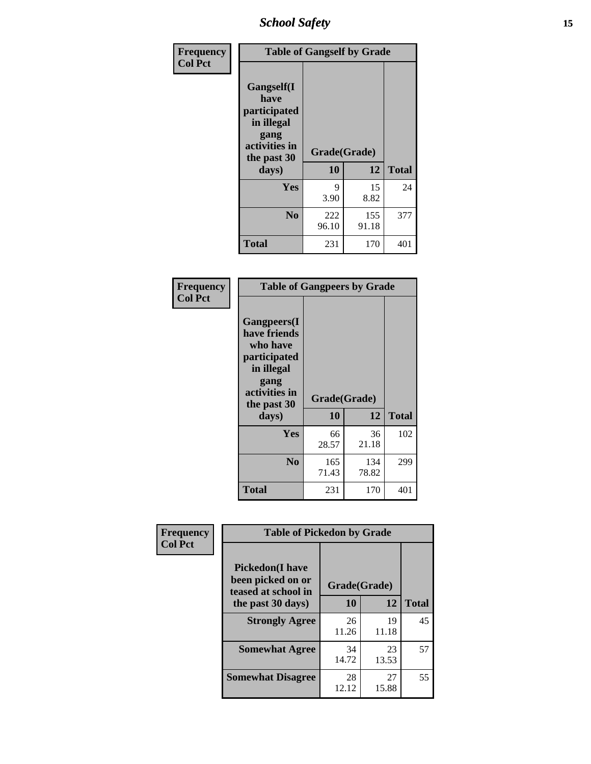| Frequency<br>Col Pct | Table of Gangself by Grade | | |
|---|---|---|---|
| Gangself(I have participated in illegal gang activities in the past 30 days) | Grade(Grade) | | |
| | 10 | 12 | Total |
| Yes | 9<br>3.90 | 15<br>8.82 | 24 |
| No | 222<br>96.10 | 155<br>91.18 | 377 |
| Total | 231 | 170 | 401 |

| Frequency<br>Col Pct | Table of Gangpeers by Grade | | |
|---|---|---|---|
| Gangpeers(I have friends who have participated in illegal gang activities in the past 30 days) | Grade(Grade) | | |
| | 10 | 12 | Total |
| Yes | 66<br>28.57 | 36<br>21.18 | 102 |
| No | 165<br>71.43 | 134<br>78.82 | 299 |
| Total | 231 | 170 | 401 |

| Frequency<br>Col Pct | Table of Pickedon by Grade | | |
|---|---|---|---|
| Pickedon(I have been picked on or teased at school in the past 30 days) | Grade(Grade) | | |
| | 10 | 12 | Total |
| Strongly Agree | 26<br>11.26 | 19<br>11.18 | 45 |
| Somewhat Agree | 34<br>14.72 | 23<br>13.53 | 57 |
| Somewhat Disagree | 28<br>12.12 | 27<br>15.88 | 55 |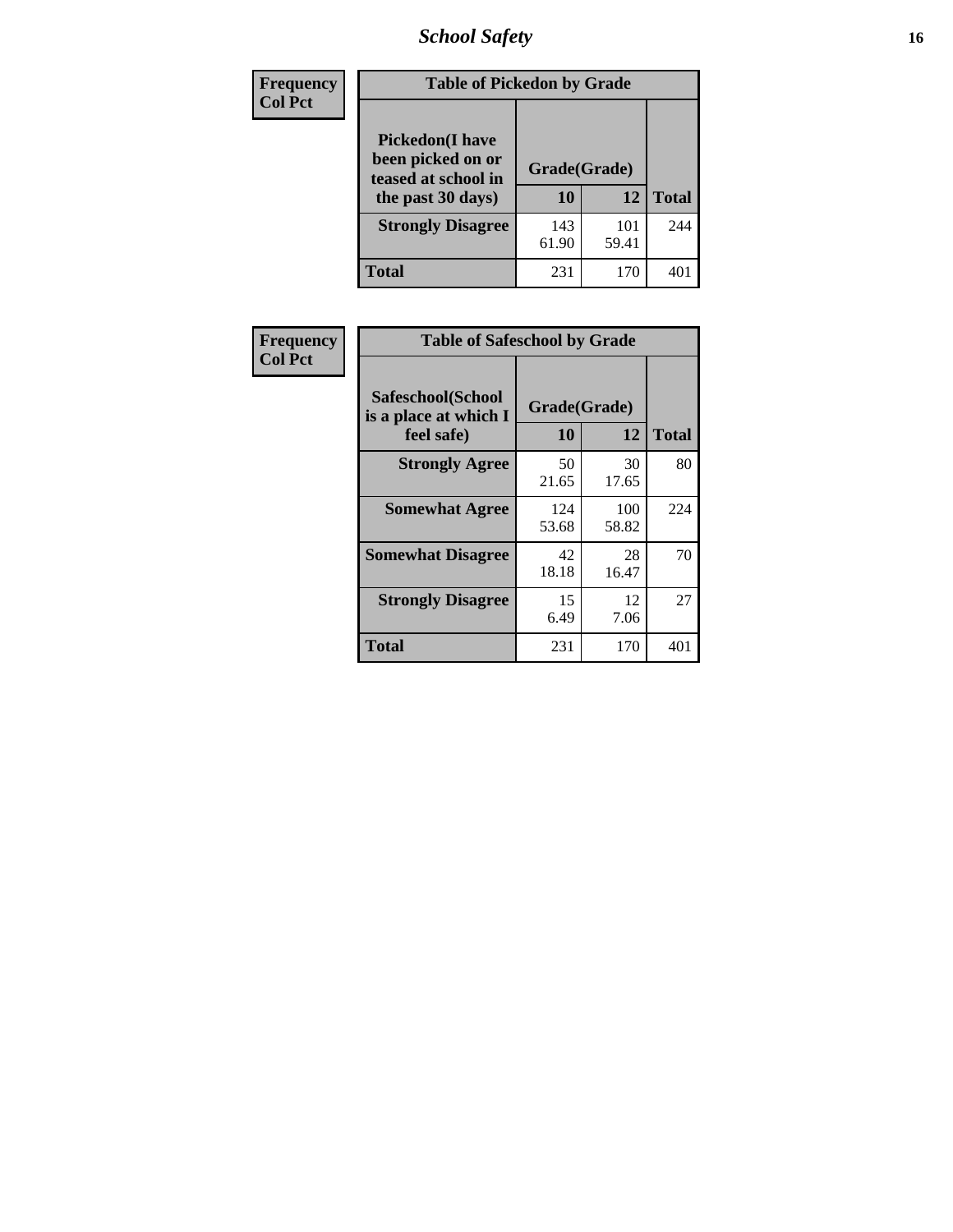| Frequency<br>Col Pct | Table of Pickedon by Grade | | |
|---|---|---|---|
| Pickedon(I have been picked on or teased at school in the past 30 days) | Grade(Grade) | | |
| | 10 | 12 | Total |
| Strongly Disagree | 143<br>61.90 | 101<br>59.41 | 244 |
| Total | 231 | 170 | 401 |

| Frequency<br>Col Pct | Table of Safeschool by Grade | | |
|---|---|---|---|
| Safeschool(School is a place at which I feel safe) | Grade(Grade) | | |
| | 10 | 12 | Total |
| Strongly Agree | 50<br>21.65 | 30<br>17.65 | 80 |
| Somewhat Agree | 124<br>53.68 | 100<br>58.82 | 224 |
| Somewhat Disagree | 42<br>18.18 | 28<br>16.47 | 70 |
| Strongly Disagree | 15<br>6.49 | 12<br>7.06 | 27 |
| Total | 231 | 170 | 401 |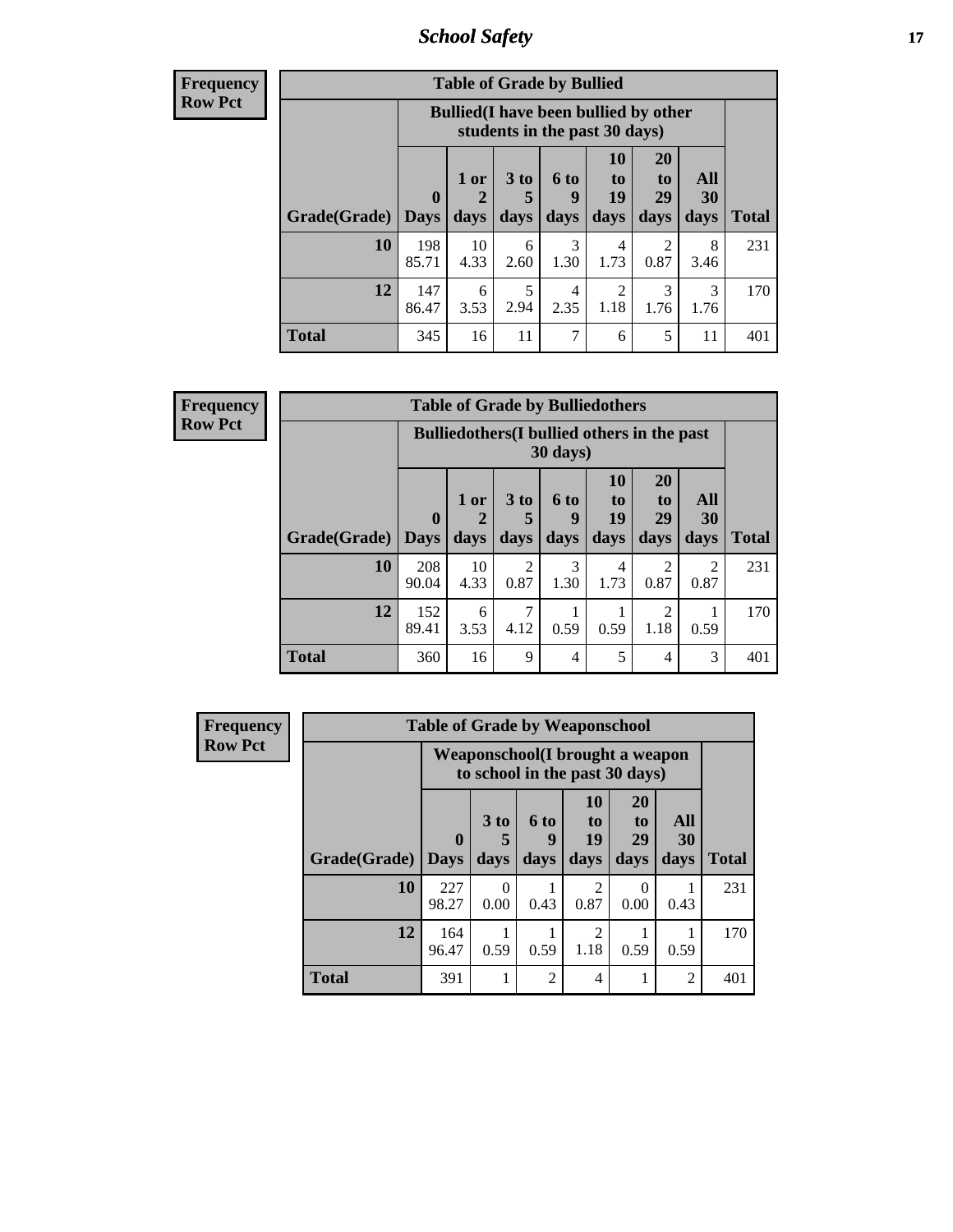**Frequency**
**Row Pct**

| Table of Grade by Bullied | | | | | | | | |
|---|---|---|---|---|---|---|---|---|
| | Bullied(I have been bullied by other students in the past 30 days) | | | | | | | |
| Grade(Grade) | 0 Days | 1 or 2 days | 3 to 5 days | 6 to 9 days | 10 to 19 days | 20 to 29 days | All 30 days | Total |
| 10 | 198<br>85.71 | 10<br>4.33 | 6<br>2.60 | 3<br>1.30 | 4<br>1.73 | 2<br>0.87 | 8<br>3.46 | 231 |
| 12 | 147<br>86.47 | 6<br>3.53 | 5<br>2.94 | 4<br>2.35 | 2<br>1.18 | 3<br>1.76 | 3<br>1.76 | 170 |
| Total | 345 | 16 | 11 | 7 | 6 | 5 | 11 | 401 |

**Frequency**
**Row Pct**

| Table of Grade by Bulliedothers | | | | | | | | |
|---|---|---|---|---|---|---|---|---|
| | Bulliedothers(I bullied others in the past 30 days) | | | | | | | |
| Grade(Grade) | 0 Days | 1 or 2 days | 3 to 5 days | 6 to 9 days | 10 to 19 days | 20 to 29 days | All 30 days | Total |
| 10 | 208<br>90.04 | 10<br>4.33 | 2<br>0.87 | 3<br>1.30 | 4<br>1.73 | 2<br>0.87 | 2<br>0.87 | 231 |
| 12 | 152<br>89.41 | 6<br>3.53 | 7<br>4.12 | 1<br>0.59 | 1<br>0.59 | 2<br>1.18 | 1<br>0.59 | 170 |
| Total | 360 | 16 | 9 | 4 | 5 | 4 | 3 | 401 |

**Frequency**
**Row Pct**

| Table of Grade by Weaponschool | | | | | | | |
|---|---|---|---|---|---|---|---|
| | Weaponschool(I brought a weapon to school in the past 30 days) | | | | | | |
| Grade(Grade) | 0 Days | 3 to 5 days | 6 to 9 days | 10 to 19 days | 20 to 29 days | All 30 days | Total |
| 10 | 227<br>98.27 | 0<br>0.00 | 1<br>0.43 | 2<br>0.87 | 0<br>0.00 | 1<br>0.43 | 231 |
| 12 | 164<br>96.47 | 1<br>0.59 | 1<br>0.59 | 2<br>1.18 | 1<br>0.59 | 1<br>0.59 | 170 |
| Total | 391 | 1 | 2 | 4 | 1 | 2 | 401 |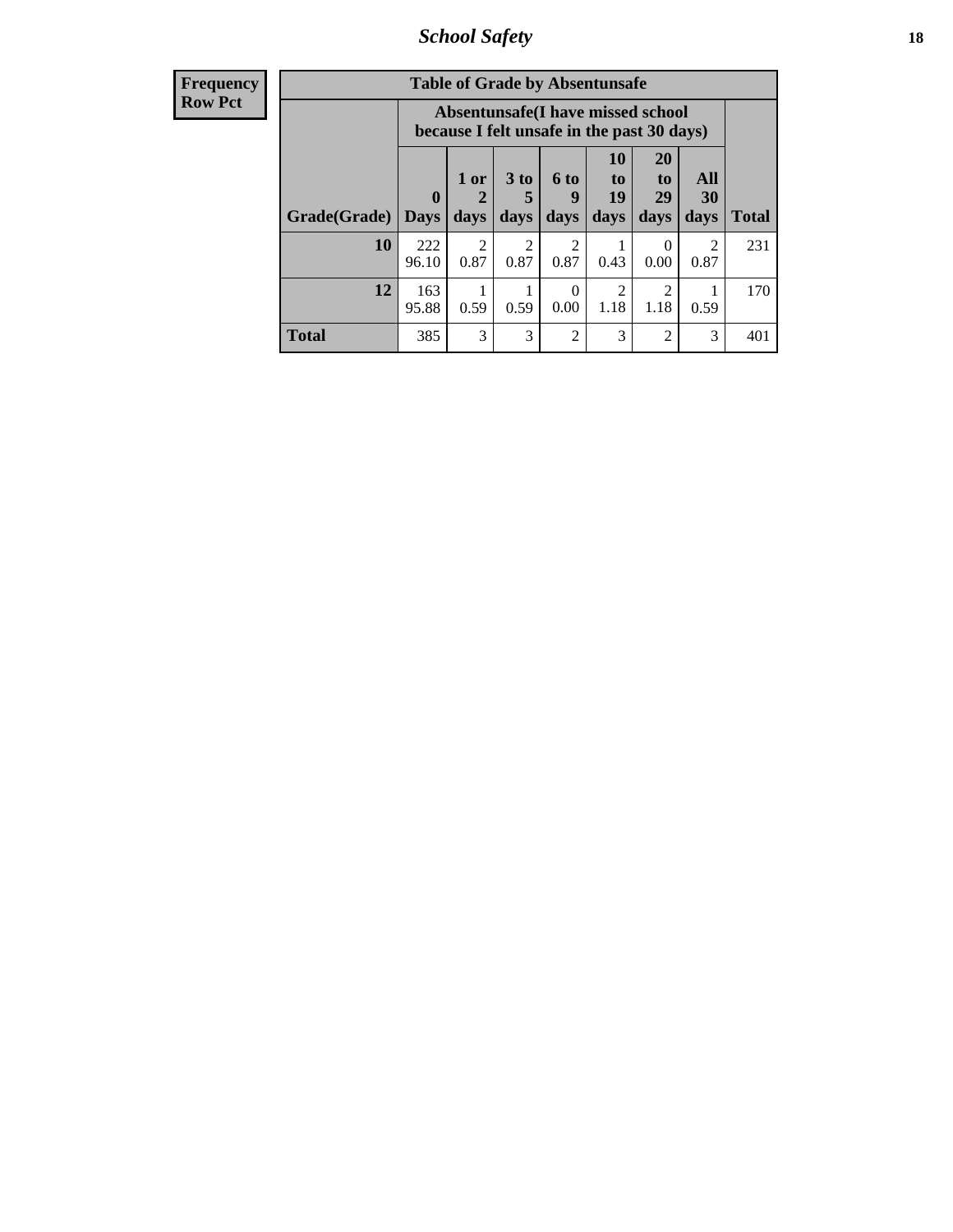| Frequency |
|---|
| Row Pct |

**Table of Grade by Absentunsafe**

| Grade(Grade) | Absentunsafe(I have missed school because I felt unsafe in the past 30 days) | | | | | | | Total |
|---|---|---|---|---|---|---|---|---|
| | 0 Days | 1 or 2 days | 3 to 5 days | 6 to 9 days | 10 to 19 days | 20 to 29 days | All 30 days | |
| **10** | 222<br>96.10 | 2<br>0.87 | 2<br>0.87 | 2<br>0.87 | 1<br>0.43 | 0<br>0.00 | 2<br>0.87 | 231 |
| **12** | 163<br>95.88 | 1<br>0.59 | 1<br>0.59 | 0<br>0.00 | 2<br>1.18 | 2<br>1.18 | 1<br>0.59 | 170 |
| **Total** | 385 | 3 | 3 | 2 | 3 | 2 | 3 | 401 |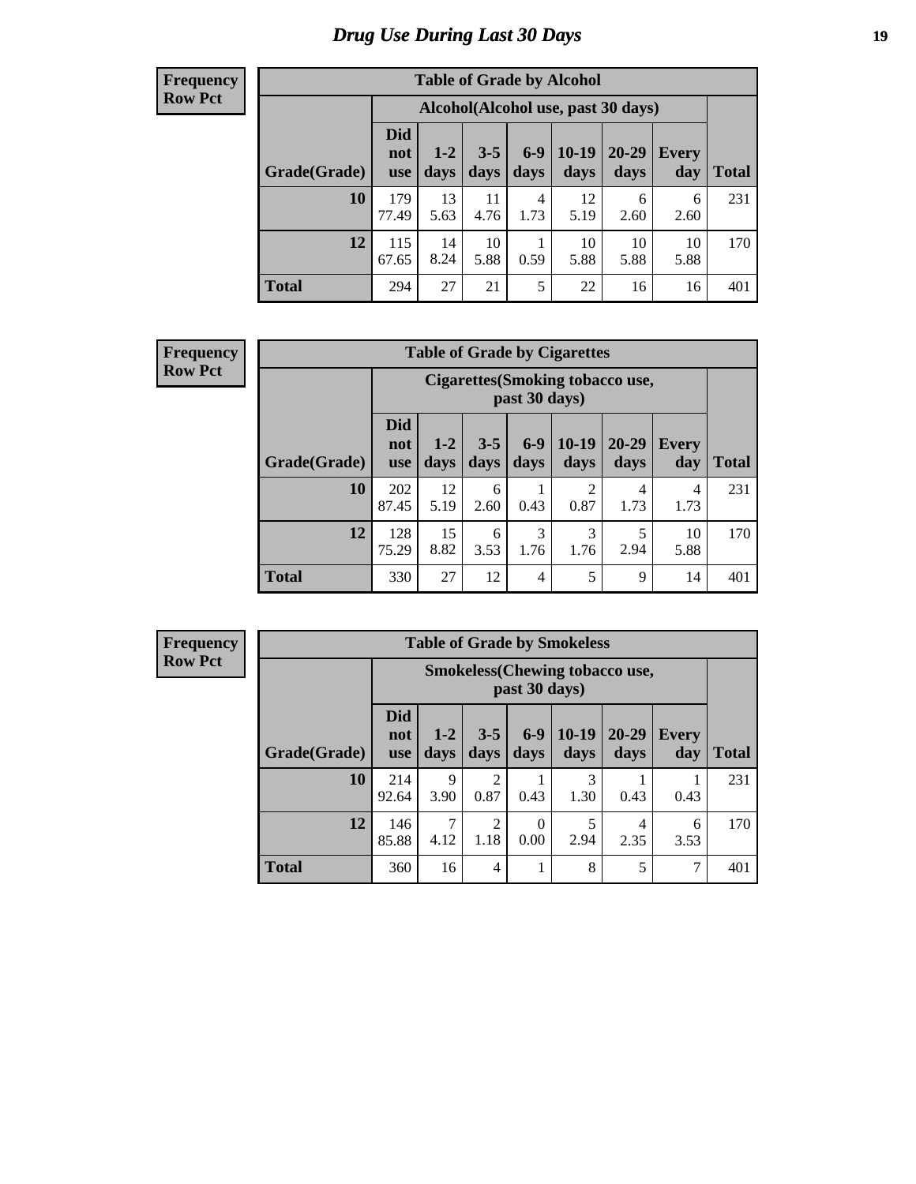# Drug Use During Last 30 Days

**Frequency**
**Row Pct**

| Table of Grade by Alcohol | | | | | | | | |
|---|---|---|---|---|---|---|---|---|
| | Alcohol(Alcohol use, past 30 days) | | | | | | | |
| Grade(Grade) | Did not use | 1-2 days | 3-5 days | 6-9 days | 10-19 days | 20-29 days | Every day | Total |
| 10 | 179<br>77.49 | 13<br>5.63 | 11<br>4.76 | 4<br>1.73 | 12<br>5.19 | 6<br>2.60 | 6<br>2.60 | 231 |
| 12 | 115<br>67.65 | 14<br>8.24 | 10<br>5.88 | 1<br>0.59 | 10<br>5.88 | 10<br>5.88 | 10<br>5.88 | 170 |
| Total | 294 | 27 | 21 | 5 | 22 | 16 | 16 | 401 |

**Frequency**
**Row Pct**

| Table of Grade by Cigarettes | | | | | | | | |
|---|---|---|---|---|---|---|---|---|
| | Cigarettes(Smoking tobacco use, past 30 days) | | | | | | | |
| Grade(Grade) | Did not use | 1-2 days | 3-5 days | 6-9 days | 10-19 days | 20-29 days | Every day | Total |
| 10 | 202<br>87.45 | 12<br>5.19 | 6<br>2.60 | 1<br>0.43 | 2<br>0.87 | 4<br>1.73 | 4<br>1.73 | 231 |
| 12 | 128<br>75.29 | 15<br>8.82 | 6<br>3.53 | 3<br>1.76 | 3<br>1.76 | 5<br>2.94 | 10<br>5.88 | 170 |
| Total | 330 | 27 | 12 | 4 | 5 | 9 | 14 | 401 |

**Frequency**
**Row Pct**

| Table of Grade by Smokeless | | | | | | | | |
|---|---|---|---|---|---|---|---|---|
| | Smokeless(Chewing tobacco use, past 30 days) | | | | | | | |
| Grade(Grade) | Did not use | 1-2 days | 3-5 days | 6-9 days | 10-19 days | 20-29 days | Every day | Total |
| 10 | 214<br>92.64 | 9<br>3.90 | 2<br>0.87 | 1<br>0.43 | 3<br>1.30 | 1<br>0.43 | 1<br>0.43 | 231 |
| 12 | 146<br>85.88 | 7<br>4.12 | 2<br>1.18 | 0<br>0.00 | 5<br>2.94 | 4<br>2.35 | 6<br>3.53 | 170 |
| Total | 360 | 16 | 4 | 1 | 8 | 5 | 7 | 401 |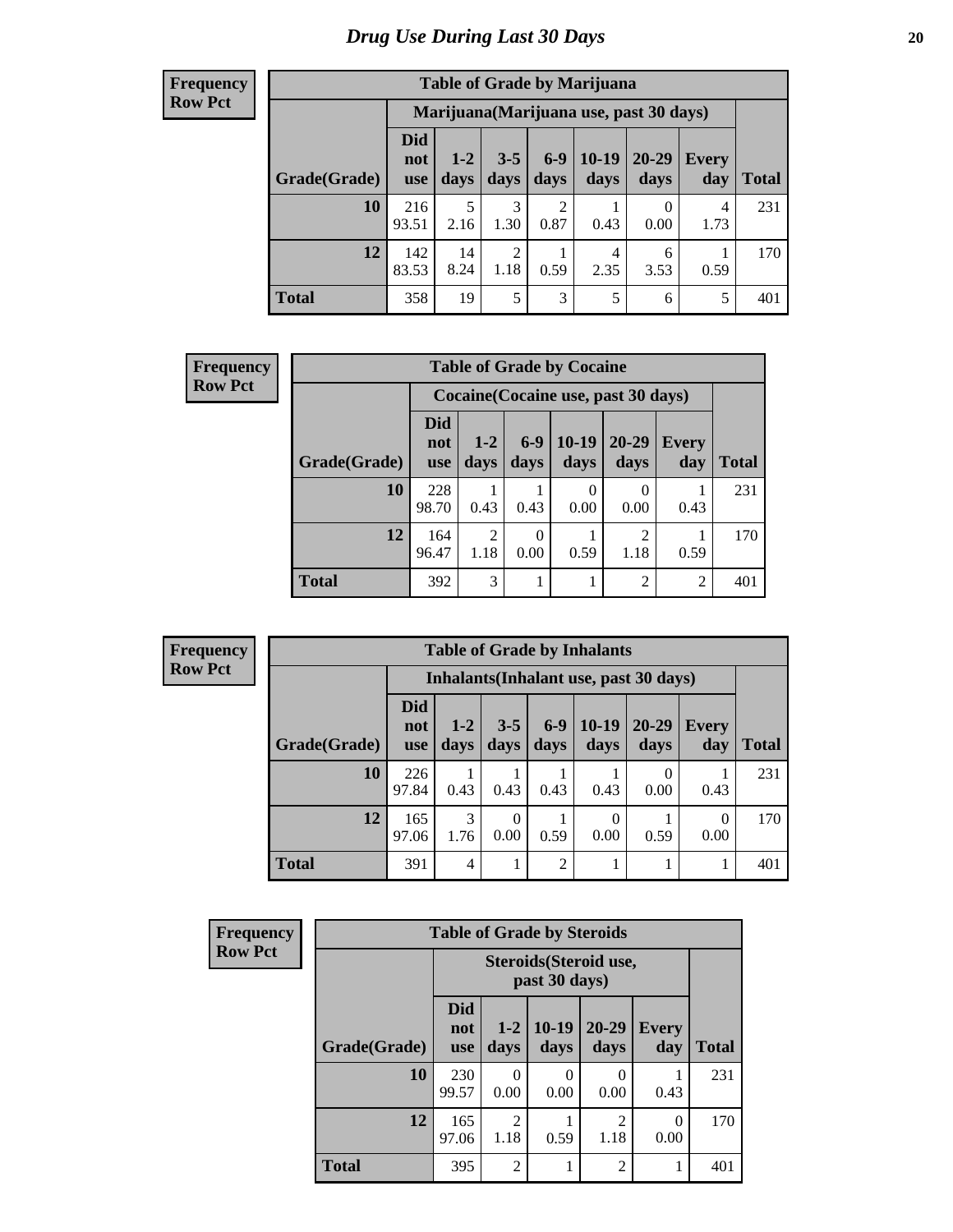# Drug Use During Last 30 Days

**Frequency**
**Row Pct**

| Table of Grade by Marijuana | | | | | | | | |
|---|---|---|---|---|---|---|---|---|
| | Marijuana(Marijuana use, past 30 days) | | | | | | | |
| Grade(Grade) | Did not use | 1-2 days | 3-5 days | 6-9 days | 10-19 days | 20-29 days | Every day | Total |
| **10** | 216<br>93.51 | 5<br>2.16 | 3<br>1.30 | 2<br>0.87 | 1<br>0.43 | 0<br>0.00 | 4<br>1.73 | 231 |
| **12** | 142<br>83.53 | 14<br>8.24 | 2<br>1.18 | 1<br>0.59 | 4<br>2.35 | 6<br>3.53 | 1<br>0.59 | 170 |
| **Total** | 358 | 19 | 5 | 3 | 5 | 6 | 5 | 401 |

**Frequency**
**Row Pct**

| Table of Grade by Cocaine | | | | | | | |
|---|---|---|---|---|---|---|---|
| | Cocaine(Cocaine use, past 30 days) | | | | | | |
| Grade(Grade) | Did not use | 1-2 days | 6-9 days | 10-19 days | 20-29 days | Every day | Total |
| **10** | 228<br>98.70 | 1<br>0.43 | 1<br>0.43 | 0<br>0.00 | 0<br>0.00 | 1<br>0.43 | 231 |
| **12** | 164<br>96.47 | 2<br>1.18 | 0<br>0.00 | 1<br>0.59 | 2<br>1.18 | 1<br>0.59 | 170 |
| **Total** | 392 | 3 | 1 | 1 | 2 | 2 | 401 |

**Frequency**
**Row Pct**

| Table of Grade by Inhalants | | | | | | | | |
|---|---|---|---|---|---|---|---|---|
| | Inhalants(Inhalant use, past 30 days) | | | | | | | |
| Grade(Grade) | Did not use | 1-2 days | 3-5 days | 6-9 days | 10-19 days | 20-29 days | Every day | Total |
| **10** | 226<br>97.84 | 1<br>0.43 | 1<br>0.43 | 1<br>0.43 | 1<br>0.43 | 0<br>0.00 | 1<br>0.43 | 231 |
| **12** | 165<br>97.06 | 3<br>1.76 | 0<br>0.00 | 1<br>0.59 | 0<br>0.00 | 1<br>0.59 | 0<br>0.00 | 170 |
| **Total** | 391 | 4 | 1 | 2 | 1 | 1 | 1 | 401 |

**Frequency**
**Row Pct**

| Table of Grade by Steroids | | | | | | |
|---|---|---|---|---|---|---|
| | Steroids(Steroid use, past 30 days) | | | | | |
| Grade(Grade) | Did not use | 1-2 days | 10-19 days | 20-29 days | Every day | Total |
| **10** | 230<br>99.57 | 0<br>0.00 | 0<br>0.00 | 0<br>0.00 | 1<br>0.43 | 231 |
| **12** | 165<br>97.06 | 2<br>1.18 | 1<br>0.59 | 2<br>1.18 | 0<br>0.00 | 170 |
| **Total** | 395 | 2 | 1 | 2 | 1 | 401 |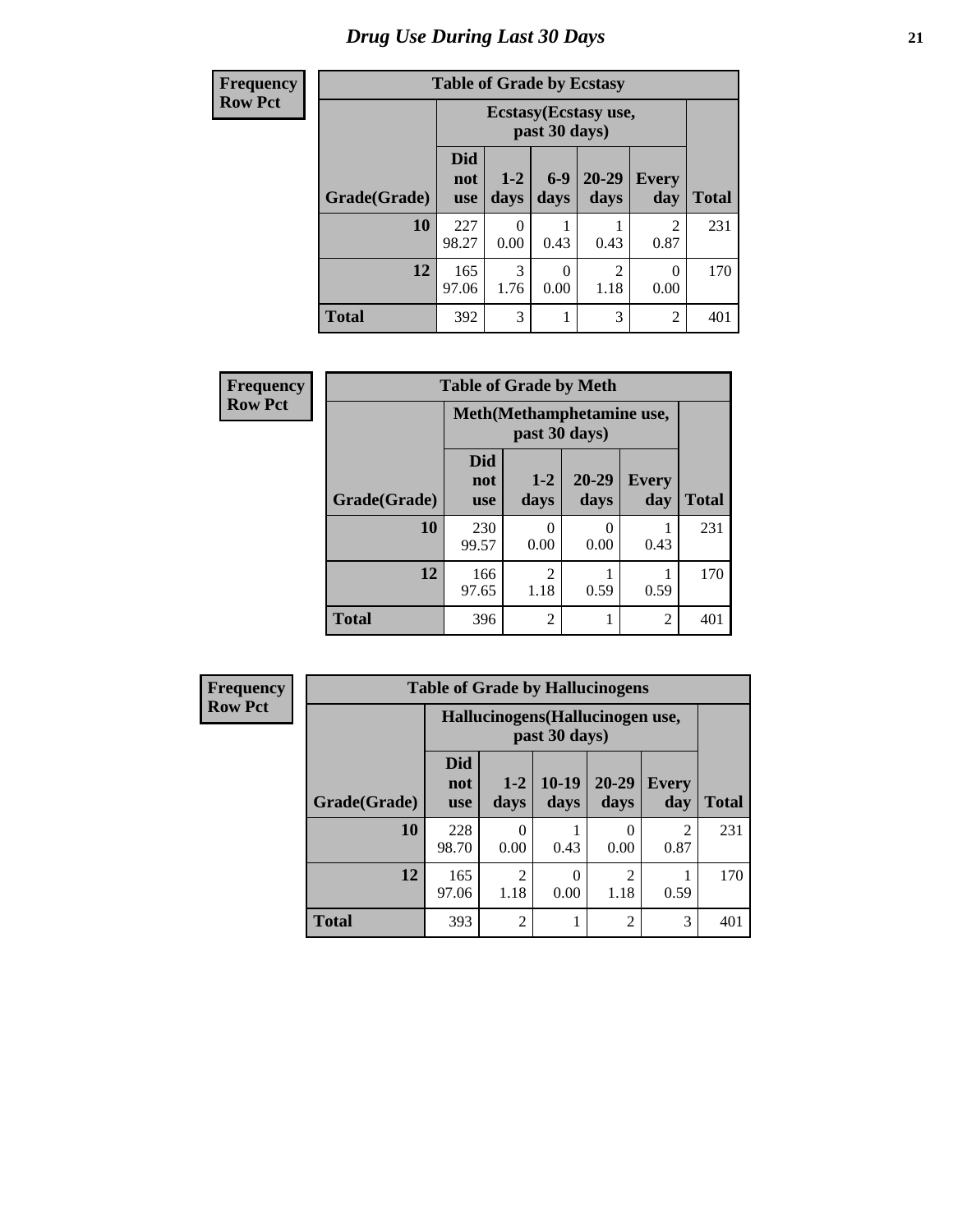# Drug Use During Last 30 Days

**Frequency**
**Row Pct**

| Table of Grade by Ecstasy | | | | | | |
|---|---|---|---|---|---|---|
| | Ecstasy(Ecstasy use, past 30 days) | | | | | |
| Grade(Grade) | Did not use | 1-2 days | 6-9 days | 20-29 days | Every day | Total |
| 10 | 227<br>98.27 | 0<br>0.00 | 1<br>0.43 | 1<br>0.43 | 2<br>0.87 | 231 |
| 12 | 165<br>97.06 | 3<br>1.76 | 0<br>0.00 | 2<br>1.18 | 0<br>0.00 | 170 |
| Total | 392 | 3 | 1 | 3 | 2 | 401 |

**Frequency**
**Row Pct**

| Table of Grade by Meth | | | | | |
|---|---|---|---|---|---|
| | Meth(Methamphetamine use, past 30 days) | | | | |
| Grade(Grade) | Did not use | 1-2 days | 20-29 days | Every day | Total |
| 10 | 230<br>99.57 | 0<br>0.00 | 0<br>0.00 | 1<br>0.43 | 231 |
| 12 | 166<br>97.65 | 2<br>1.18 | 1<br>0.59 | 1<br>0.59 | 170 |
| Total | 396 | 2 | 1 | 2 | 401 |

**Frequency**
**Row Pct**

| Table of Grade by Hallucinogens | | | | | | |
|---|---|---|---|---|---|---|
| | Hallucinogens(Hallucinogen use, past 30 days) | | | | | |
| Grade(Grade) | Did not use | 1-2 days | 10-19 days | 20-29 days | Every day | Total |
| 10 | 228<br>98.70 | 0<br>0.00 | 1<br>0.43 | 0<br>0.00 | 2<br>0.87 | 231 |
| 12 | 165<br>97.06 | 2<br>1.18 | 0<br>0.00 | 2<br>1.18 | 1<br>0.59 | 170 |
| Total | 393 | 2 | 1 | 2 | 3 | 401 |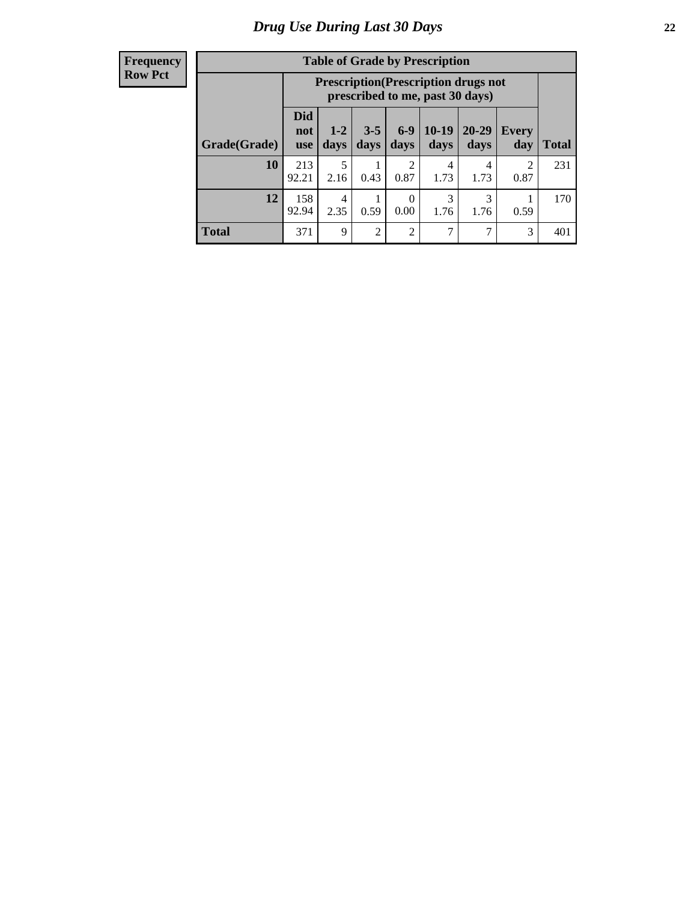# Drug Use During Last 30 Days

| Frequency<br>Row Pct | | | | | | | | |
|---|---|---|---|---|---|---|---|---|

**Table of Grade by Prescription**

| | Prescription(Prescription drugs not prescribed to me, past 30 days) | | | | | | | |
|---|---|---|---|---|---|---|---|---|
| Grade(Grade) | Did not use | 1-2 days | 3-5 days | 6-9 days | 10-19 days | 20-29 days | Every day | Total |
| **10** | 213<br>92.21 | 5<br>2.16 | 1<br>0.43 | 2<br>0.87 | 4<br>1.73 | 4<br>1.73 | 2<br>0.87 | 231 |
| **12** | 158<br>92.94 | 4<br>2.35 | 1<br>0.59 | 0<br>0.00 | 3<br>1.76 | 3<br>1.76 | 1<br>0.59 | 170 |
| **Total** | 371 | 9 | 2 | 2 | 7 | 7 | 3 | 401 |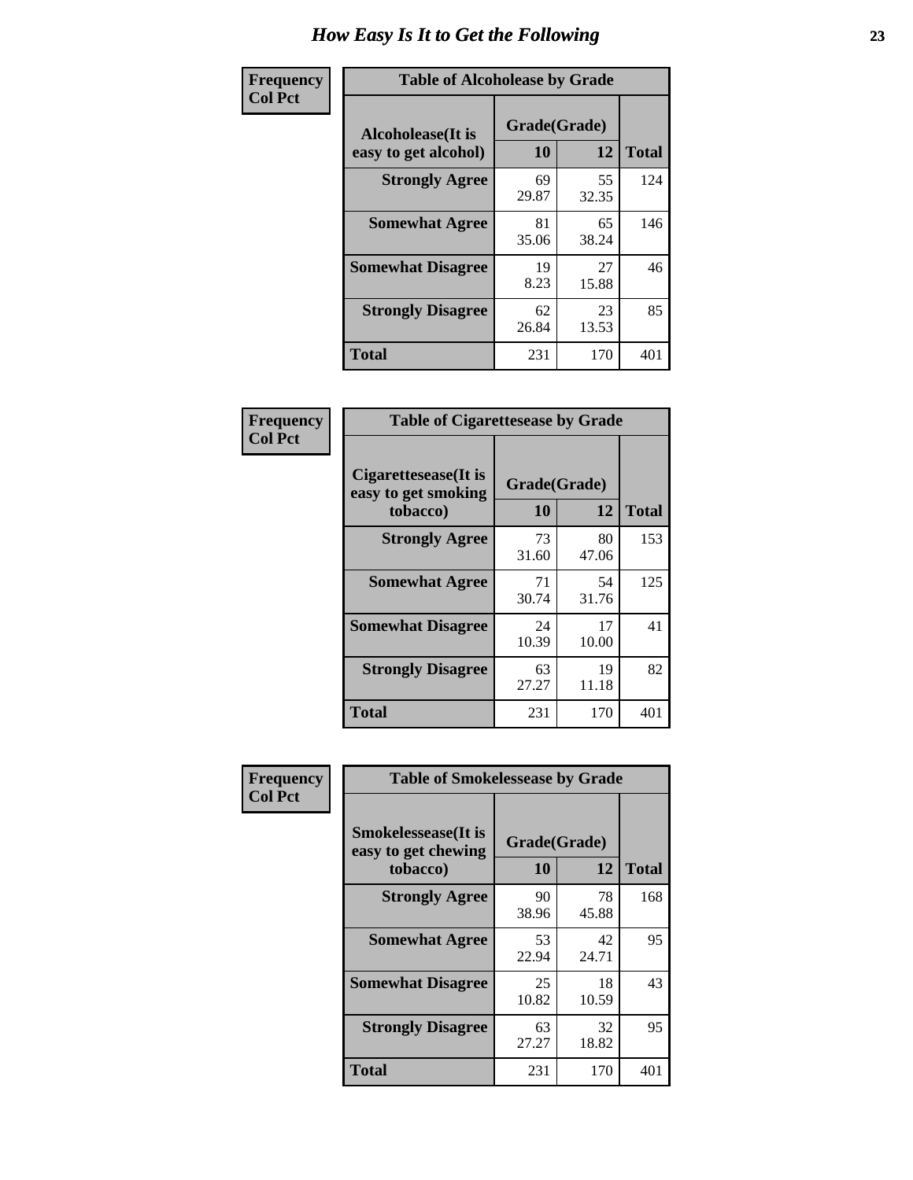# How Easy Is It to Get the Following

**Frequency**
**Col Pct**

**Table of Alcoholease by Grade**

| Alcoholease(It is easy to get alcohol) | Grade(Grade) | | Total |
|---|---|---|---|
| | 10 | 12 | |
| **Strongly Agree** | 69<br>29.87 | 55<br>32.35 | 124 |
| **Somewhat Agree** | 81<br>35.06 | 65<br>38.24 | 146 |
| **Somewhat Disagree** | 19<br>8.23 | 27<br>15.88 | 46 |
| **Strongly Disagree** | 62<br>26.84 | 23<br>13.53 | 85 |
| **Total** | 231 | 170 | 401 |

**Frequency**
**Col Pct**

**Table of Cigarettesease by Grade**

| Cigarettesease(It is easy to get smoking tobacco) | Grade(Grade) | | Total |
|---|---|---|---|
| | 10 | 12 | |
| **Strongly Agree** | 73<br>31.60 | 80<br>47.06 | 153 |
| **Somewhat Agree** | 71<br>30.74 | 54<br>31.76 | 125 |
| **Somewhat Disagree** | 24<br>10.39 | 17<br>10.00 | 41 |
| **Strongly Disagree** | 63<br>27.27 | 19<br>11.18 | 82 |
| **Total** | 231 | 170 | 401 |

**Frequency**
**Col Pct**

**Table of Smokelessease by Grade**

| Smokelessease(It is easy to get chewing tobacco) | Grade(Grade) | | Total |
|---|---|---|---|
| | 10 | 12 | |
| **Strongly Agree** | 90<br>38.96 | 78<br>45.88 | 168 |
| **Somewhat Agree** | 53<br>22.94 | 42<br>24.71 | 95 |
| **Somewhat Disagree** | 25<br>10.82 | 18<br>10.59 | 43 |
| **Strongly Disagree** | 63<br>27.27 | 32<br>18.82 | 95 |
| **Total** | 231 | 170 | 401 |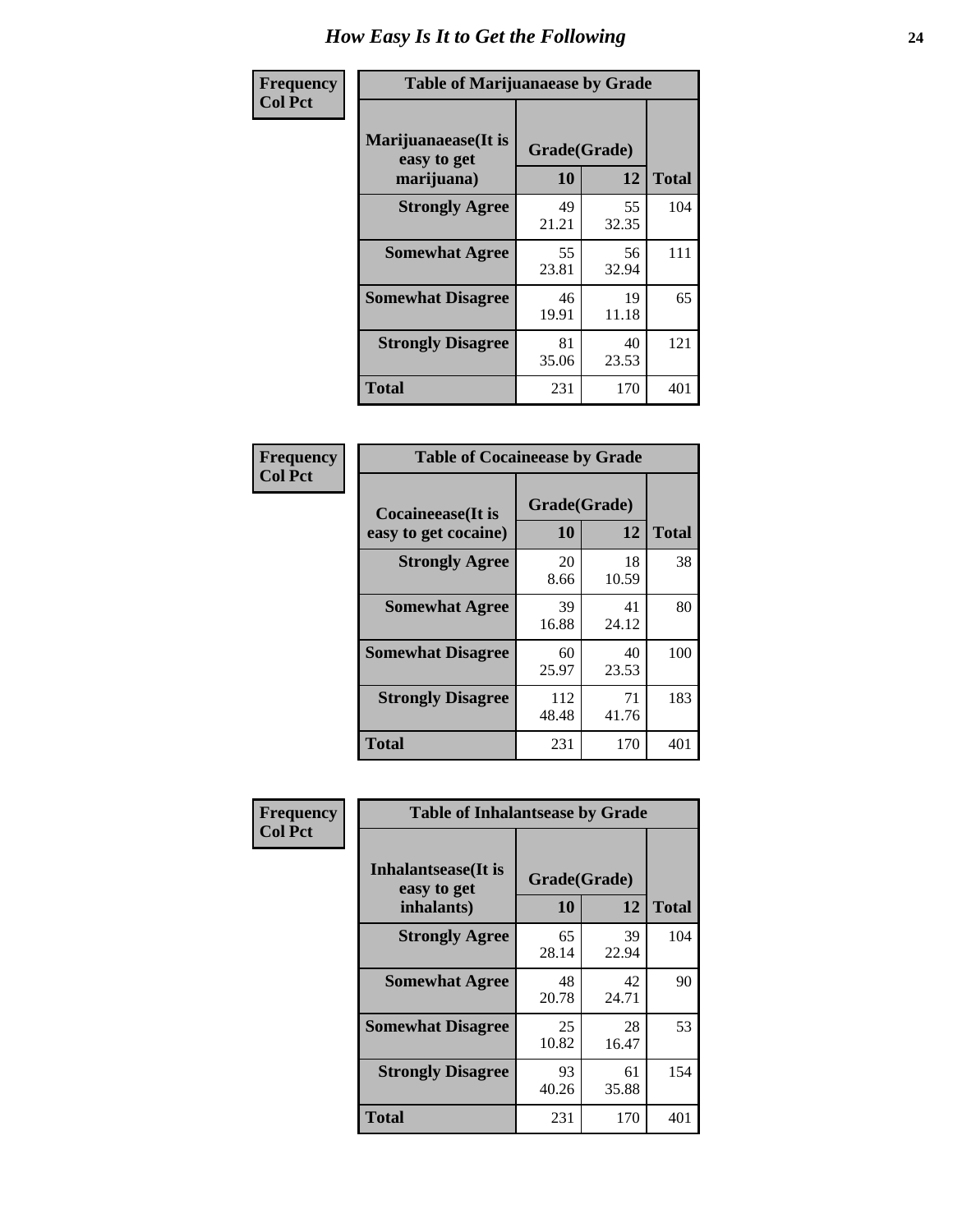# How Easy Is It to Get the Following

**Frequency / Col Pct**

**Table of Marijuanaease by Grade**

| Marijuanaease(It is easy to get marijuana) | Grade(Grade) | | Total |
|---|---|---|---|
| | 10 | 12 | |
| **Strongly Agree** | 49<br>21.21 | 55<br>32.35 | 104 |
| **Somewhat Agree** | 55<br>23.81 | 56<br>32.94 | 111 |
| **Somewhat Disagree** | 46<br>19.91 | 19<br>11.18 | 65 |
| **Strongly Disagree** | 81<br>35.06 | 40<br>23.53 | 121 |
| **Total** | 231 | 170 | 401 |

**Frequency / Col Pct**

**Table of Cocaineease by Grade**

| Cocaineease(It is easy to get cocaine) | Grade(Grade) | | Total |
|---|---|---|---|
| | 10 | 12 | |
| **Strongly Agree** | 20<br>8.66 | 18<br>10.59 | 38 |
| **Somewhat Agree** | 39<br>16.88 | 41<br>24.12 | 80 |
| **Somewhat Disagree** | 60<br>25.97 | 40<br>23.53 | 100 |
| **Strongly Disagree** | 112<br>48.48 | 71<br>41.76 | 183 |
| **Total** | 231 | 170 | 401 |

**Frequency / Col Pct**

**Table of Inhalantsease by Grade**

| Inhalantsease(It is easy to get inhalants) | Grade(Grade) | | Total |
|---|---|---|---|
| | 10 | 12 | |
| **Strongly Agree** | 65<br>28.14 | 39<br>22.94 | 104 |
| **Somewhat Agree** | 48<br>20.78 | 42<br>24.71 | 90 |
| **Somewhat Disagree** | 25<br>10.82 | 28<br>16.47 | 53 |
| **Strongly Disagree** | 93<br>40.26 | 61<br>35.88 | 154 |
| **Total** | 231 | 170 | 401 |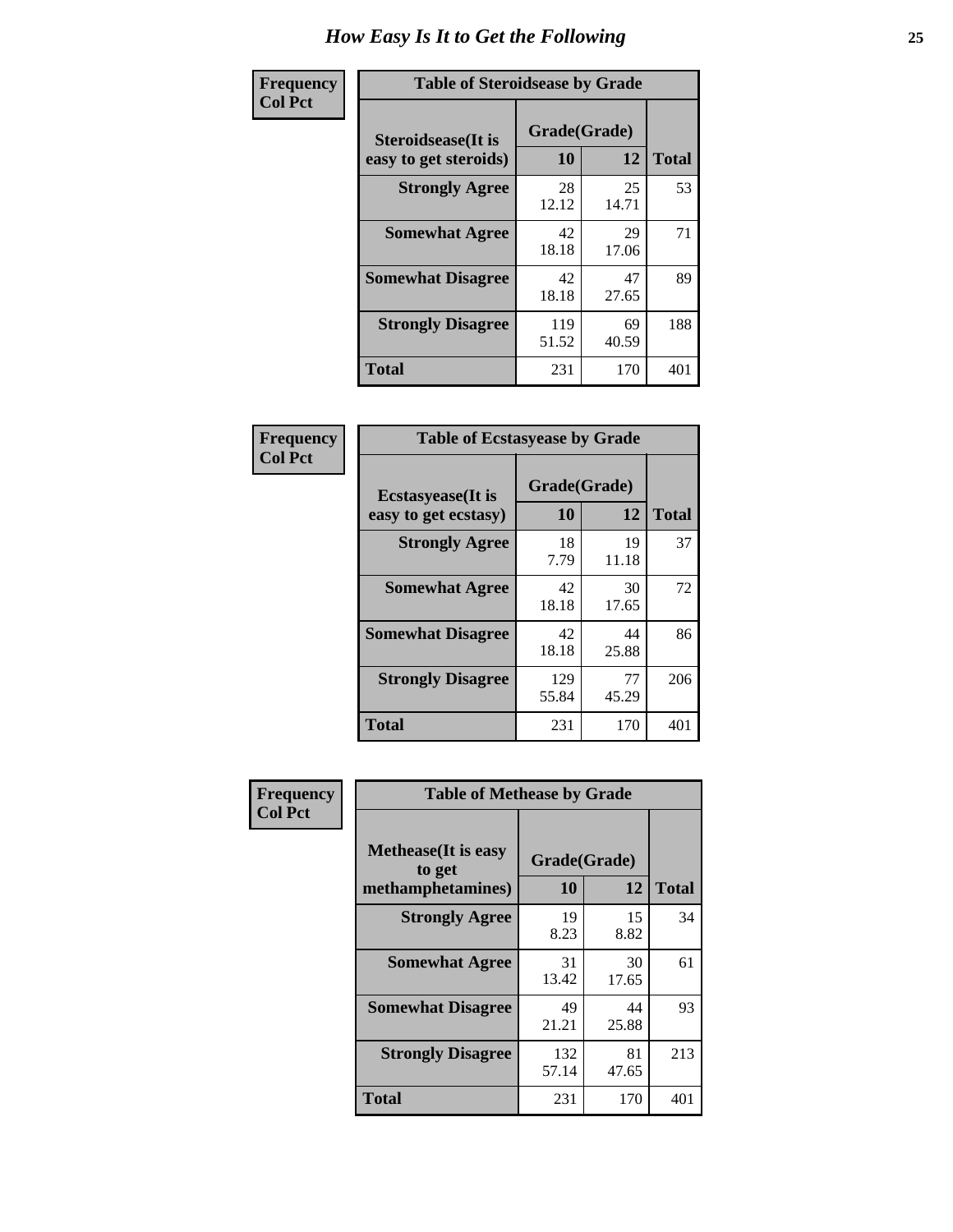# How Easy Is It to Get the Following

**Frequency**
**Col Pct**

**Table of Steroidsease by Grade**

| Steroidsease(It is easy to get steroids) | Grade(Grade) | | Total |
|---|---|---|---|
| | 10 | 12 | |
| **Strongly Agree** | 28<br>12.12 | 25<br>14.71 | 53 |
| **Somewhat Agree** | 42<br>18.18 | 29<br>17.06 | 71 |
| **Somewhat Disagree** | 42<br>18.18 | 47<br>27.65 | 89 |
| **Strongly Disagree** | 119<br>51.52 | 69<br>40.59 | 188 |
| **Total** | 231 | 170 | 401 |

**Frequency**
**Col Pct**

**Table of Ecstasyease by Grade**

| Ecstasyease(It is easy to get ecstasy) | Grade(Grade) | | Total |
|---|---|---|---|
| | 10 | 12 | |
| **Strongly Agree** | 18<br>7.79 | 19<br>11.18 | 37 |
| **Somewhat Agree** | 42<br>18.18 | 30<br>17.65 | 72 |
| **Somewhat Disagree** | 42<br>18.18 | 44<br>25.88 | 86 |
| **Strongly Disagree** | 129<br>55.84 | 77<br>45.29 | 206 |
| **Total** | 231 | 170 | 401 |

**Frequency**
**Col Pct**

**Table of Methease by Grade**

| Methease(It is easy to get methamphetamines) | Grade(Grade) | | Total |
|---|---|---|---|
| | 10 | 12 | |
| **Strongly Agree** | 19<br>8.23 | 15<br>8.82 | 34 |
| **Somewhat Agree** | 31<br>13.42 | 30<br>17.65 | 61 |
| **Somewhat Disagree** | 49<br>21.21 | 44<br>25.88 | 93 |
| **Strongly Disagree** | 132<br>57.14 | 81<br>47.65 | 213 |
| **Total** | 231 | 170 | 401 |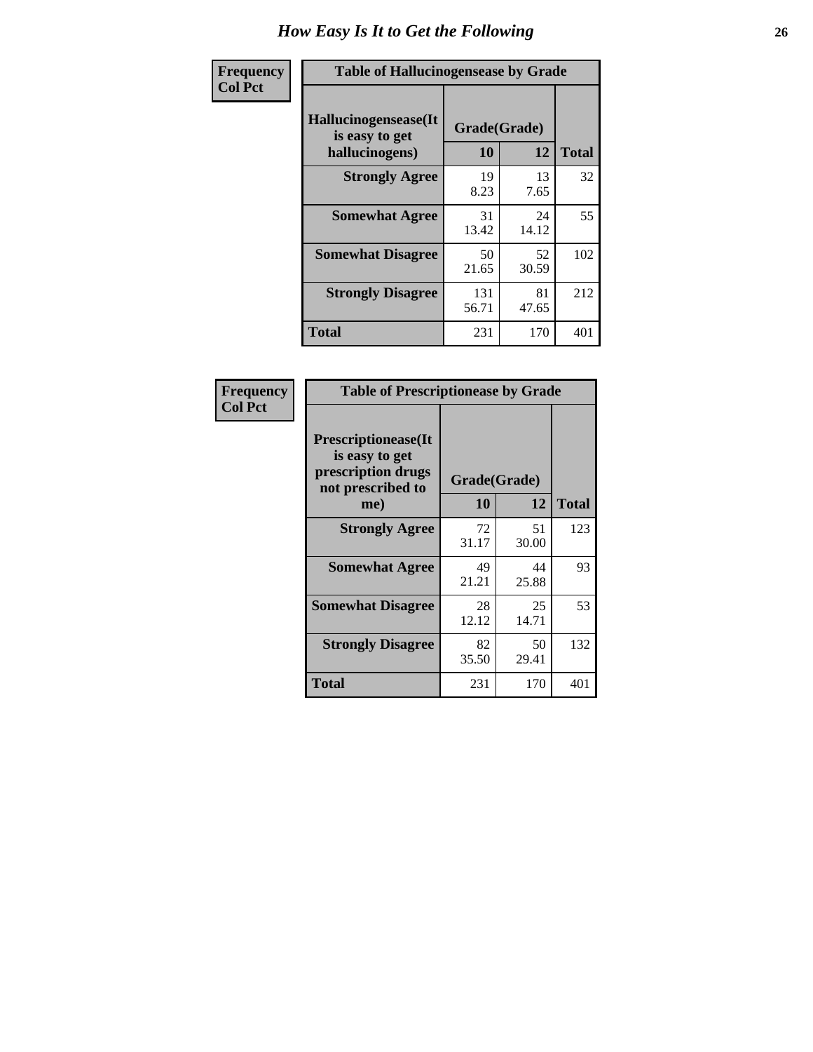# How Easy Is It to Get the Following

**Frequency**
**Col Pct**

**Table of Hallucinogensease by Grade**

| Hallucinogensease(It is easy to get hallucinogens) | Grade(Grade) | | Total |
|---|---|---|---|
| | 10 | 12 | |
| **Strongly Agree** | 19<br>8.23 | 13<br>7.65 | 32 |
| **Somewhat Agree** | 31<br>13.42 | 24<br>14.12 | 55 |
| **Somewhat Disagree** | 50<br>21.65 | 52<br>30.59 | 102 |
| **Strongly Disagree** | 131<br>56.71 | 81<br>47.65 | 212 |
| **Total** | 231 | 170 | 401 |

**Frequency**
**Col Pct**

**Table of Prescriptionease by Grade**

| Prescriptionease(It is easy to get prescription drugs not prescribed to me) | Grade(Grade) | | Total |
|---|---|---|---|
| | 10 | 12 | |
| **Strongly Agree** | 72<br>31.17 | 51<br>30.00 | 123 |
| **Somewhat Agree** | 49<br>21.21 | 44<br>25.88 | 93 |
| **Somewhat Disagree** | 28<br>12.12 | 25<br>14.71 | 53 |
| **Strongly Disagree** | 82<br>35.50 | 50<br>29.41 | 132 |
| **Total** | 231 | 170 | 401 |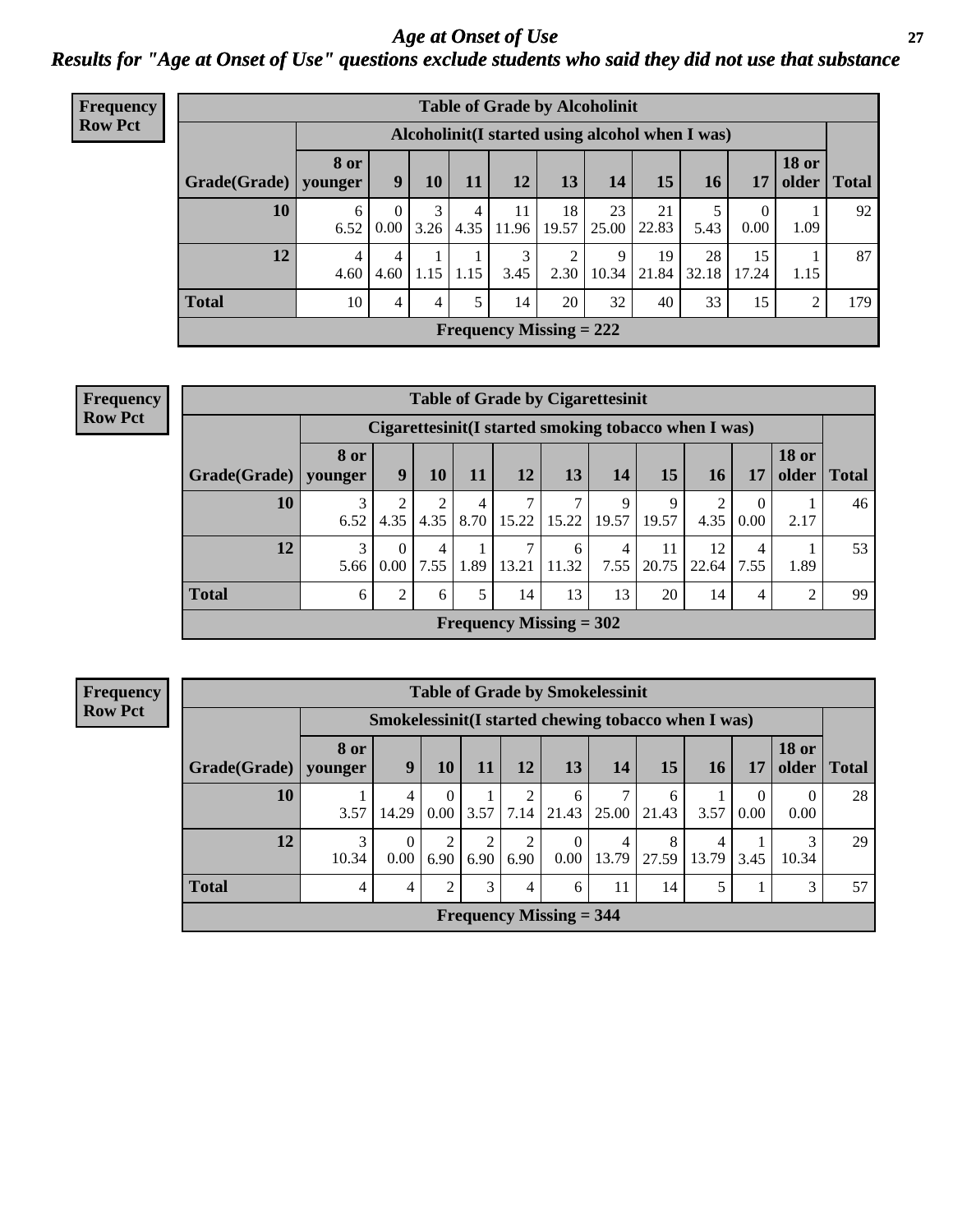# Age at Onset of Use

## Results for "Age at Onset of Use" questions exclude students who said they did not use that substance

**Frequency**
**Row Pct**

**Table of Grade by Alcoholinit**

| Grade(Grade) | Alcoholinit(I started using alcohol when I was) | | | | | | | | | | | Total |
|---|---|---|---|---|---|---|---|---|---|---|---|---|
| | 8 or younger | 9 | 10 | 11 | 12 | 13 | 14 | 15 | 16 | 17 | 18 or older | |
| 10 | 6<br>6.52 | 0<br>0.00 | 3<br>3.26 | 4<br>4.35 | 11<br>11.96 | 18<br>19.57 | 23<br>25.00 | 21<br>22.83 | 5<br>5.43 | 0<br>0.00 | 1<br>1.09 | 92 |
| 12 | 4<br>4.60 | 4<br>4.60 | 1<br>1.15 | 1<br>1.15 | 3<br>3.45 | 2<br>2.30 | 9<br>10.34 | 19<br>21.84 | 28<br>32.18 | 15<br>17.24 | 1<br>1.15 | 87 |
| Total | 10 | 4 | 4 | 5 | 14 | 20 | 32 | 40 | 33 | 15 | 2 | 179 |

Frequency Missing = 222

**Frequency**
**Row Pct**

**Table of Grade by Cigarettesinit**

| Grade(Grade) | Cigarettesinit(I started smoking tobacco when I was) | | | | | | | | | | | Total |
|---|---|---|---|---|---|---|---|---|---|---|---|---|
| | 8 or younger | 9 | 10 | 11 | 12 | 13 | 14 | 15 | 16 | 17 | 18 or older | |
| 10 | 3<br>6.52 | 2<br>4.35 | 2<br>4.35 | 4<br>8.70 | 7<br>15.22 | 7<br>15.22 | 9<br>19.57 | 9<br>19.57 | 2<br>4.35 | 0<br>0.00 | 1<br>2.17 | 46 |
| 12 | 3<br>5.66 | 0<br>0.00 | 4<br>7.55 | 1<br>1.89 | 7<br>13.21 | 6<br>11.32 | 4<br>7.55 | 11<br>20.75 | 12<br>22.64 | 4<br>7.55 | 1<br>1.89 | 53 |
| Total | 6 | 2 | 6 | 5 | 14 | 13 | 13 | 20 | 14 | 4 | 2 | 99 |

Frequency Missing = 302

**Frequency**
**Row Pct**

**Table of Grade by Smokelessinit**

| Grade(Grade) | Smokelessinit(I started chewing tobacco when I was) | | | | | | | | | | | Total |
|---|---|---|---|---|---|---|---|---|---|---|---|---|
| | 8 or younger | 9 | 10 | 11 | 12 | 13 | 14 | 15 | 16 | 17 | 18 or older | |
| 10 | 1<br>3.57 | 4<br>14.29 | 0<br>0.00 | 1<br>3.57 | 2<br>7.14 | 6<br>21.43 | 7<br>25.00 | 6<br>21.43 | 1<br>3.57 | 0<br>0.00 | 0<br>0.00 | 28 |
| 12 | 3<br>10.34 | 0<br>0.00 | 2<br>6.90 | 2<br>6.90 | 2<br>6.90 | 0<br>0.00 | 4<br>13.79 | 8<br>27.59 | 4<br>13.79 | 1<br>3.45 | 3<br>10.34 | 29 |
| Total | 4 | 4 | 2 | 3 | 4 | 6 | 11 | 14 | 5 | 1 | 3 | 57 |

Frequency Missing = 344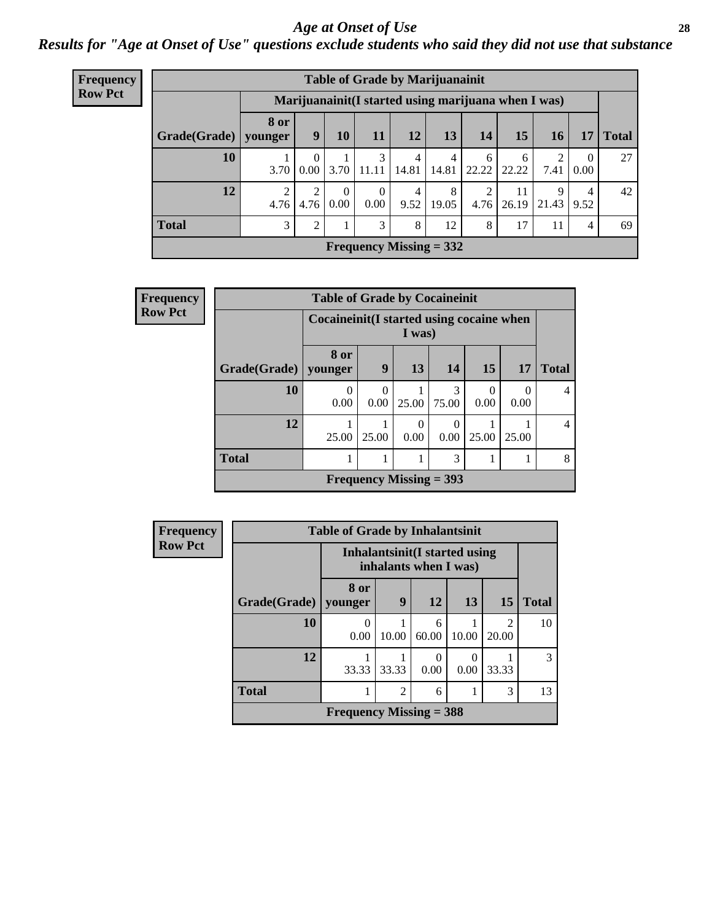# *Age at Onset of Use*

***Results for "Age at Onset of Use" questions exclude students who said they did not use that substance***

**Frequency**
**Row Pct**

| Table of Grade by Marijuanainit | | | | | | | | | | | |
|---|---|---|---|---|---|---|---|---|---|---|---|
| | Marijuanainit(I started using marijuana when I was) | | | | | | | | | | |
| Grade(Grade) | 8 or younger | 9 | 10 | 11 | 12 | 13 | 14 | 15 | 16 | 17 | Total |
| **10** | 1<br>3.70 | 0<br>0.00 | 1<br>3.70 | 3<br>11.11 | 4<br>14.81 | 4<br>14.81 | 6<br>22.22 | 6<br>22.22 | 2<br>7.41 | 0<br>0.00 | 27 |
| **12** | 2<br>4.76 | 2<br>4.76 | 0<br>0.00 | 0<br>0.00 | 4<br>9.52 | 8<br>19.05 | 2<br>4.76 | 11<br>26.19 | 9<br>21.43 | 4<br>9.52 | 42 |
| **Total** | 3 | 2 | 1 | 3 | 8 | 12 | 8 | 17 | 11 | 4 | 69 |
| Frequency Missing = 332 | | | | | | | | | | | |

**Frequency**
**Row Pct**

| Table of Grade by Cocaineinit | | | | | | | |
|---|---|---|---|---|---|---|---|
| | Cocaineinit(I started using cocaine when I was) | | | | | | |
| Grade(Grade) | 8 or younger | 9 | 13 | 14 | 15 | 17 | Total |
| **10** | 0<br>0.00 | 0<br>0.00 | 1<br>25.00 | 3<br>75.00 | 0<br>0.00 | 0<br>0.00 | 4 |
| **12** | 1<br>25.00 | 1<br>25.00 | 0<br>0.00 | 0<br>0.00 | 1<br>25.00 | 1<br>25.00 | 4 |
| **Total** | 1 | 1 | 1 | 3 | 1 | 1 | 8 |
| Frequency Missing = 393 | | | | | | | |

**Frequency**
**Row Pct**

| Table of Grade by Inhalantsinit | | | | | | |
|---|---|---|---|---|---|---|
| | Inhalantsinit(I started using inhalants when I was) | | | | | |
| Grade(Grade) | 8 or younger | 9 | 12 | 13 | 15 | Total |
| **10** | 0<br>0.00 | 1<br>10.00 | 6<br>60.00 | 1<br>10.00 | 2<br>20.00 | 10 |
| **12** | 1<br>33.33 | 1<br>33.33 | 0<br>0.00 | 0<br>0.00 | 1<br>33.33 | 3 |
| **Total** | 1 | 2 | 6 | 1 | 3 | 13 |
| Frequency Missing = 388 | | | | | | |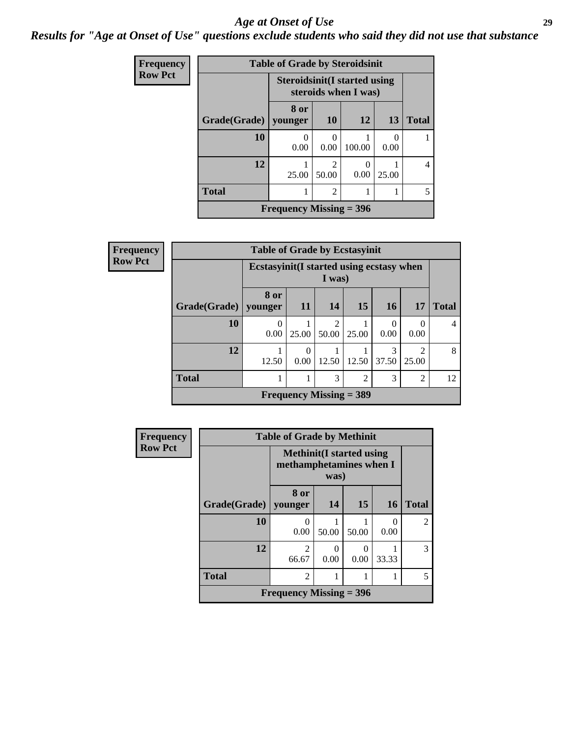# Age at Onset of Use

## Results for "Age at Onset of Use" questions exclude students who said they did not use that substance

**Frequency**
**Row Pct**

**Table of Grade by Steroidsinit**

| Grade(Grade) | Steroidsinit(I started using steroids when I was) 8 or younger | 10 | 12 | 13 | Total |
|---|---|---|---|---|---|
| 10 | 0<br>0.00 | 0<br>0.00 | 1<br>100.00 | 0<br>0.00 | 1 |
| 12 | 1<br>25.00 | 2<br>50.00 | 0<br>0.00 | 1<br>25.00 | 4 |
| Total | 1 | 2 | 1 | 1 | 5 |

**Frequency Missing = 396**

**Frequency**
**Row Pct**

**Table of Grade by Ecstasyinit**

| Grade(Grade) | Ecstasyinit(I started using ecstasy when I was) 8 or younger | 11 | 14 | 15 | 16 | 17 | Total |
|---|---|---|---|---|---|---|---|
| 10 | 0<br>0.00 | 1<br>25.00 | 2<br>50.00 | 1<br>25.00 | 0<br>0.00 | 0<br>0.00 | 4 |
| 12 | 1<br>12.50 | 0<br>0.00 | 1<br>12.50 | 1<br>12.50 | 3<br>37.50 | 2<br>25.00 | 8 |
| Total | 1 | 1 | 3 | 2 | 3 | 2 | 12 |

**Frequency Missing = 389**

**Frequency**
**Row Pct**

**Table of Grade by Methinit**

| Grade(Grade) | Methinit(I started using methamphetamines when I was) 8 or younger | 14 | 15 | 16 | Total |
|---|---|---|---|---|---|
| 10 | 0<br>0.00 | 1<br>50.00 | 1<br>50.00 | 0<br>0.00 | 2 |
| 12 | 2<br>66.67 | 0<br>0.00 | 0<br>0.00 | 1<br>33.33 | 3 |
| Total | 2 | 1 | 1 | 1 | 5 |

**Frequency Missing = 396**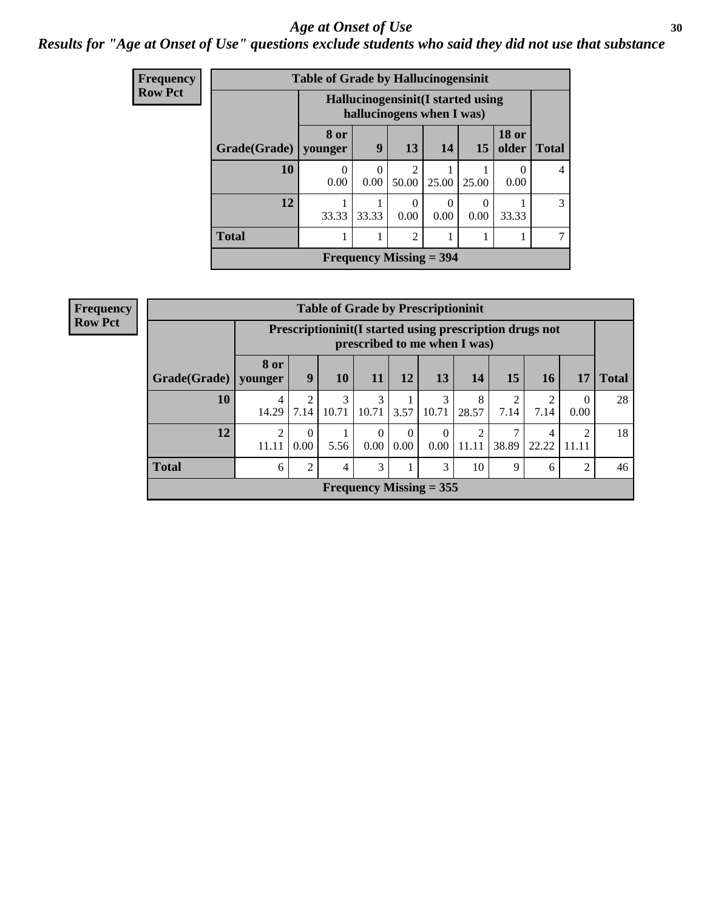# Age at Onset of Use

***Results for "Age at Onset of Use" questions exclude students who said they did not use that substance***

**Frequency**
**Row Pct**

| Table of Grade by Hallucinogensinit | | | | | | | |
|---|---|---|---|---|---|---|---|
| | Hallucinogensinit(I started using hallucinogens when I was) | | | | | | |
| Grade(Grade) | 8 or younger | 9 | 13 | 14 | 15 | 18 or older | Total |
| 10 | 0<br>0.00 | 0<br>0.00 | 2<br>50.00 | 1<br>25.00 | 1<br>25.00 | 0<br>0.00 | 4 |
| 12 | 1<br>33.33 | 1<br>33.33 | 0<br>0.00 | 0<br>0.00 | 0<br>0.00 | 1<br>33.33 | 3 |
| Total | 1 | 1 | 2 | 1 | 1 | 1 | 7 |
| Frequency Missing = 394 | | | | | | | |

**Frequency**
**Row Pct**

| Table of Grade by Prescriptioninit | | | | | | | | | | | |
|---|---|---|---|---|---|---|---|---|---|---|---|
| | Prescriptioninit(I started using prescription drugs not prescribed to me when I was) | | | | | | | | | | |
| Grade(Grade) | 8 or younger | 9 | 10 | 11 | 12 | 13 | 14 | 15 | 16 | 17 | Total |
| 10 | 4<br>14.29 | 2<br>7.14 | 3<br>10.71 | 3<br>10.71 | 1<br>3.57 | 3<br>10.71 | 8<br>28.57 | 2<br>7.14 | 2<br>7.14 | 0<br>0.00 | 28 |
| 12 | 2<br>11.11 | 0<br>0.00 | 1<br>5.56 | 0<br>0.00 | 0<br>0.00 | 0<br>0.00 | 2<br>11.11 | 7<br>38.89 | 4<br>22.22 | 2<br>11.11 | 18 |
| Total | 6 | 2 | 4 | 3 | 1 | 3 | 10 | 9 | 6 | 2 | 46 |
| Frequency Missing = 355 | | | | | | | | | | | |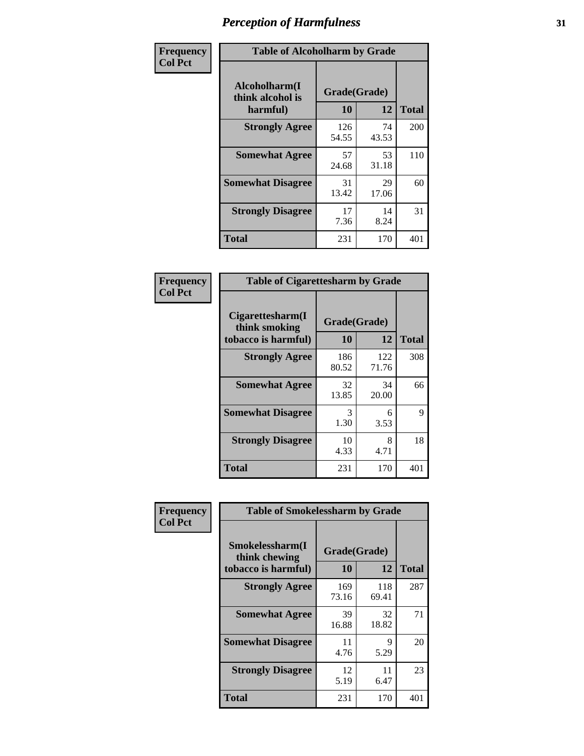# Perception of Harmfulness

| Frequency Col Pct | Table of Alcoholharm by Grade | | |
|---|---|---|---|
| Alcoholharm(I think alcohol is harmful) | Grade(Grade) | | |
| | 10 | 12 | Total |
| Strongly Agree | 126<br>54.55 | 74<br>43.53 | 200 |
| Somewhat Agree | 57<br>24.68 | 53<br>31.18 | 110 |
| Somewhat Disagree | 31<br>13.42 | 29<br>17.06 | 60 |
| Strongly Disagree | 17<br>7.36 | 14<br>8.24 | 31 |
| Total | 231 | 170 | 401 |

| Frequency Col Pct | Table of Cigarettesharm by Grade | | |
|---|---|---|---|
| Cigarettesharm(I think smoking tobacco is harmful) | Grade(Grade) | | |
| | 10 | 12 | Total |
| Strongly Agree | 186<br>80.52 | 122<br>71.76 | 308 |
| Somewhat Agree | 32<br>13.85 | 34<br>20.00 | 66 |
| Somewhat Disagree | 3<br>1.30 | 6<br>3.53 | 9 |
| Strongly Disagree | 10<br>4.33 | 8<br>4.71 | 18 |
| Total | 231 | 170 | 401 |

| Frequency Col Pct | Table of Smokelessharm by Grade | | |
|---|---|---|---|
| Smokelessharm(I think chewing tobacco is harmful) | Grade(Grade) | | |
| | 10 | 12 | Total |
| Strongly Agree | 169<br>73.16 | 118<br>69.41 | 287 |
| Somewhat Agree | 39<br>16.88 | 32<br>18.82 | 71 |
| Somewhat Disagree | 11<br>4.76 | 9<br>5.29 | 20 |
| Strongly Disagree | 12<br>5.19 | 11<br>6.47 | 23 |
| Total | 231 | 170 | 401 |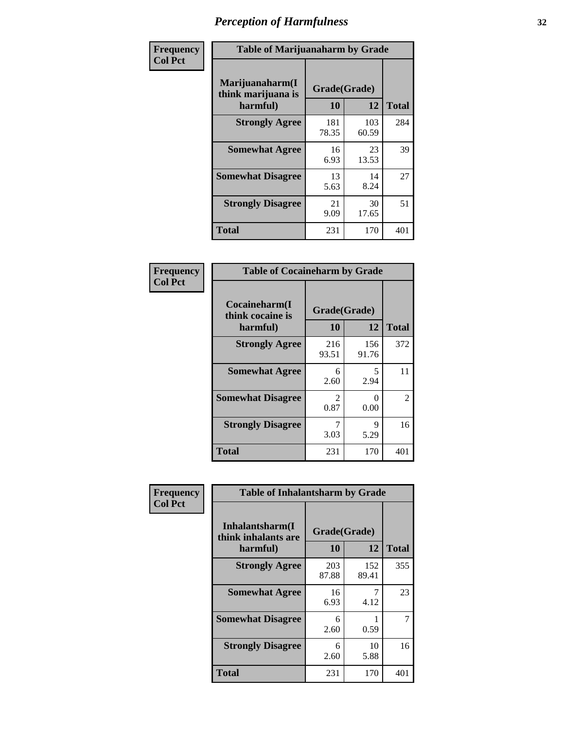# Perception of Harmfulness

| Frequency Col Pct | Table of Marijuanaharm by Grade | | |
|---|---|---|---|
| Marijuanaharm(I think marijuana is harmful) | Grade(Grade) | | |
| | 10 | 12 | Total |
| Strongly Agree | 181<br>78.35 | 103<br>60.59 | 284 |
| Somewhat Agree | 16<br>6.93 | 23<br>13.53 | 39 |
| Somewhat Disagree | 13<br>5.63 | 14<br>8.24 | 27 |
| Strongly Disagree | 21<br>9.09 | 30<br>17.65 | 51 |
| Total | 231 | 170 | 401 |

| Frequency Col Pct | Table of Cocaineharm by Grade | | |
|---|---|---|---|
| Cocaineharm(I think cocaine is harmful) | Grade(Grade) | | |
| | 10 | 12 | Total |
| Strongly Agree | 216<br>93.51 | 156<br>91.76 | 372 |
| Somewhat Agree | 6<br>2.60 | 5<br>2.94 | 11 |
| Somewhat Disagree | 2<br>0.87 | 0<br>0.00 | 2 |
| Strongly Disagree | 7<br>3.03 | 9<br>5.29 | 16 |
| Total | 231 | 170 | 401 |

| Frequency Col Pct | Table of Inhalantsharm by Grade | | |
|---|---|---|---|
| Inhalantsharm(I think inhalants are harmful) | Grade(Grade) | | |
| | 10 | 12 | Total |
| Strongly Agree | 203<br>87.88 | 152<br>89.41 | 355 |
| Somewhat Agree | 16<br>6.93 | 7<br>4.12 | 23 |
| Somewhat Disagree | 6<br>2.60 | 1<br>0.59 | 7 |
| Strongly Disagree | 6<br>2.60 | 10<br>5.88 | 16 |
| Total | 231 | 170 | 401 |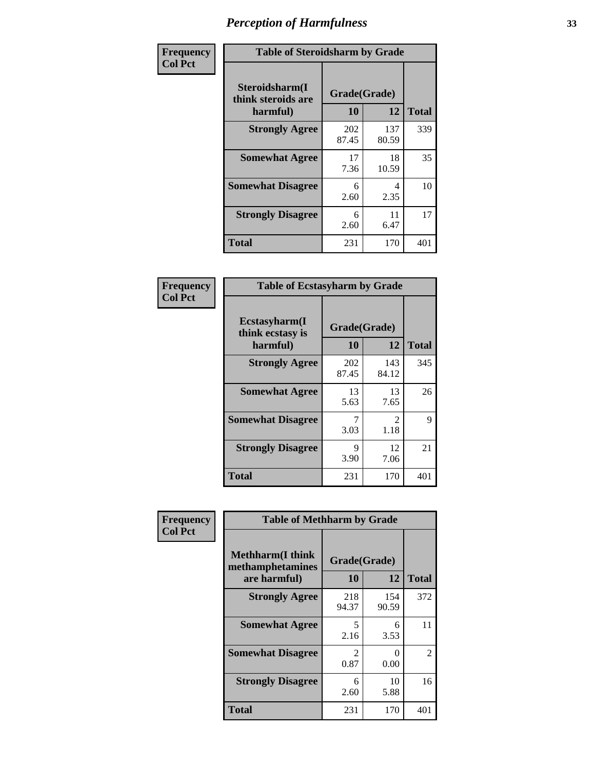# Perception of Harmfulness

**Frequency**
**Col Pct**

| Table of Steroidsharm by Grade | | | |
|---|---|---|---|
| Steroidsharm(I think steroids are harmful) | Grade(Grade) | | Total |
| | 10 | 12 | |
| **Strongly Agree** | 202<br>87.45 | 137<br>80.59 | 339 |
| **Somewhat Agree** | 17<br>7.36 | 18<br>10.59 | 35 |
| **Somewhat Disagree** | 6<br>2.60 | 4<br>2.35 | 10 |
| **Strongly Disagree** | 6<br>2.60 | 11<br>6.47 | 17 |
| **Total** | 231 | 170 | 401 |

**Frequency**
**Col Pct**

| Table of Ecstasyharm by Grade | | | |
|---|---|---|---|
| Ecstasyharm(I think ecstasy is harmful) | Grade(Grade) | | Total |
| | 10 | 12 | |
| **Strongly Agree** | 202<br>87.45 | 143<br>84.12 | 345 |
| **Somewhat Agree** | 13<br>5.63 | 13<br>7.65 | 26 |
| **Somewhat Disagree** | 7<br>3.03 | 2<br>1.18 | 9 |
| **Strongly Disagree** | 9<br>3.90 | 12<br>7.06 | 21 |
| **Total** | 231 | 170 | 401 |

**Frequency**
**Col Pct**

| Table of Methharm by Grade | | | |
|---|---|---|---|
| Methharm(I think methamphetamines are harmful) | Grade(Grade) | | Total |
| | 10 | 12 | |
| **Strongly Agree** | 218<br>94.37 | 154<br>90.59 | 372 |
| **Somewhat Agree** | 5<br>2.16 | 6<br>3.53 | 11 |
| **Somewhat Disagree** | 2<br>0.87 | 0<br>0.00 | 2 |
| **Strongly Disagree** | 6<br>2.60 | 10<br>5.88 | 16 |
| **Total** | 231 | 170 | 401 |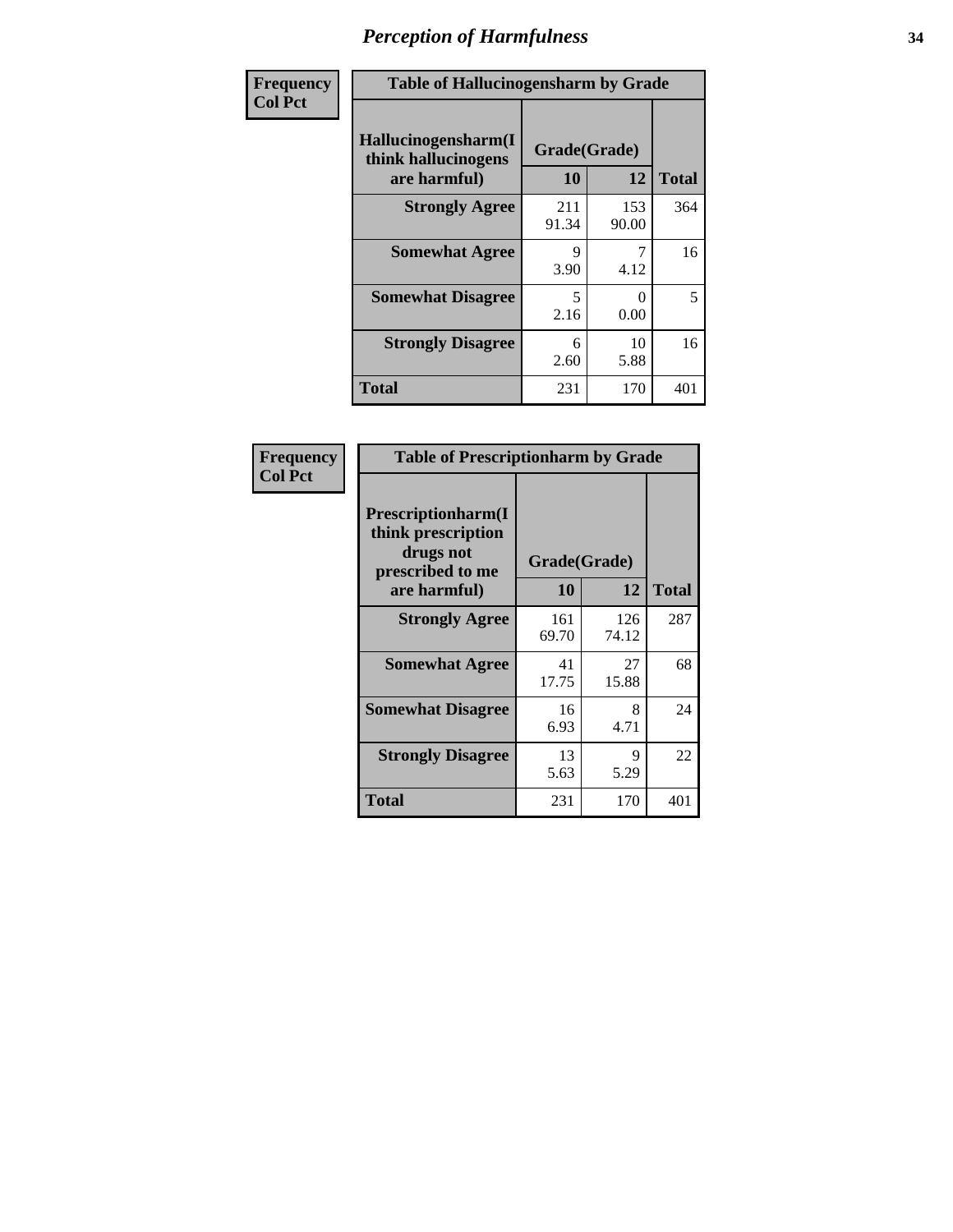# Perception of Harmfulness

Frequency
Col Pct

| Table of Hallucinogensharm by Grade | | | |
|---|---|---|---|
| Hallucinogensharm(I think hallucinogens are harmful) | Grade(Grade) | | Total |
| | 10 | 12 | |
| Strongly Agree | 211<br>91.34 | 153<br>90.00 | 364 |
| Somewhat Agree | 9<br>3.90 | 7<br>4.12 | 16 |
| Somewhat Disagree | 5<br>2.16 | 0<br>0.00 | 5 |
| Strongly Disagree | 6<br>2.60 | 10<br>5.88 | 16 |
| Total | 231 | 170 | 401 |

Frequency
Col Pct

| Table of Prescriptionharm by Grade | | | |
|---|---|---|---|
| Prescriptionharm(I think prescription drugs not prescribed to me are harmful) | Grade(Grade) | | Total |
| | 10 | 12 | |
| Strongly Agree | 161<br>69.70 | 126<br>74.12 | 287 |
| Somewhat Agree | 41<br>17.75 | 27<br>15.88 | 68 |
| Somewhat Disagree | 16<br>6.93 | 8<br>4.71 | 24 |
| Strongly Disagree | 13<br>5.63 | 9<br>5.29 | 22 |
| Total | 231 | 170 | 401 |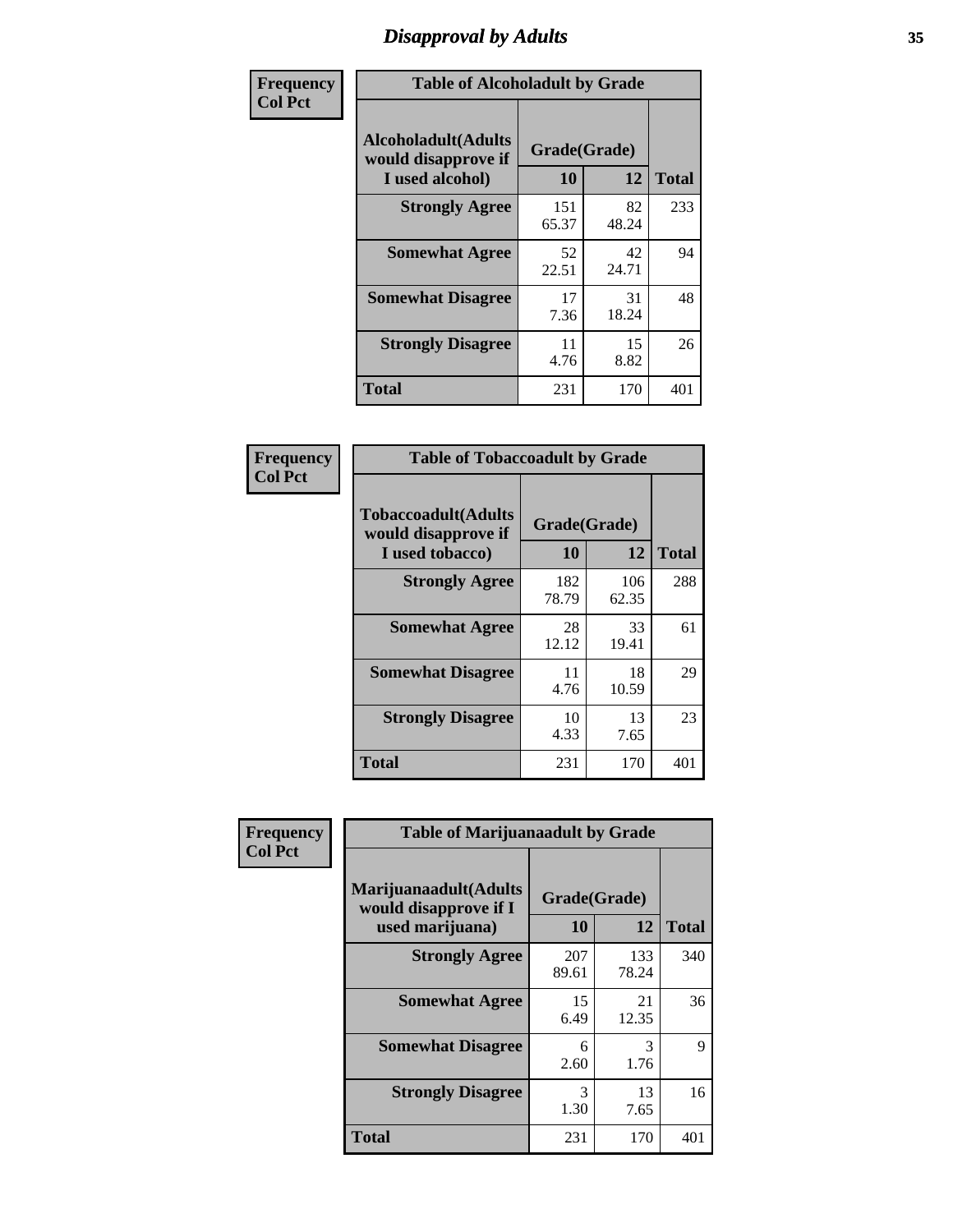# Disapproval by Adults

| Frequency<br>Col Pct | Table of Alcoholadult by Grade | | |
|---|---|---|---|
| Alcoholadult(Adults would disapprove if I used alcohol) | Grade(Grade) | | |
| | 10 | 12 | Total |
| Strongly Agree | 151<br>65.37 | 82<br>48.24 | 233 |
| Somewhat Agree | 52<br>22.51 | 42<br>24.71 | 94 |
| Somewhat Disagree | 17<br>7.36 | 31<br>18.24 | 48 |
| Strongly Disagree | 11<br>4.76 | 15<br>8.82 | 26 |
| Total | 231 | 170 | 401 |

| Frequency<br>Col Pct | Table of Tobaccoadult by Grade | | |
|---|---|---|---|
| Tobaccoadult(Adults would disapprove if I used tobacco) | Grade(Grade) | | |
| | 10 | 12 | Total |
| Strongly Agree | 182<br>78.79 | 106<br>62.35 | 288 |
| Somewhat Agree | 28<br>12.12 | 33<br>19.41 | 61 |
| Somewhat Disagree | 11<br>4.76 | 18<br>10.59 | 29 |
| Strongly Disagree | 10<br>4.33 | 13<br>7.65 | 23 |
| Total | 231 | 170 | 401 |

| Frequency<br>Col Pct | Table of Marijuanaadult by Grade | | |
|---|---|---|---|
| Marijuanaadult(Adults would disapprove if I used marijuana) | Grade(Grade) | | |
| | 10 | 12 | Total |
| Strongly Agree | 207<br>89.61 | 133<br>78.24 | 340 |
| Somewhat Agree | 15<br>6.49 | 21<br>12.35 | 36 |
| Somewhat Disagree | 6<br>2.60 | 3<br>1.76 | 9 |
| Strongly Disagree | 3<br>1.30 | 13<br>7.65 | 16 |
| Total | 231 | 170 | 401 |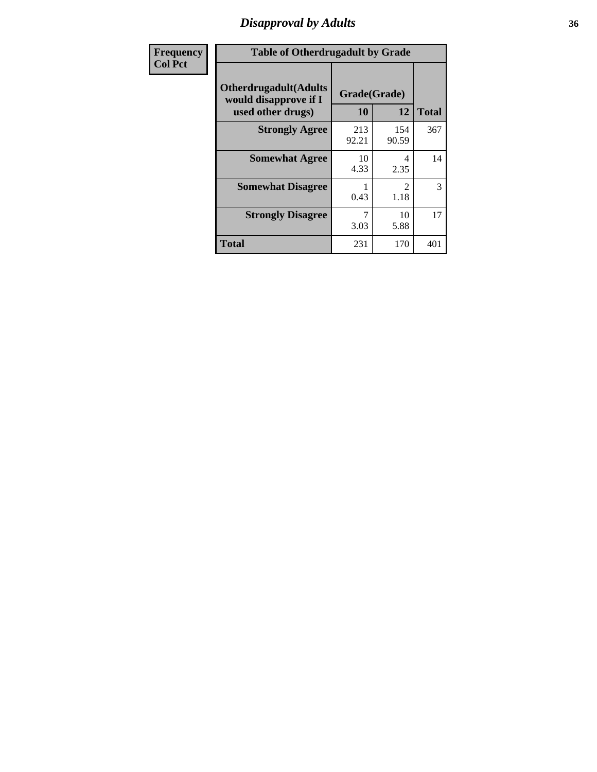# Disapproval by Adults

| Frequency<br>Col Pct |
|---|

**Table of Otherdrugadult by Grade**

| Otherdrugadult(Adults would disapprove if I used other drugs) | Grade(Grade) 10 | 12 | Total |
|---|---|---|---|
| **Strongly Agree** | 213<br>92.21 | 154<br>90.59 | 367 |
| **Somewhat Agree** | 10<br>4.33 | 4<br>2.35 | 14 |
| **Somewhat Disagree** | 1<br>0.43 | 2<br>1.18 | 3 |
| **Strongly Disagree** | 7<br>3.03 | 10<br>5.88 | 17 |
| **Total** | 231 | 170 | 401 |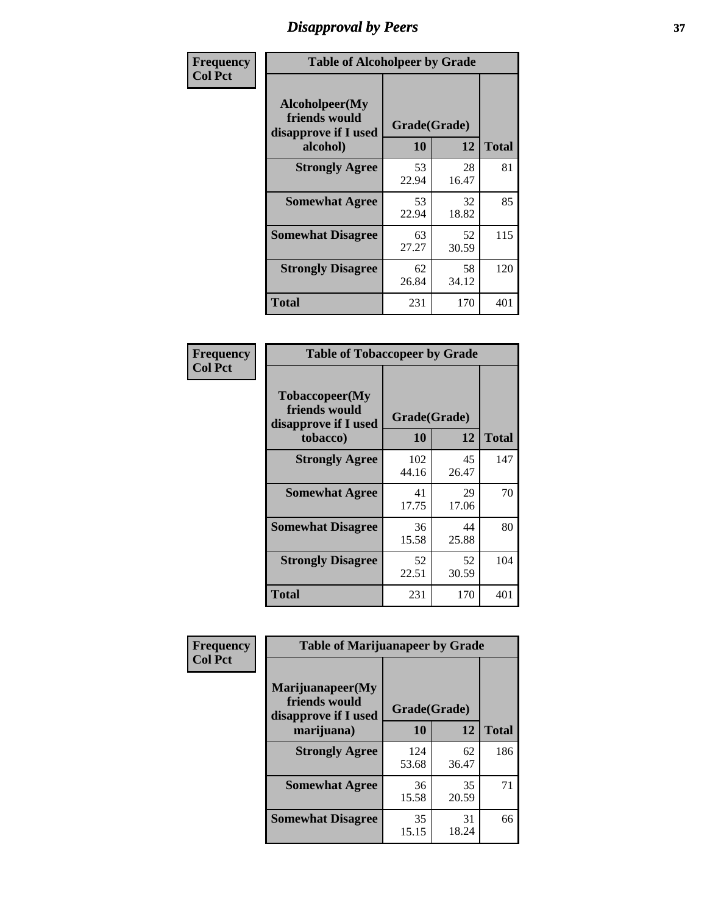# Disapproval by Peers

| Frequency Col Pct | Table of Alcoholpeer by Grade | | |
|---|---|---|---|
| Alcoholpeer(My friends would disapprove if I used alcohol) | Grade(Grade) | | |
| | 10 | 12 | Total |
| Strongly Agree | 53<br>22.94 | 28<br>16.47 | 81 |
| Somewhat Agree | 53<br>22.94 | 32<br>18.82 | 85 |
| Somewhat Disagree | 63<br>27.27 | 52<br>30.59 | 115 |
| Strongly Disagree | 62<br>26.84 | 58<br>34.12 | 120 |
| Total | 231 | 170 | 401 |

| Frequency Col Pct | Table of Tobaccopeer by Grade | | |
|---|---|---|---|
| Tobaccopeer(My friends would disapprove if I used tobacco) | Grade(Grade) | | |
| | 10 | 12 | Total |
| Strongly Agree | 102<br>44.16 | 45<br>26.47 | 147 |
| Somewhat Agree | 41<br>17.75 | 29<br>17.06 | 70 |
| Somewhat Disagree | 36<br>15.58 | 44<br>25.88 | 80 |
| Strongly Disagree | 52<br>22.51 | 52<br>30.59 | 104 |
| Total | 231 | 170 | 401 |

| Frequency Col Pct | Table of Marijuanapeer by Grade | | |
|---|---|---|---|
| Marijuanapeer(My friends would disapprove if I used marijuana) | Grade(Grade) | | |
| | 10 | 12 | Total |
| Strongly Agree | 124<br>53.68 | 62<br>36.47 | 186 |
| Somewhat Agree | 36<br>15.58 | 35<br>20.59 | 71 |
| Somewhat Disagree | 35<br>15.15 | 31<br>18.24 | 66 |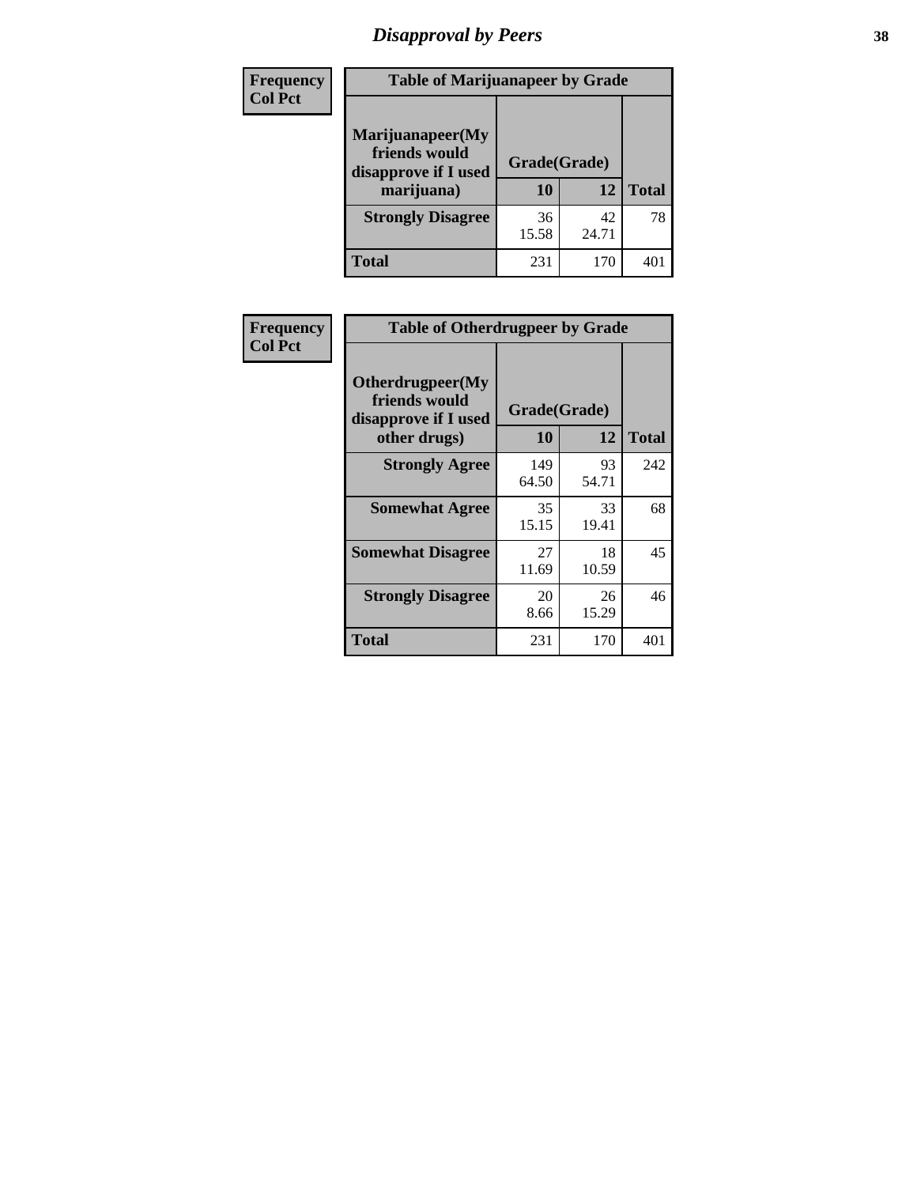# Disapproval by Peers

| Frequency Col Pct | Table of Marijuanapeer by Grade | | |
|---|---|---|---|
| **Marijuanapeer(My friends would disapprove if I used marijuana)** | **Grade(Grade)** | | |
| | **10** | **12** | **Total** |
| **Strongly Disagree** | 36<br>15.58 | 42<br>24.71 | 78 |
| **Total** | 231 | 170 | 401 |

| Frequency Col Pct | Table of Otherdrugpeer by Grade | | |
|---|---|---|---|
| **Otherdrugpeer(My friends would disapprove if I used other drugs)** | **Grade(Grade)** | | |
| | **10** | **12** | **Total** |
| **Strongly Agree** | 149<br>64.50 | 93<br>54.71 | 242 |
| **Somewhat Agree** | 35<br>15.15 | 33<br>19.41 | 68 |
| **Somewhat Disagree** | 27<br>11.69 | 18<br>10.59 | 45 |
| **Strongly Disagree** | 20<br>8.66 | 26<br>15.29 | 46 |
| **Total** | 231 | 170 | 401 |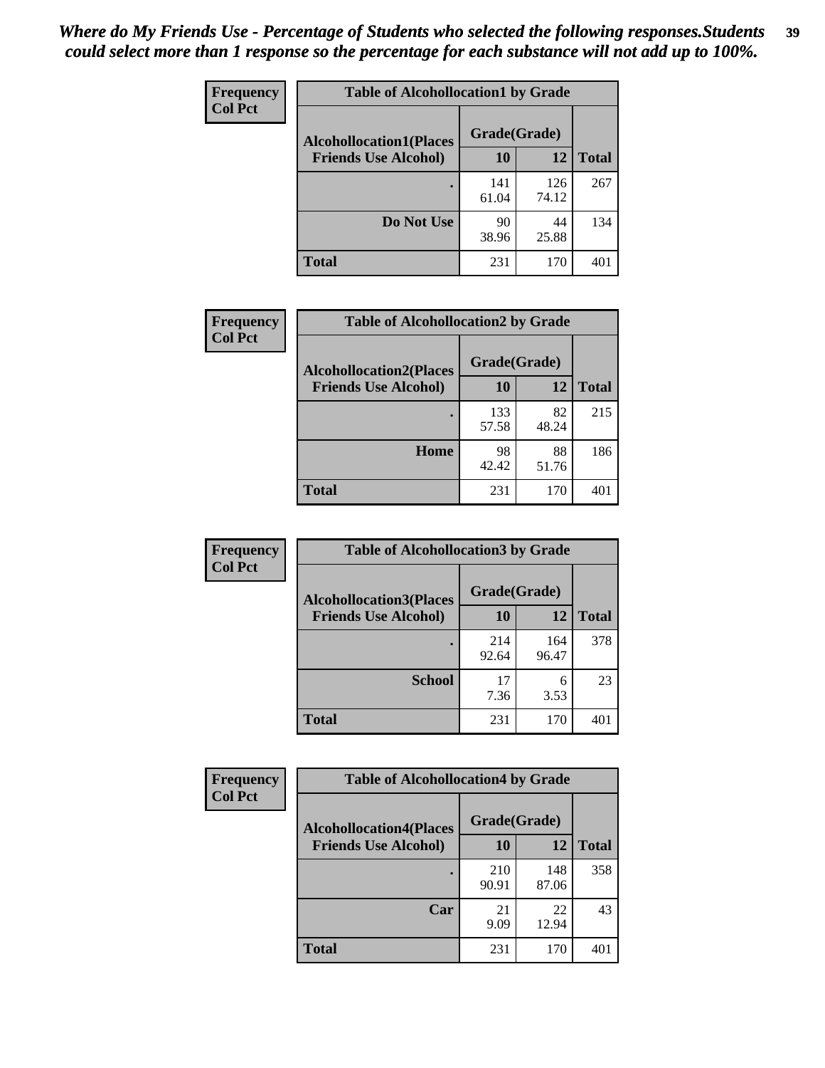*Where do My Friends Use - Percentage of Students who selected the following responses.Students could select more than 1 response so the percentage for each substance will not add up to 100%.*

**Frequency**
**Col Pct**

| Table of Alcohollocation1 by Grade | | | |
|---|---|---|---|
| **Alcohollocation1(Places Friends Use Alcohol)** | **Grade(Grade)** | | **Total** |
| | **10** | **12** | |
| **.** | 141<br>61.04 | 126<br>74.12 | 267 |
| **Do Not Use** | 90<br>38.96 | 44<br>25.88 | 134 |
| **Total** | 231 | 170 | 401 |

**Frequency**
**Col Pct**

| Table of Alcohollocation2 by Grade | | | |
|---|---|---|---|
| **Alcohollocation2(Places Friends Use Alcohol)** | **Grade(Grade)** | | **Total** |
| | **10** | **12** | |
| **.** | 133<br>57.58 | 82<br>48.24 | 215 |
| **Home** | 98<br>42.42 | 88<br>51.76 | 186 |
| **Total** | 231 | 170 | 401 |

**Frequency**
**Col Pct**

| Table of Alcohollocation3 by Grade | | | |
|---|---|---|---|
| **Alcohollocation3(Places Friends Use Alcohol)** | **Grade(Grade)** | | **Total** |
| | **10** | **12** | |
| **.** | 214<br>92.64 | 164<br>96.47 | 378 |
| **School** | 17<br>7.36 | 6<br>3.53 | 23 |
| **Total** | 231 | 170 | 401 |

**Frequency**
**Col Pct**

| Table of Alcohollocation4 by Grade | | | |
|---|---|---|---|
| **Alcohollocation4(Places Friends Use Alcohol)** | **Grade(Grade)** | | **Total** |
| | **10** | **12** | |
| **.** | 210<br>90.91 | 148<br>87.06 | 358 |
| **Car** | 21<br>9.09 | 22<br>12.94 | 43 |
| **Total** | 231 | 170 | 401 |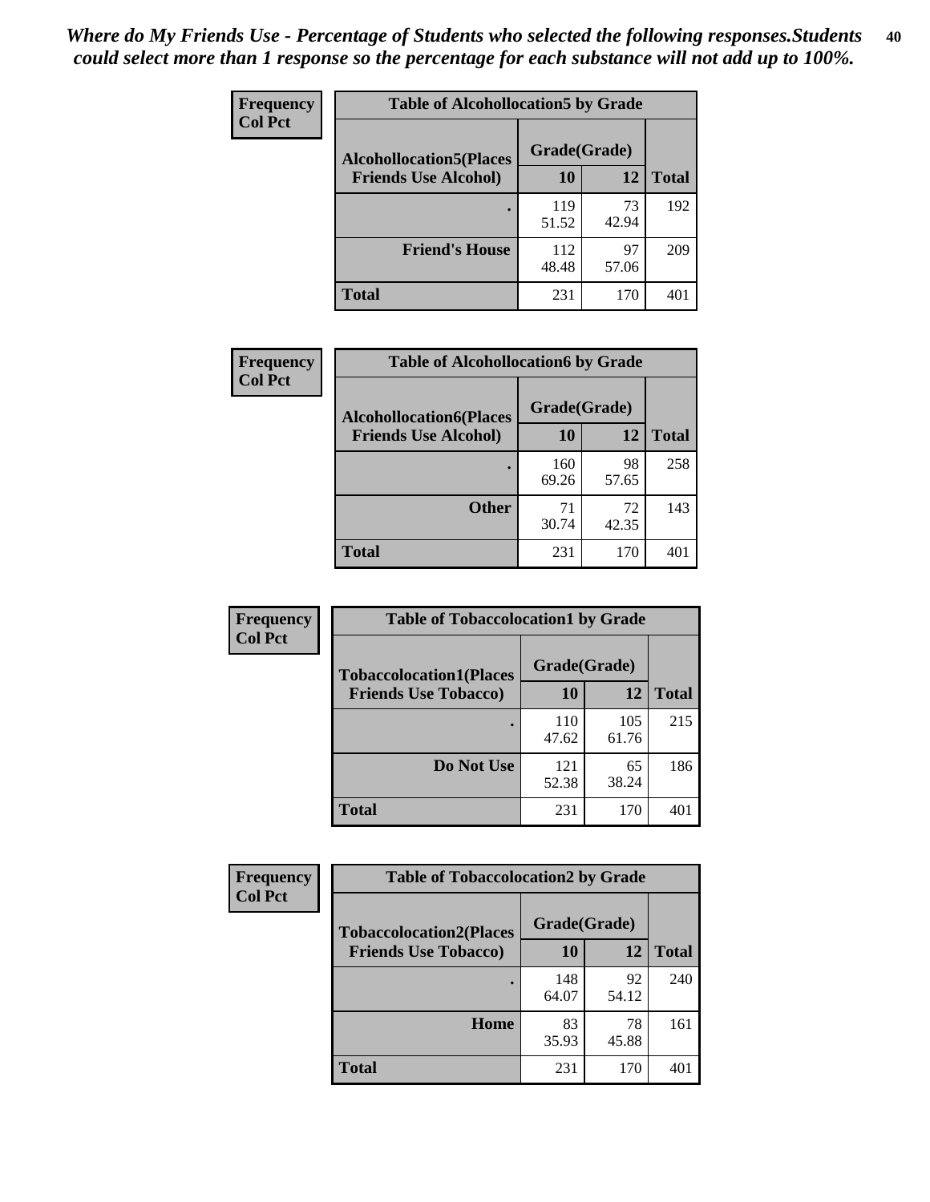*Where do My Friends Use - Percentage of Students who selected the following responses.Students could select more than 1 response so the percentage for each substance will not add up to 100%.*

**Frequency**
**Col Pct**

| Table of Alcohollocation5 by Grade | | | |
|---|---|---|---|
| **Alcohollocation5(Places Friends Use Alcohol)** | **Grade(Grade)** | | |
| | **10** | **12** | **Total** |
| **.** | 119<br>51.52 | 73<br>42.94 | 192 |
| **Friend's House** | 112<br>48.48 | 97<br>57.06 | 209 |
| **Total** | 231 | 170 | 401 |

**Frequency**
**Col Pct**

| Table of Alcohollocation6 by Grade | | | |
|---|---|---|---|
| **Alcohollocation6(Places Friends Use Alcohol)** | **Grade(Grade)** | | |
| | **10** | **12** | **Total** |
| **.** | 160<br>69.26 | 98<br>57.65 | 258 |
| **Other** | 71<br>30.74 | 72<br>42.35 | 143 |
| **Total** | 231 | 170 | 401 |

**Frequency**
**Col Pct**

| Table of Tobaccolocation1 by Grade | | | |
|---|---|---|---|
| **Tobaccolocation1(Places Friends Use Tobacco)** | **Grade(Grade)** | | |
| | **10** | **12** | **Total** |
| **.** | 110<br>47.62 | 105<br>61.76 | 215 |
| **Do Not Use** | 121<br>52.38 | 65<br>38.24 | 186 |
| **Total** | 231 | 170 | 401 |

**Frequency**
**Col Pct**

| Table of Tobaccolocation2 by Grade | | | |
|---|---|---|---|
| **Tobaccolocation2(Places Friends Use Tobacco)** | **Grade(Grade)** | | |
| | **10** | **12** | **Total** |
| **.** | 148<br>64.07 | 92<br>54.12 | 240 |
| **Home** | 83<br>35.93 | 78<br>45.88 | 161 |
| **Total** | 231 | 170 | 401 |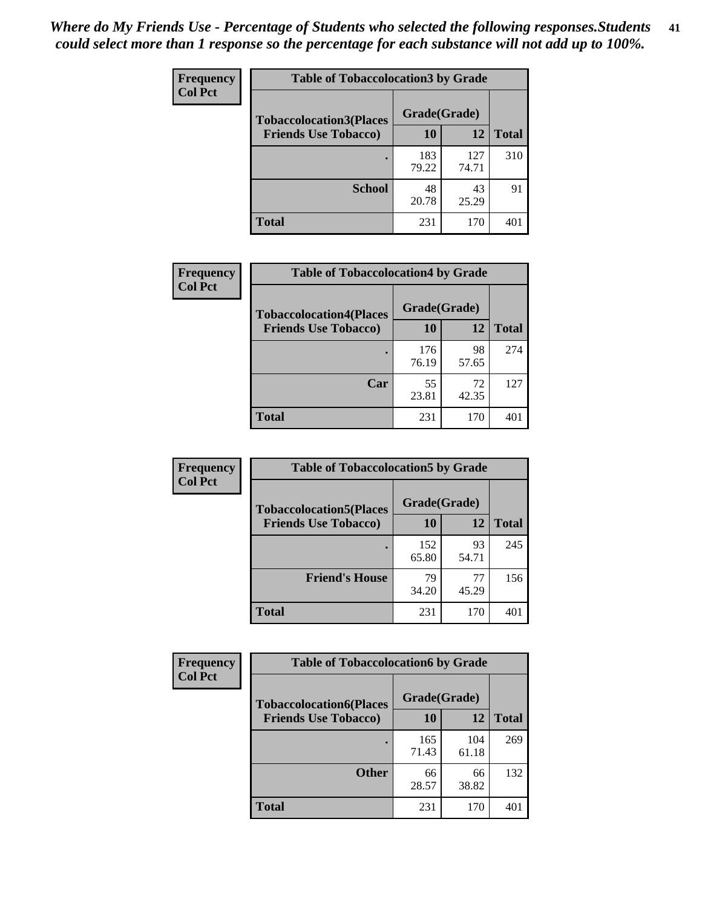*Where do My Friends Use - Percentage of Students who selected the following responses.Students could select more than 1 response so the percentage for each substance will not add up to 100%.*

**Frequency**
**Col Pct**

| Table of Tobaccolocation3 by Grade | | | |
|---|---|---|---|
| **Tobaccolocation3(Places Friends Use Tobacco)** | **Grade(Grade)** | | |
| | **10** | **12** | **Total** |
| **.** | 183<br>79.22 | 127<br>74.71 | 310 |
| **School** | 48<br>20.78 | 43<br>25.29 | 91 |
| **Total** | 231 | 170 | 401 |

**Frequency**
**Col Pct**

| Table of Tobaccolocation4 by Grade | | | |
|---|---|---|---|
| **Tobaccolocation4(Places Friends Use Tobacco)** | **Grade(Grade)** | | |
| | **10** | **12** | **Total** |
| **.** | 176<br>76.19 | 98<br>57.65 | 274 |
| **Car** | 55<br>23.81 | 72<br>42.35 | 127 |
| **Total** | 231 | 170 | 401 |

**Frequency**
**Col Pct**

| Table of Tobaccolocation5 by Grade | | | |
|---|---|---|---|
| **Tobaccolocation5(Places Friends Use Tobacco)** | **Grade(Grade)** | | |
| | **10** | **12** | **Total** |
| **.** | 152<br>65.80 | 93<br>54.71 | 245 |
| **Friend's House** | 79<br>34.20 | 77<br>45.29 | 156 |
| **Total** | 231 | 170 | 401 |

**Frequency**
**Col Pct**

| Table of Tobaccolocation6 by Grade | | | |
|---|---|---|---|
| **Tobaccolocation6(Places Friends Use Tobacco)** | **Grade(Grade)** | | |
| | **10** | **12** | **Total** |
| **.** | 165<br>71.43 | 104<br>61.18 | 269 |
| **Other** | 66<br>28.57 | 66<br>38.82 | 132 |
| **Total** | 231 | 170 | 401 |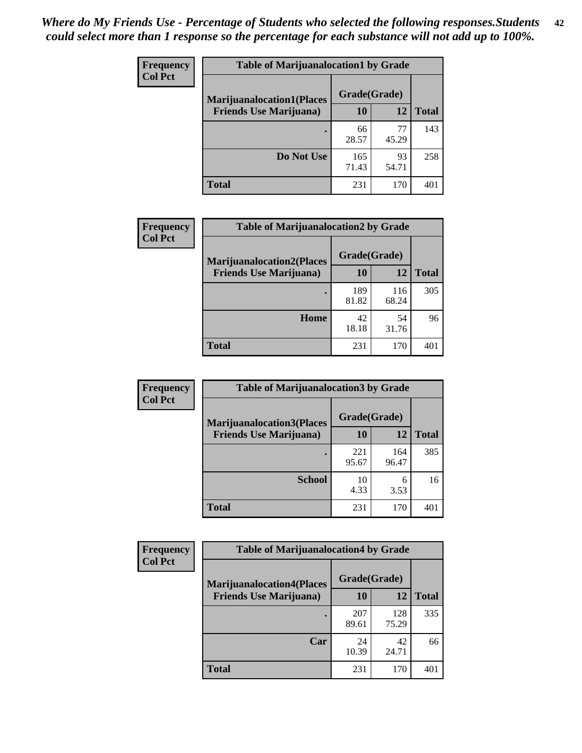*Where do My Friends Use - Percentage of Students who selected the following responses.Students could select more than 1 response so the percentage for each substance will not add up to 100%.*

**Frequency**
**Col Pct**

| Table of Marijuanalocation1 by Grade | | | |
|---|---|---|---|
| **Marijuanalocation1(Places Friends Use Marijuana)** | **Grade(Grade)** | | **Total** |
| | **10** | **12** | |
| **.** | 66<br>28.57 | 77<br>45.29 | 143 |
| **Do Not Use** | 165<br>71.43 | 93<br>54.71 | 258 |
| **Total** | 231 | 170 | 401 |

**Frequency**
**Col Pct**

| Table of Marijuanalocation2 by Grade | | | |
|---|---|---|---|
| **Marijuanalocation2(Places Friends Use Marijuana)** | **Grade(Grade)** | | **Total** |
| | **10** | **12** | |
| **.** | 189<br>81.82 | 116<br>68.24 | 305 |
| **Home** | 42<br>18.18 | 54<br>31.76 | 96 |
| **Total** | 231 | 170 | 401 |

**Frequency**
**Col Pct**

| Table of Marijuanalocation3 by Grade | | | |
|---|---|---|---|
| **Marijuanalocation3(Places Friends Use Marijuana)** | **Grade(Grade)** | | **Total** |
| | **10** | **12** | |
| **.** | 221<br>95.67 | 164<br>96.47 | 385 |
| **School** | 10<br>4.33 | 6<br>3.53 | 16 |
| **Total** | 231 | 170 | 401 |

**Frequency**
**Col Pct**

| Table of Marijuanalocation4 by Grade | | | |
|---|---|---|---|
| **Marijuanalocation4(Places Friends Use Marijuana)** | **Grade(Grade)** | | **Total** |
| | **10** | **12** | |
| **.** | 207<br>89.61 | 128<br>75.29 | 335 |
| **Car** | 24<br>10.39 | 42<br>24.71 | 66 |
| **Total** | 231 | 170 | 401 |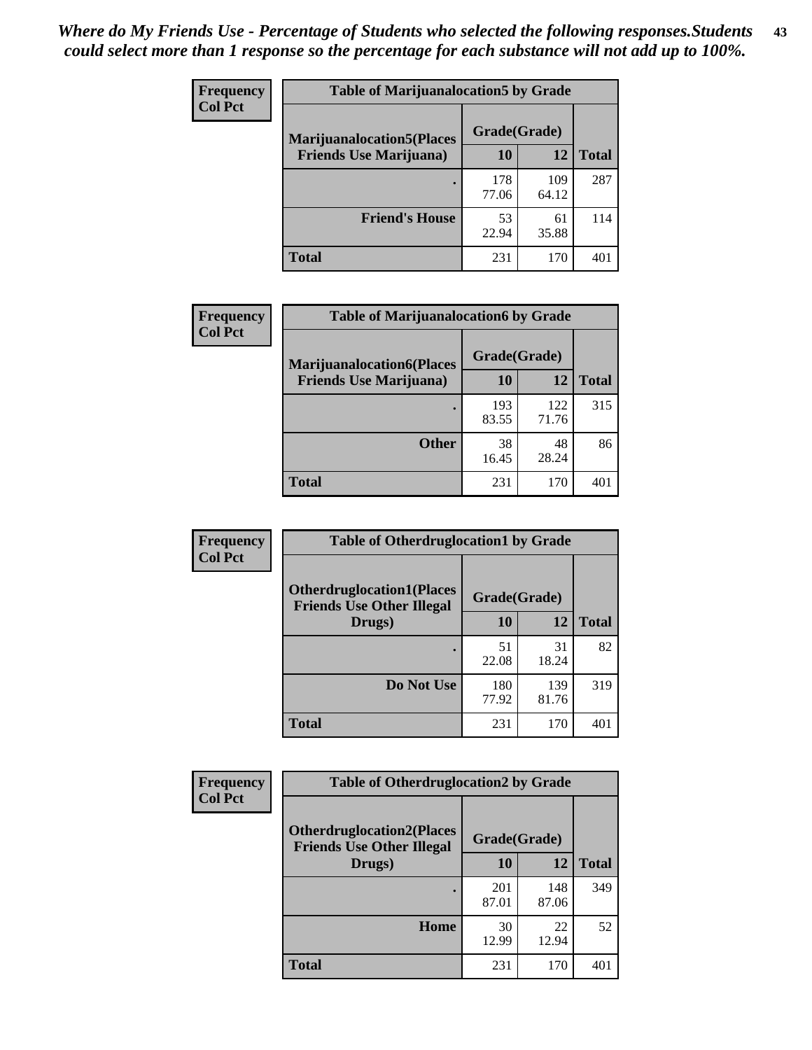*Where do My Friends Use - Percentage of Students who selected the following responses.Students could select more than 1 response so the percentage for each substance will not add up to 100%.*

**Frequency Col Pct**

| Table of Marijuanalocation5 by Grade | | | |
|---|---|---|---|
| **Marijuanalocation5(Places Friends Use Marijuana)** | **Grade(Grade)** | | **Total** |
| | **10** | **12** | |
| **.** | 178<br>77.06 | 109<br>64.12 | 287 |
| **Friend's House** | 53<br>22.94 | 61<br>35.88 | 114 |
| **Total** | 231 | 170 | 401 |

**Frequency Col Pct**

| Table of Marijuanalocation6 by Grade | | | |
|---|---|---|---|
| **Marijuanalocation6(Places Friends Use Marijuana)** | **Grade(Grade)** | | **Total** |
| | **10** | **12** | |
| **.** | 193<br>83.55 | 122<br>71.76 | 315 |
| **Other** | 38<br>16.45 | 48<br>28.24 | 86 |
| **Total** | 231 | 170 | 401 |

**Frequency Col Pct**

| Table of Otherdruglocation1 by Grade | | | |
|---|---|---|---|
| **Otherdruglocation1(Places Friends Use Other Illegal Drugs)** | **Grade(Grade)** | | **Total** |
| | **10** | **12** | |
| **.** | 51<br>22.08 | 31<br>18.24 | 82 |
| **Do Not Use** | 180<br>77.92 | 139<br>81.76 | 319 |
| **Total** | 231 | 170 | 401 |

**Frequency Col Pct**

| Table of Otherdruglocation2 by Grade | | | |
|---|---|---|---|
| **Otherdruglocation2(Places Friends Use Other Illegal Drugs)** | **Grade(Grade)** | | **Total** |
| | **10** | **12** | |
| **.** | 201<br>87.01 | 148<br>87.06 | 349 |
| **Home** | 30<br>12.99 | 22<br>12.94 | 52 |
| **Total** | 231 | 170 | 401 |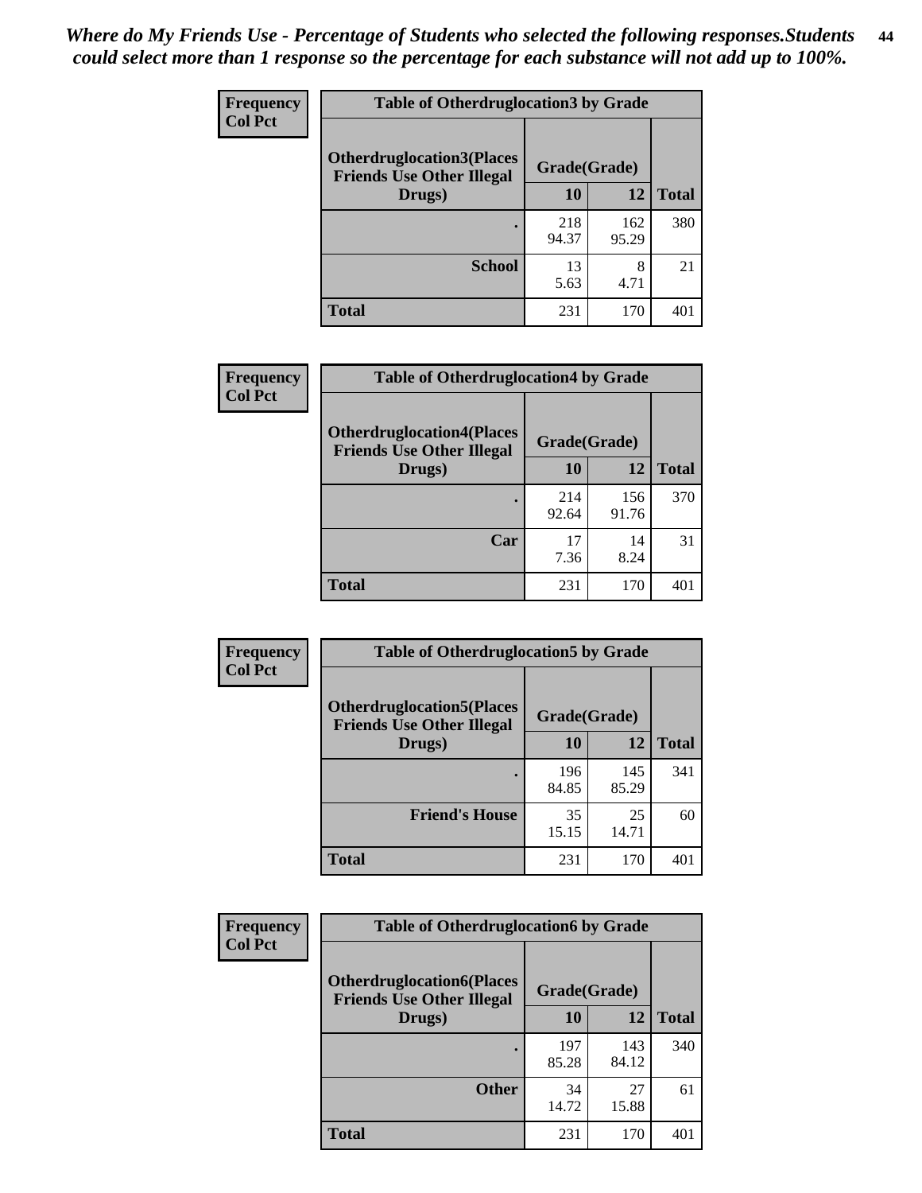*Where do My Friends Use - Percentage of Students who selected the following responses.Students could select more than 1 response so the percentage for each substance will not add up to 100%.*

**Frequency**
**Col Pct**

| Table of Otherdruglocation3 by Grade | | | |
|---|---|---|---|
| **Otherdruglocation3(Places Friends Use Other Illegal Drugs)** | **Grade(Grade)** | | |
| | **10** | **12** | **Total** |
| **.** | 218<br>94.37 | 162<br>95.29 | 380 |
| **School** | 13<br>5.63 | 8<br>4.71 | 21 |
| **Total** | 231 | 170 | 401 |

**Frequency**
**Col Pct**

| Table of Otherdruglocation4 by Grade | | | |
|---|---|---|---|
| **Otherdruglocation4(Places Friends Use Other Illegal Drugs)** | **Grade(Grade)** | | |
| | **10** | **12** | **Total** |
| **.** | 214<br>92.64 | 156<br>91.76 | 370 |
| **Car** | 17<br>7.36 | 14<br>8.24 | 31 |
| **Total** | 231 | 170 | 401 |

**Frequency**
**Col Pct**

| Table of Otherdruglocation5 by Grade | | | |
|---|---|---|---|
| **Otherdruglocation5(Places Friends Use Other Illegal Drugs)** | **Grade(Grade)** | | |
| | **10** | **12** | **Total** |
| **.** | 196<br>84.85 | 145<br>85.29 | 341 |
| **Friend's House** | 35<br>15.15 | 25<br>14.71 | 60 |
| **Total** | 231 | 170 | 401 |

**Frequency**
**Col Pct**

| Table of Otherdruglocation6 by Grade | | | |
|---|---|---|---|
| **Otherdruglocation6(Places Friends Use Other Illegal Drugs)** | **Grade(Grade)** | | |
| | **10** | **12** | **Total** |
| **.** | 197<br>85.28 | 143<br>84.12 | 340 |
| **Other** | 34<br>14.72 | 27<br>15.88 | 61 |
| **Total** | 231 | 170 | 401 |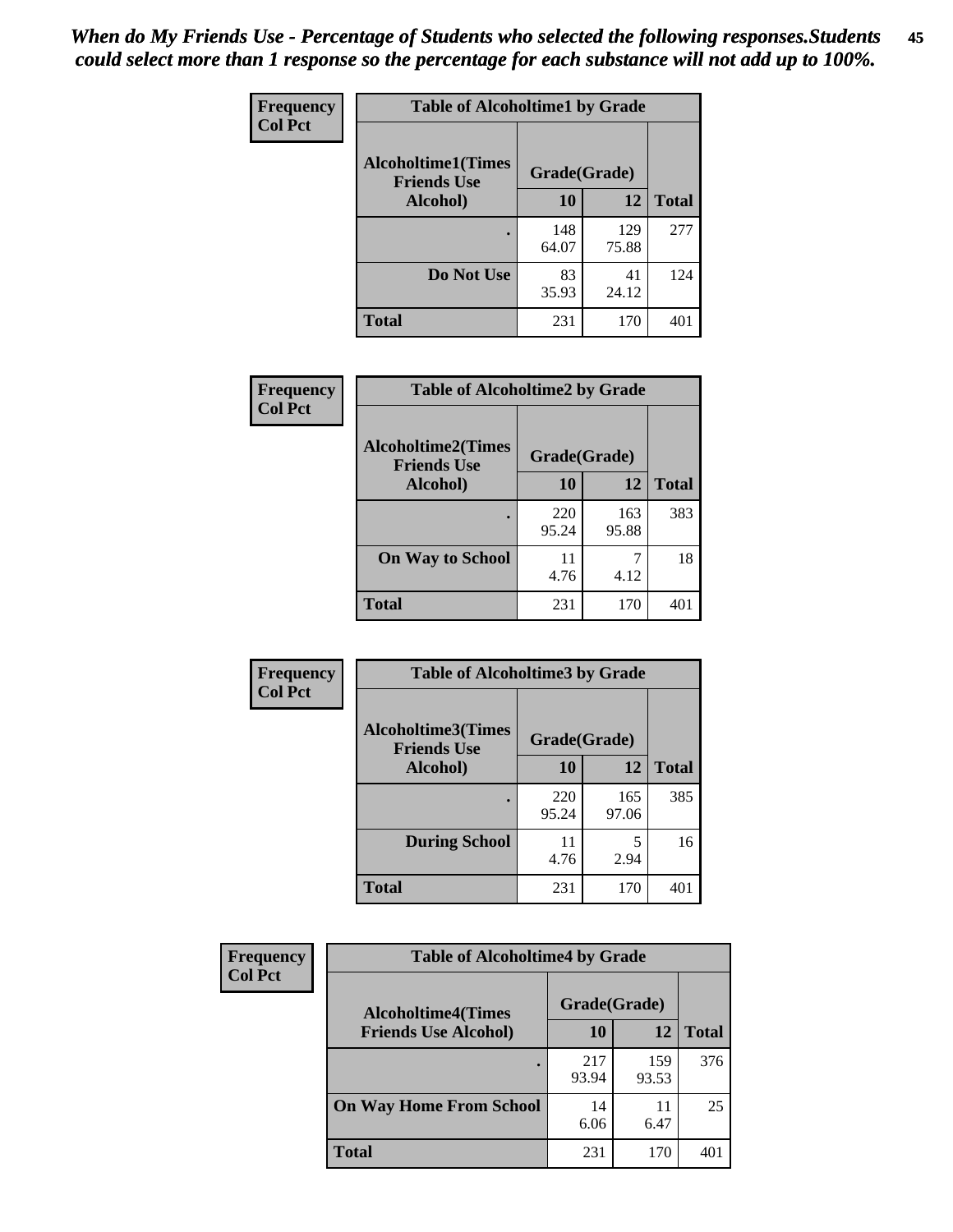*When do My Friends Use - Percentage of Students who selected the following responses.Students could select more than 1 response so the percentage for each substance will not add up to 100%.*

| Frequency Col Pct | Table of Alcoholtime1 by Grade | | |
|---|---|---|---|
| Alcoholtime1(Times Friends Use Alcohol) | Grade(Grade) | | |
| | 10 | 12 | Total |
| . | 148<br>64.07 | 129<br>75.88 | 277 |
| Do Not Use | 83<br>35.93 | 41<br>24.12 | 124 |
| Total | 231 | 170 | 401 |

| Frequency Col Pct | Table of Alcoholtime2 by Grade | | |
|---|---|---|---|
| Alcoholtime2(Times Friends Use Alcohol) | Grade(Grade) | | |
| | 10 | 12 | Total |
| . | 220<br>95.24 | 163<br>95.88 | 383 |
| On Way to School | 11<br>4.76 | 7<br>4.12 | 18 |
| Total | 231 | 170 | 401 |

| Frequency Col Pct | Table of Alcoholtime3 by Grade | | |
|---|---|---|---|
| Alcoholtime3(Times Friends Use Alcohol) | Grade(Grade) | | |
| | 10 | 12 | Total |
| . | 220<br>95.24 | 165<br>97.06 | 385 |
| During School | 11<br>4.76 | 5<br>2.94 | 16 |
| Total | 231 | 170 | 401 |

| Frequency Col Pct | Table of Alcoholtime4 by Grade | | |
|---|---|---|---|
| Alcoholtime4(Times Friends Use Alcohol) | Grade(Grade) | | |
| | 10 | 12 | Total |
| . | 217<br>93.94 | 159<br>93.53 | 376 |
| On Way Home From School | 14<br>6.06 | 11<br>6.47 | 25 |
| Total | 231 | 170 | 401 |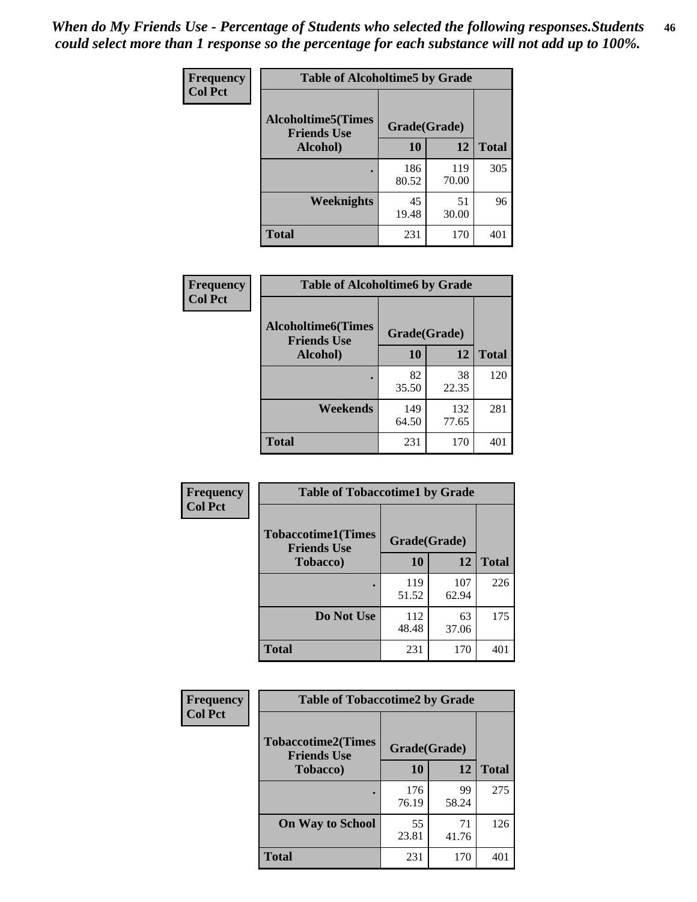*When do My Friends Use - Percentage of Students who selected the following responses.Students could select more than 1 response so the percentage for each substance will not add up to 100%.*

**Frequency**
**Col Pct**

| Table of Alcoholtime5 by Grade | | | |
|---|---|---|---|
| Alcoholtime5(Times Friends Use Alcohol) | Grade(Grade) | | Total |
| | 10 | 12 | |
| . | 186<br>80.52 | 119<br>70.00 | 305 |
| Weeknights | 45<br>19.48 | 51<br>30.00 | 96 |
| Total | 231 | 170 | 401 |

**Frequency**
**Col Pct**

| Table of Alcoholtime6 by Grade | | | |
|---|---|---|---|
| Alcoholtime6(Times Friends Use Alcohol) | Grade(Grade) | | Total |
| | 10 | 12 | |
| . | 82<br>35.50 | 38<br>22.35 | 120 |
| Weekends | 149<br>64.50 | 132<br>77.65 | 281 |
| Total | 231 | 170 | 401 |

**Frequency**
**Col Pct**

| Table of Tobaccotime1 by Grade | | | |
|---|---|---|---|
| Tobaccotime1(Times Friends Use Tobacco) | Grade(Grade) | | Total |
| | 10 | 12 | |
| . | 119<br>51.52 | 107<br>62.94 | 226 |
| Do Not Use | 112<br>48.48 | 63<br>37.06 | 175 |
| Total | 231 | 170 | 401 |

**Frequency**
**Col Pct**

| Table of Tobaccotime2 by Grade | | | |
|---|---|---|---|
| Tobaccotime2(Times Friends Use Tobacco) | Grade(Grade) | | Total |
| | 10 | 12 | |
| . | 176<br>76.19 | 99<br>58.24 | 275 |
| On Way to School | 55<br>23.81 | 71<br>41.76 | 126 |
| Total | 231 | 170 | 401 |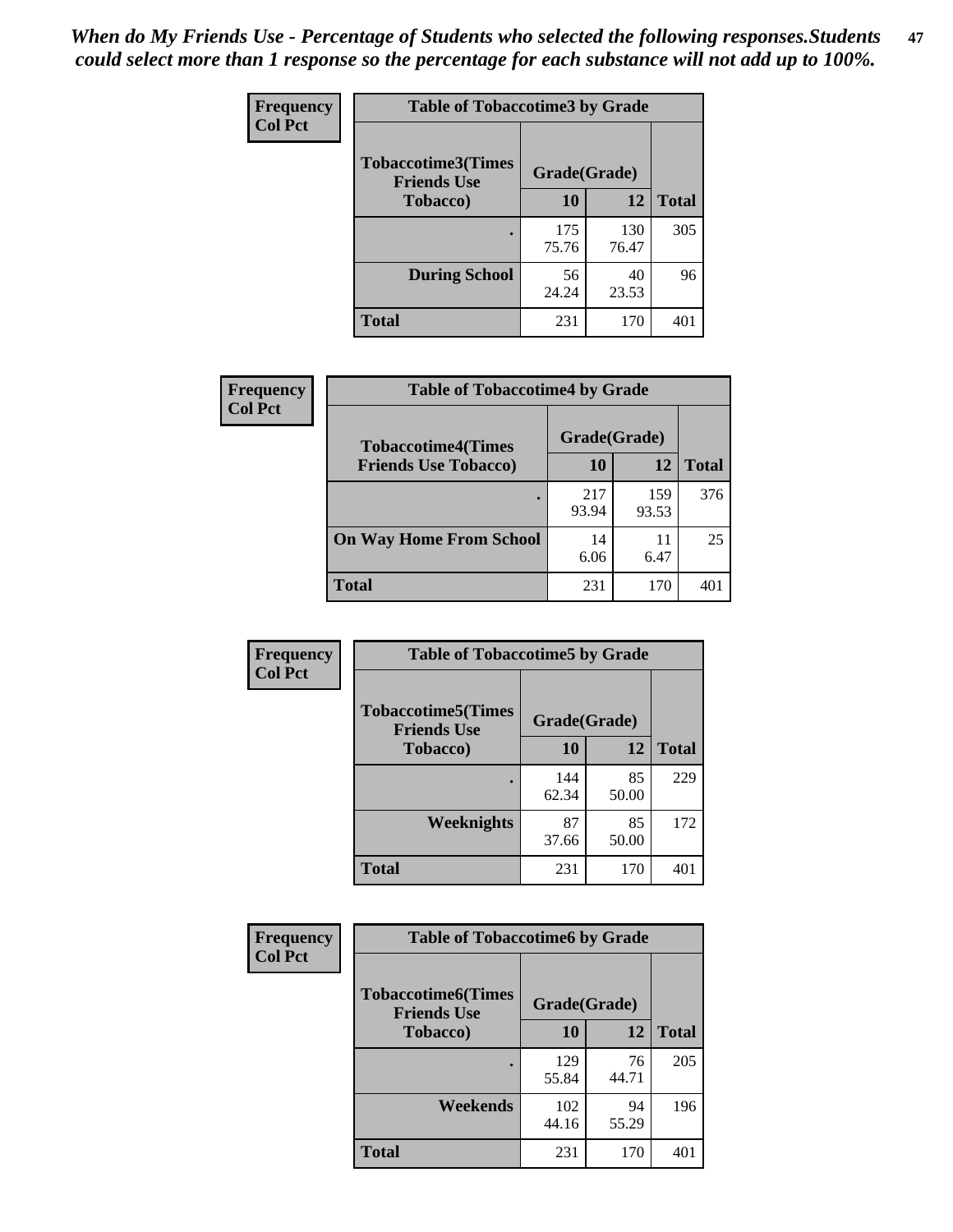*When do My Friends Use - Percentage of Students who selected the following responses.Students could select more than 1 response so the percentage for each substance will not add up to 100%.*

**Frequency**
**Col Pct**

| Table of Tobaccotime3 by Grade | | | |
|---|---|---|---|
| **Tobaccotime3(Times Friends Use Tobacco)** | **Grade(Grade)** | | **Total** |
| | **10** | **12** | |
| . | 175<br>75.76 | 130<br>76.47 | 305 |
| **During School** | 56<br>24.24 | 40<br>23.53 | 96 |
| **Total** | 231 | 170 | 401 |

**Frequency**
**Col Pct**

| Table of Tobaccotime4 by Grade | | | |
|---|---|---|---|
| **Tobaccotime4(Times Friends Use Tobacco)** | **Grade(Grade)** | | **Total** |
| | **10** | **12** | |
| . | 217<br>93.94 | 159<br>93.53 | 376 |
| **On Way Home From School** | 14<br>6.06 | 11<br>6.47 | 25 |
| **Total** | 231 | 170 | 401 |

**Frequency**
**Col Pct**

| Table of Tobaccotime5 by Grade | | | |
|---|---|---|---|
| **Tobaccotime5(Times Friends Use Tobacco)** | **Grade(Grade)** | | **Total** |
| | **10** | **12** | |
| . | 144<br>62.34 | 85<br>50.00 | 229 |
| **Weeknights** | 87<br>37.66 | 85<br>50.00 | 172 |
| **Total** | 231 | 170 | 401 |

**Frequency**
**Col Pct**

| Table of Tobaccotime6 by Grade | | | |
|---|---|---|---|
| **Tobaccotime6(Times Friends Use Tobacco)** | **Grade(Grade)** | | **Total** |
| | **10** | **12** | |
| . | 129<br>55.84 | 76<br>44.71 | 205 |
| **Weekends** | 102<br>44.16 | 94<br>55.29 | 196 |
| **Total** | 231 | 170 | 401 |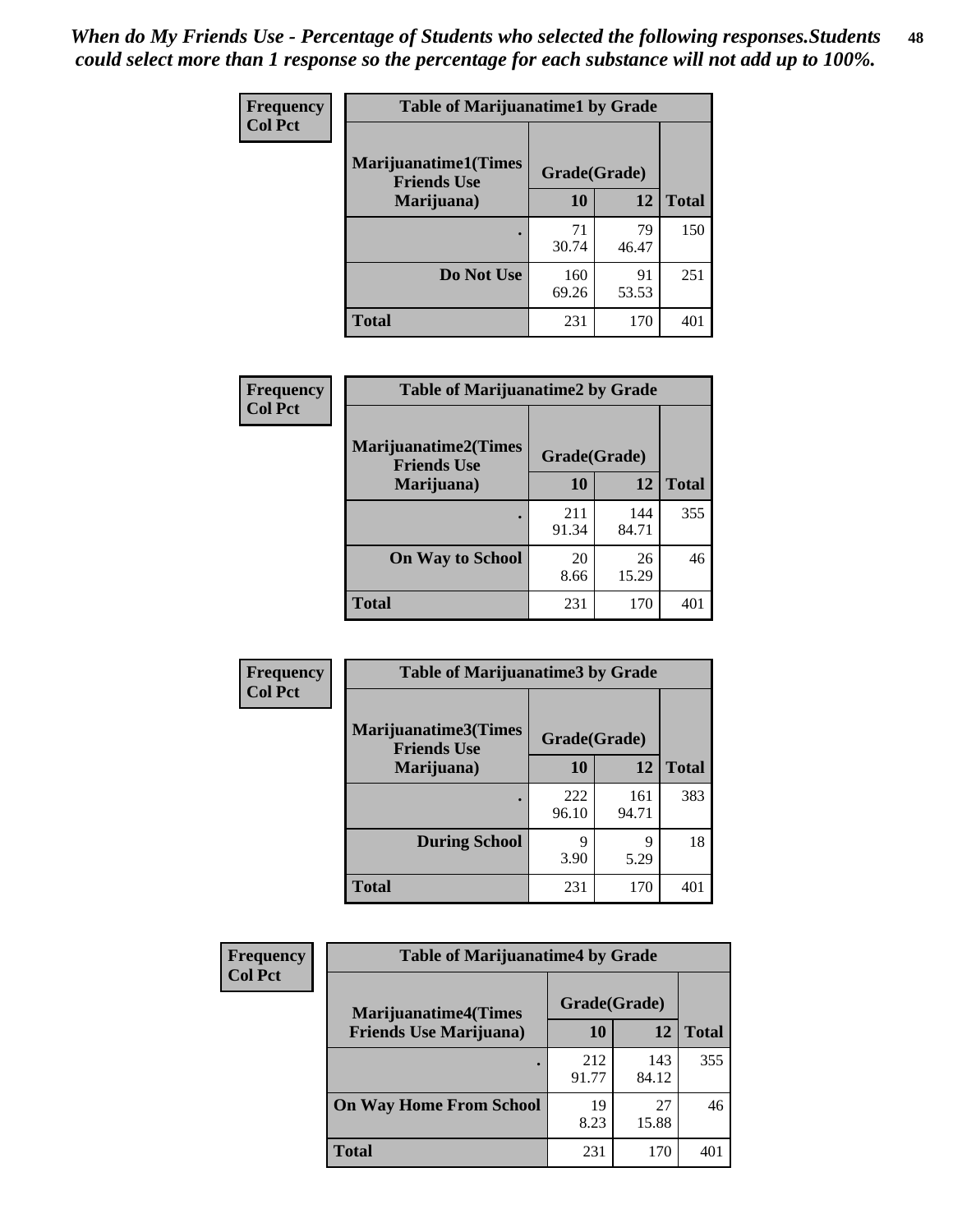*When do My Friends Use - Percentage of Students who selected the following responses.Students could select more than 1 response so the percentage for each substance will not add up to 100%.*

**Frequency**
**Col Pct**

| Table of Marijuanatime1 by Grade | | | |
|---|---|---|---|
| **Marijuanatime1(Times Friends Use Marijuana)** | **Grade(Grade)** | | **Total** |
| | **10** | **12** | |
| **.** | 71<br>30.74 | 79<br>46.47 | 150 |
| **Do Not Use** | 160<br>69.26 | 91<br>53.53 | 251 |
| **Total** | 231 | 170 | 401 |

**Frequency**
**Col Pct**

| Table of Marijuanatime2 by Grade | | | |
|---|---|---|---|
| **Marijuanatime2(Times Friends Use Marijuana)** | **Grade(Grade)** | | **Total** |
| | **10** | **12** | |
| **.** | 211<br>91.34 | 144<br>84.71 | 355 |
| **On Way to School** | 20<br>8.66 | 26<br>15.29 | 46 |
| **Total** | 231 | 170 | 401 |

**Frequency**
**Col Pct**

| Table of Marijuanatime3 by Grade | | | |
|---|---|---|---|
| **Marijuanatime3(Times Friends Use Marijuana)** | **Grade(Grade)** | | **Total** |
| | **10** | **12** | |
| **.** | 222<br>96.10 | 161<br>94.71 | 383 |
| **During School** | 9<br>3.90 | 9<br>5.29 | 18 |
| **Total** | 231 | 170 | 401 |

**Frequency**
**Col Pct**

| Table of Marijuanatime4 by Grade | | | |
|---|---|---|---|
| **Marijuanatime4(Times Friends Use Marijuana)** | **Grade(Grade)** | | **Total** |
| | **10** | **12** | |
| **.** | 212<br>91.77 | 143<br>84.12 | 355 |
| **On Way Home From School** | 19<br>8.23 | 27<br>15.88 | 46 |
| **Total** | 231 | 170 | 401 |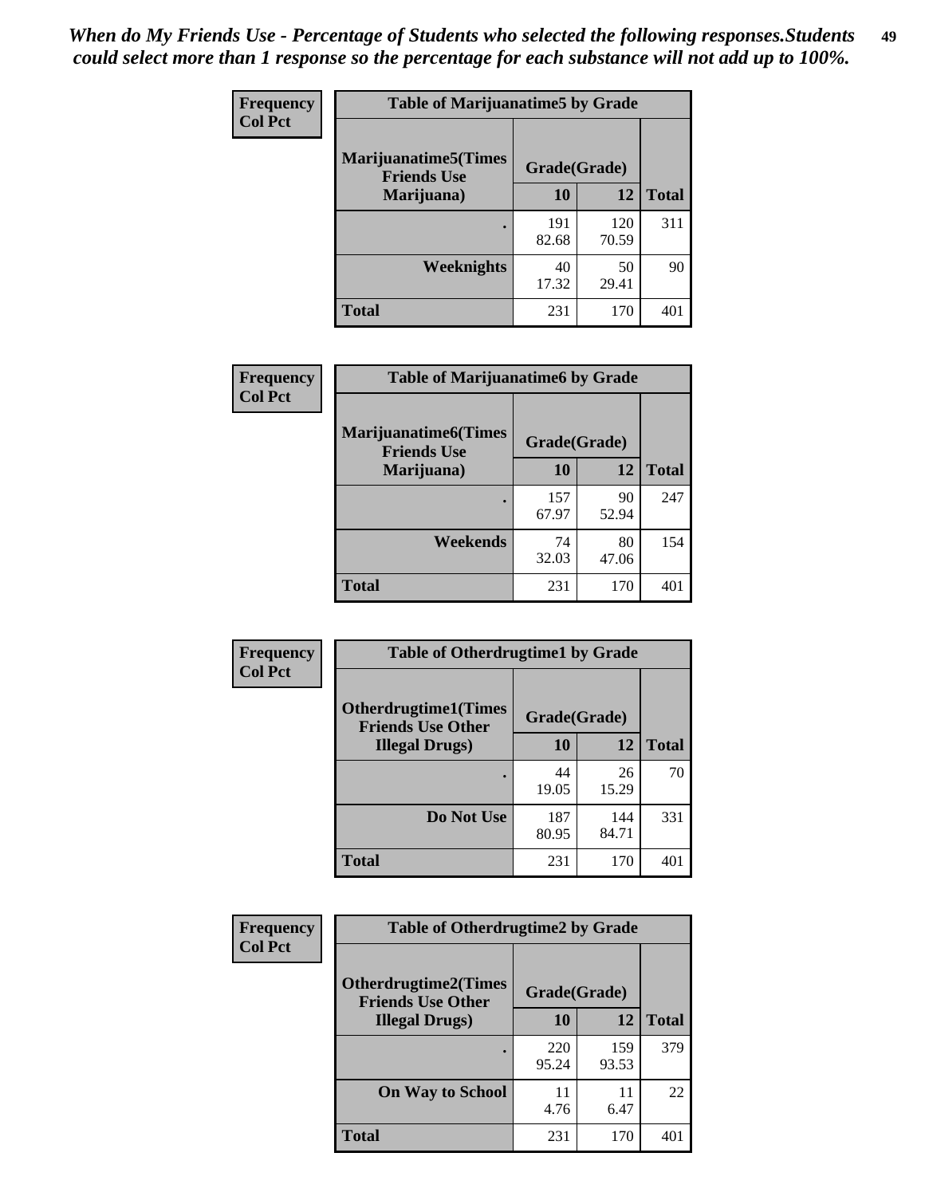*When do My Friends Use - Percentage of Students who selected the following responses.Students could select more than 1 response so the percentage for each substance will not add up to 100%.*

**Frequency**
**Col Pct**

| Table of Marijuanatime5 by Grade | | | |
|---|---|---|---|
| Marijuanatime5(Times Friends Use Marijuana) | Grade(Grade) | | Total |
| | 10 | 12 | |
| . | 191<br>82.68 | 120<br>70.59 | 311 |
| Weeknights | 40<br>17.32 | 50<br>29.41 | 90 |
| Total | 231 | 170 | 401 |

**Frequency**
**Col Pct**

| Table of Marijuanatime6 by Grade | | | |
|---|---|---|---|
| Marijuanatime6(Times Friends Use Marijuana) | Grade(Grade) | | Total |
| | 10 | 12 | |
| . | 157<br>67.97 | 90<br>52.94 | 247 |
| Weekends | 74<br>32.03 | 80<br>47.06 | 154 |
| Total | 231 | 170 | 401 |

**Frequency**
**Col Pct**

| Table of Otherdrugtime1 by Grade | | | |
|---|---|---|---|
| Otherdrugtime1(Times Friends Use Other Illegal Drugs) | Grade(Grade) | | Total |
| | 10 | 12 | |
| . | 44<br>19.05 | 26<br>15.29 | 70 |
| Do Not Use | 187<br>80.95 | 144<br>84.71 | 331 |
| Total | 231 | 170 | 401 |

**Frequency**
**Col Pct**

| Table of Otherdrugtime2 by Grade | | | |
|---|---|---|---|
| Otherdrugtime2(Times Friends Use Other Illegal Drugs) | Grade(Grade) | | Total |
| | 10 | 12 | |
| . | 220<br>95.24 | 159<br>93.53 | 379 |
| On Way to School | 11<br>4.76 | 11<br>6.47 | 22 |
| Total | 231 | 170 | 401 |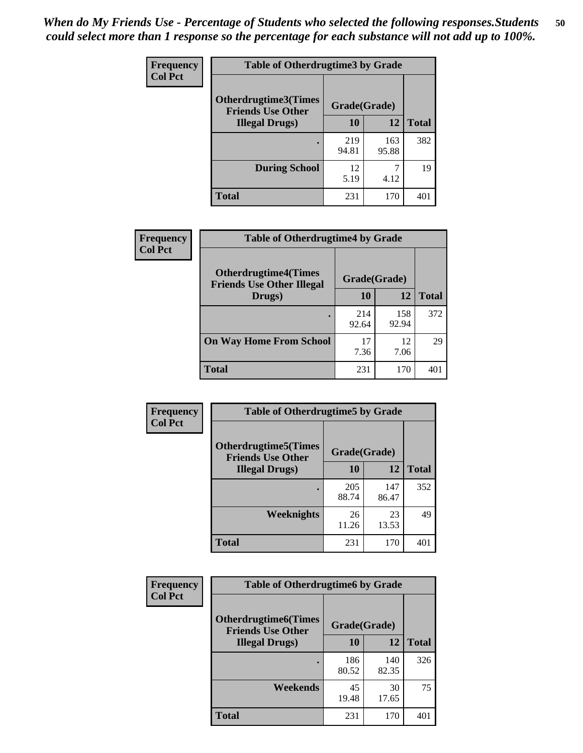*When do My Friends Use - Percentage of Students who selected the following responses.Students could select more than 1 response so the percentage for each substance will not add up to 100%.*

**Frequency**
**Col Pct**

| Table of Otherdrugtime3 by Grade | | | |
|---|---|---|---|
| **Otherdrugtime3(Times Friends Use Other Illegal Drugs)** | **Grade(Grade)** | | |
| | **10** | **12** | **Total** |
| **.** | 219<br>94.81 | 163<br>95.88 | 382 |
| **During School** | 12<br>5.19 | 7<br>4.12 | 19 |
| **Total** | 231 | 170 | 401 |

**Frequency**
**Col Pct**

| Table of Otherdrugtime4 by Grade | | | |
|---|---|---|---|
| **Otherdrugtime4(Times Friends Use Other Illegal Drugs)** | **Grade(Grade)** | | |
| | **10** | **12** | **Total** |
| **.** | 214<br>92.64 | 158<br>92.94 | 372 |
| **On Way Home From School** | 17<br>7.36 | 12<br>7.06 | 29 |
| **Total** | 231 | 170 | 401 |

**Frequency**
**Col Pct**

| Table of Otherdrugtime5 by Grade | | | |
|---|---|---|---|
| **Otherdrugtime5(Times Friends Use Other Illegal Drugs)** | **Grade(Grade)** | | |
| | **10** | **12** | **Total** |
| **.** | 205<br>88.74 | 147<br>86.47 | 352 |
| **Weeknights** | 26<br>11.26 | 23<br>13.53 | 49 |
| **Total** | 231 | 170 | 401 |

**Frequency**
**Col Pct**

| Table of Otherdrugtime6 by Grade | | | |
|---|---|---|---|
| **Otherdrugtime6(Times Friends Use Other Illegal Drugs)** | **Grade(Grade)** | | |
| | **10** | **12** | **Total** |
| **.** | 186<br>80.52 | 140<br>82.35 | 326 |
| **Weekends** | 45<br>19.48 | 30<br>17.65 | 75 |
| **Total** | 231 | 170 | 401 |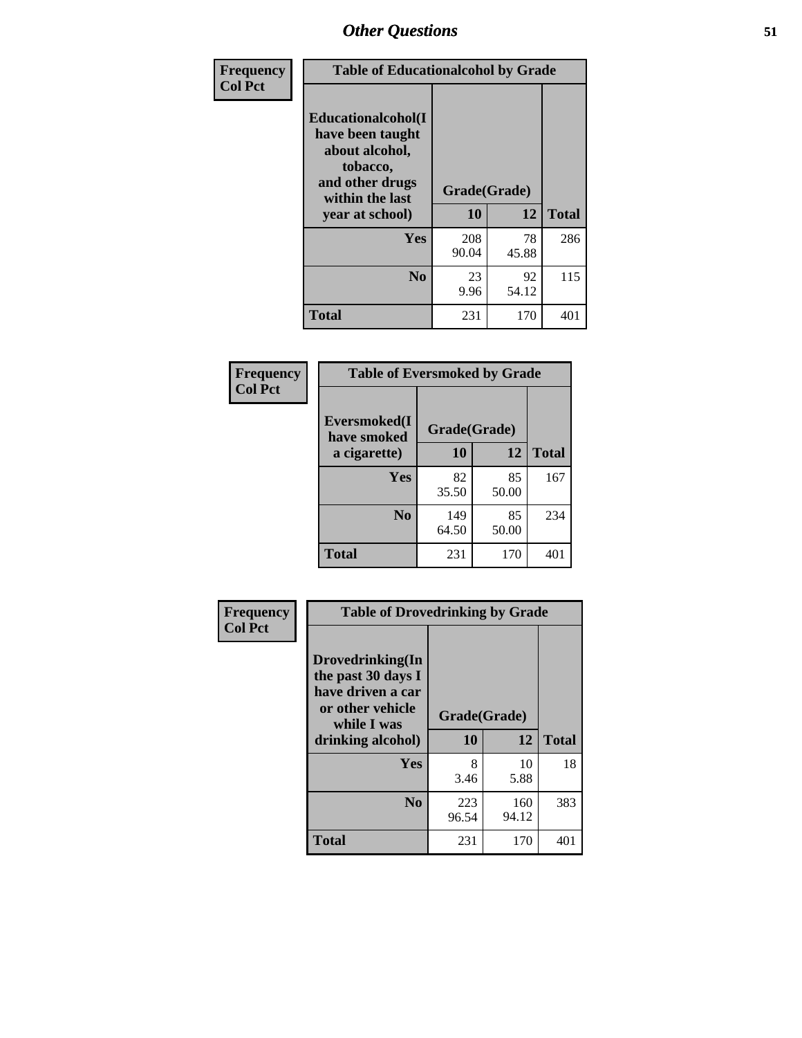## Other Questions

| Frequency<br>Col Pct | Table of Educationalcohol by Grade | | |
|---|---|---|---|
| Educationalcohol(I have been taught about alcohol, tobacco, and other drugs within the last year at school) | Grade(Grade) | | |
| | 10 | 12 | Total |
| Yes | 208<br>90.04 | 78<br>45.88 | 286 |
| No | 23<br>9.96 | 92<br>54.12 | 115 |
| Total | 231 | 170 | 401 |

| Frequency<br>Col Pct | Table of Eversmoked by Grade | | |
|---|---|---|---|
| Eversmoked(I have smoked a cigarette) | Grade(Grade) | | |
| | 10 | 12 | Total |
| Yes | 82<br>35.50 | 85<br>50.00 | 167 |
| No | 149<br>64.50 | 85<br>50.00 | 234 |
| Total | 231 | 170 | 401 |

| Frequency<br>Col Pct | Table of Drovedrinking by Grade | | |
|---|---|---|---|
| Drovedrinking(In the past 30 days I have driven a car or other vehicle while I was drinking alcohol) | Grade(Grade) | | |
| | 10 | 12 | Total |
| Yes | 8<br>3.46 | 10<br>5.88 | 18 |
| No | 223<br>96.54 | 160<br>94.12 | 383 |
| Total | 231 | 170 | 401 |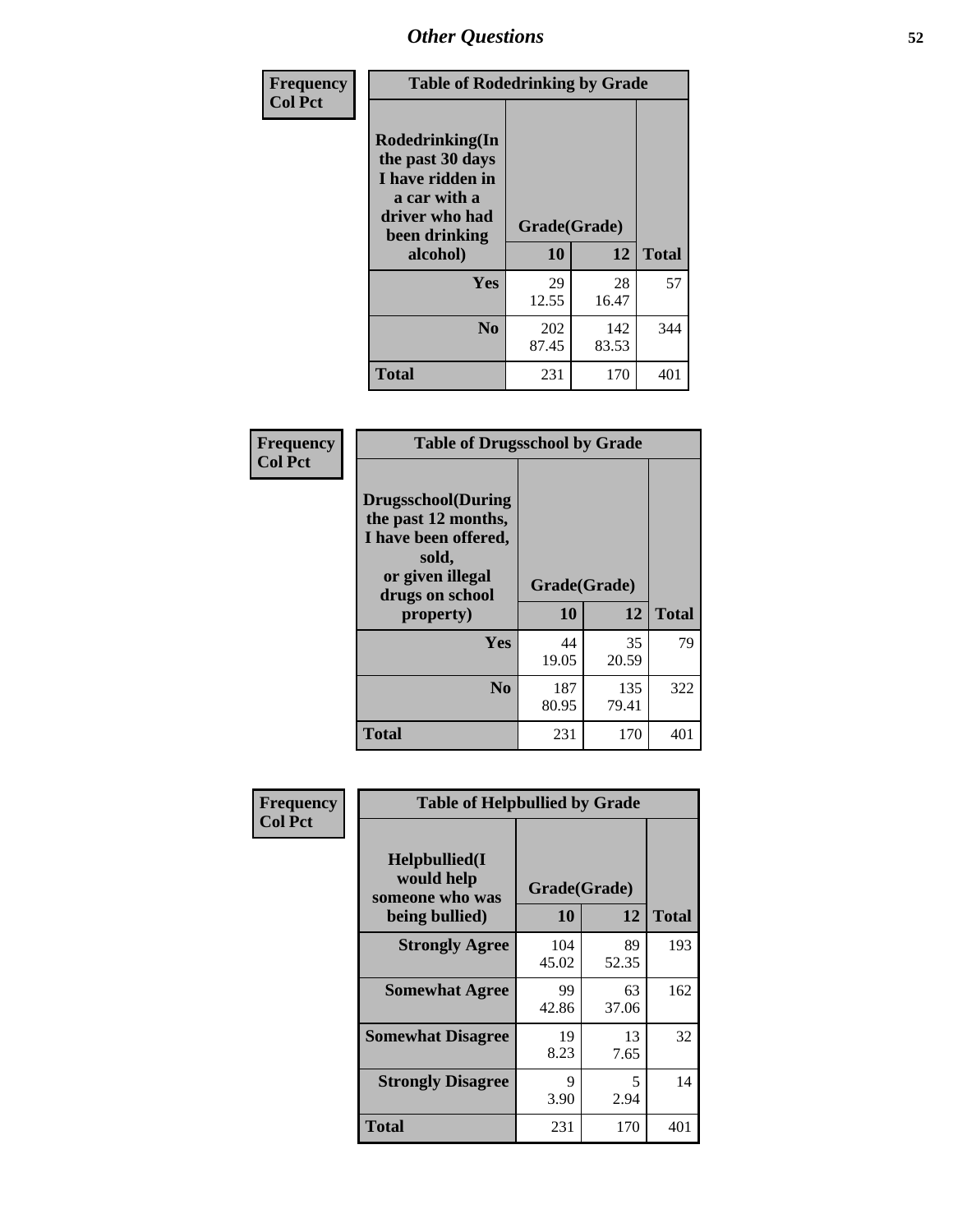# Other Questions

**Frequency**
**Col Pct**

| Table of Rodedrinking by Grade | | | |
|---|---|---|---|
| Rodedrinking(In the past 30 days I have ridden in a car with a driver who had been drinking alcohol) | Grade(Grade) | | |
| | 10 | 12 | Total |
| Yes | 29<br>12.55 | 28<br>16.47 | 57 |
| No | 202<br>87.45 | 142<br>83.53 | 344 |
| Total | 231 | 170 | 401 |

**Frequency**
**Col Pct**

| Table of Drugsschool by Grade | | | |
|---|---|---|---|
| Drugsschool(During the past 12 months, I have been offered, sold, or given illegal drugs on school property) | Grade(Grade) | | |
| | 10 | 12 | Total |
| Yes | 44<br>19.05 | 35<br>20.59 | 79 |
| No | 187<br>80.95 | 135<br>79.41 | 322 |
| Total | 231 | 170 | 401 |

**Frequency**
**Col Pct**

| Table of Helpbullied by Grade | | | |
|---|---|---|---|
| Helpbullied(I would help someone who was being bullied) | Grade(Grade) | | |
| | 10 | 12 | Total |
| Strongly Agree | 104<br>45.02 | 89<br>52.35 | 193 |
| Somewhat Agree | 99<br>42.86 | 63<br>37.06 | 162 |
| Somewhat Disagree | 19<br>8.23 | 13<br>7.65 | 32 |
| Strongly Disagree | 9<br>3.90 | 5<br>2.94 | 14 |
| Total | 231 | 170 | 401 |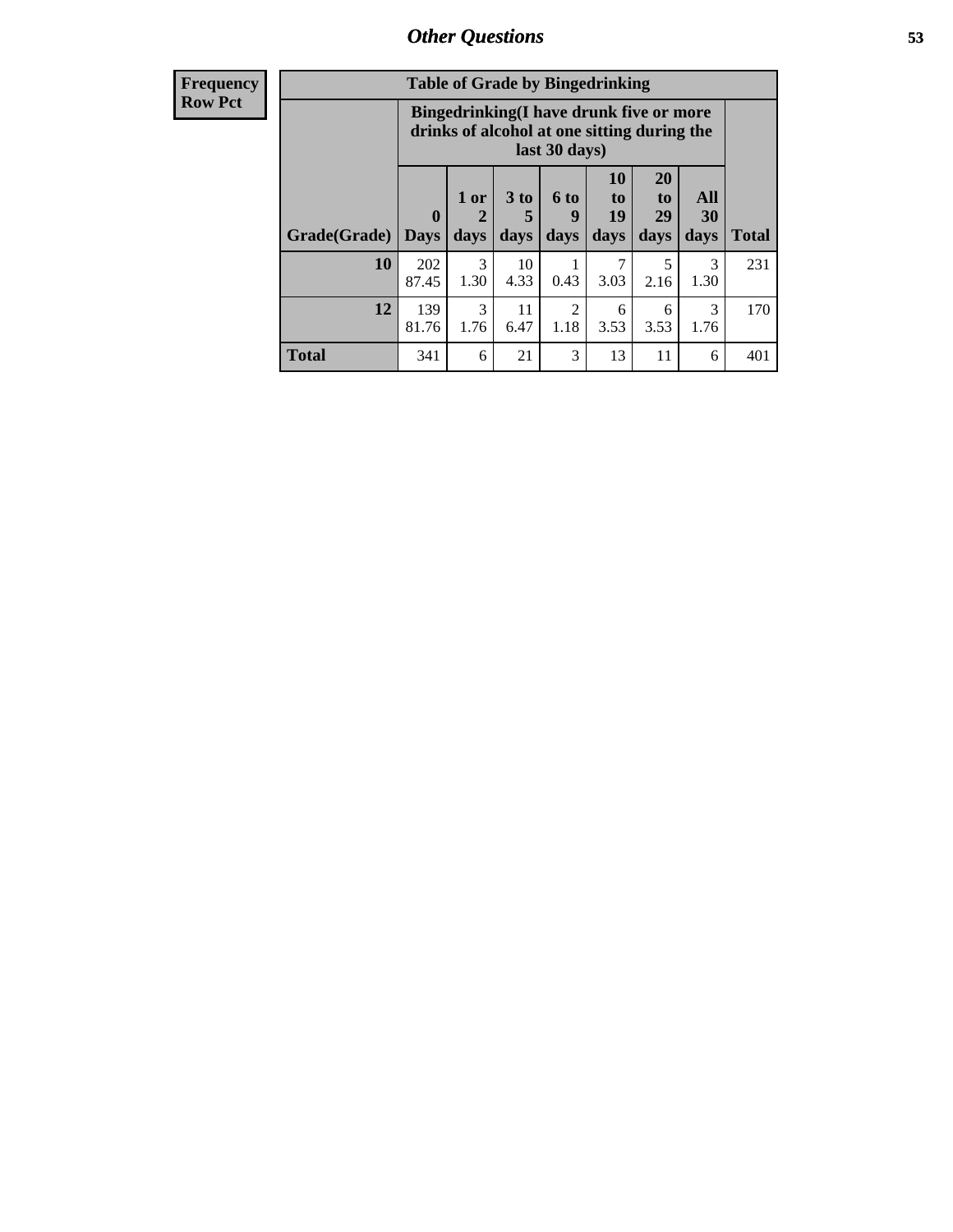| Frequency<br>Row Pct |
|---|

**Table of Grade by Bingedrinking**

| Grade(Grade) | Bingedrinking(I have drunk five or more drinks of alcohol at one sitting during the last 30 days) | | | | | | | Total |
|---|---|---|---|---|---|---|---|---|
| | 0 Days | 1 or 2 days | 3 to 5 days | 6 to 9 days | 10 to 19 days | 20 to 29 days | All 30 days | |
| **10** | 202<br>87.45 | 3<br>1.30 | 10<br>4.33 | 1<br>0.43 | 7<br>3.03 | 5<br>2.16 | 3<br>1.30 | 231 |
| **12** | 139<br>81.76 | 3<br>1.76 | 11<br>6.47 | 2<br>1.18 | 6<br>3.53 | 6<br>3.53 | 3<br>1.76 | 170 |
| **Total** | 341 | 6 | 21 | 3 | 13 | 11 | 6 | 401 |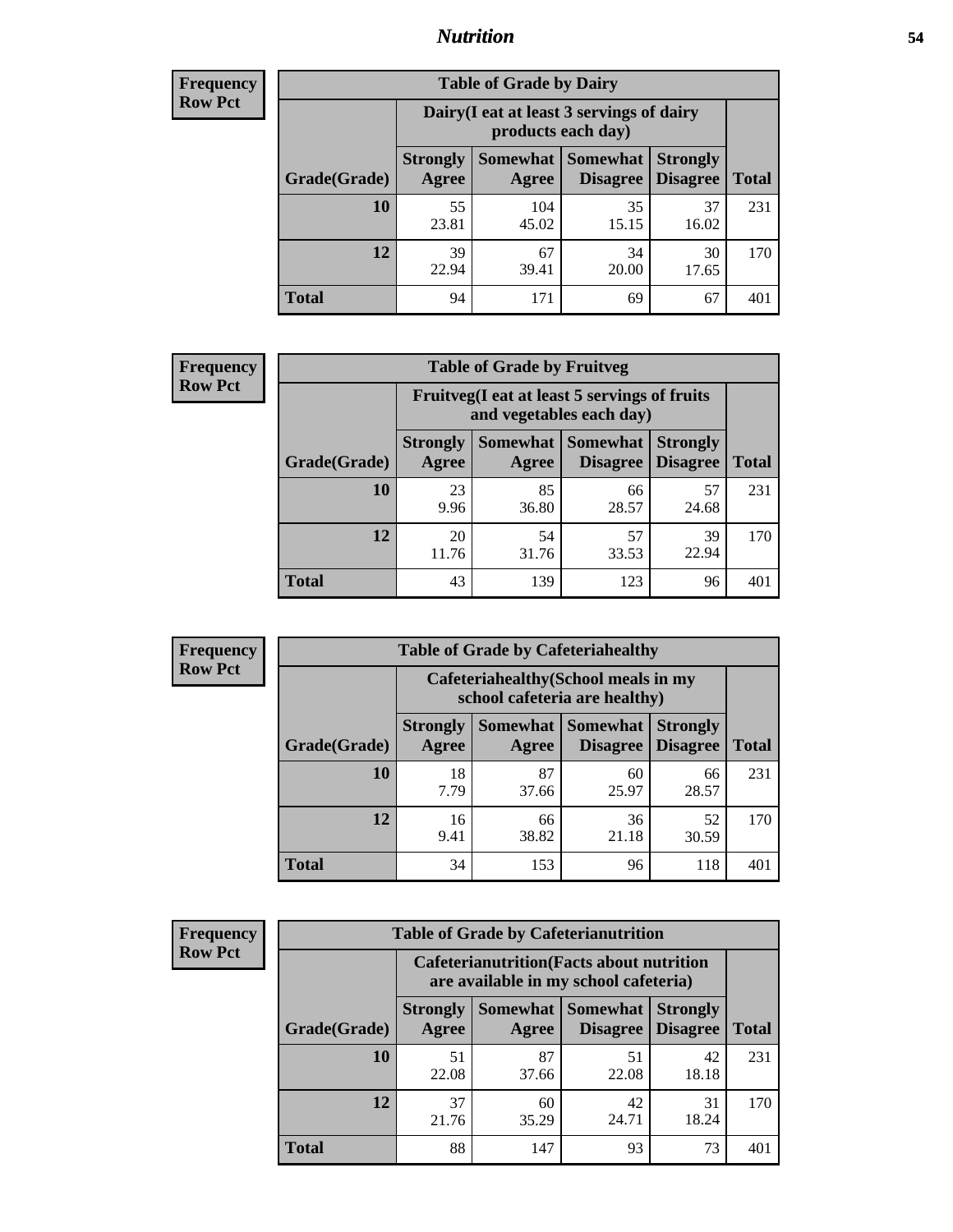**Frequency Row Pct**

| Table of Grade by Dairy | | | | | |
|---|---|---|---|---|---|
| | Dairy(I eat at least 3 servings of dairy products each day) | | | | |
| Grade(Grade) | Strongly Agree | Somewhat Agree | Somewhat Disagree | Strongly Disagree | Total |
| 10 | 55<br>23.81 | 104<br>45.02 | 35<br>15.15 | 37<br>16.02 | 231 |
| 12 | 39<br>22.94 | 67<br>39.41 | 34<br>20.00 | 30<br>17.65 | 170 |
| Total | 94 | 171 | 69 | 67 | 401 |

**Frequency Row Pct**

| Table of Grade by Fruitveg | | | | | |
|---|---|---|---|---|---|
| | Fruitveg(I eat at least 5 servings of fruits and vegetables each day) | | | | |
| Grade(Grade) | Strongly Agree | Somewhat Agree | Somewhat Disagree | Strongly Disagree | Total |
| 10 | 23<br>9.96 | 85<br>36.80 | 66<br>28.57 | 57<br>24.68 | 231 |
| 12 | 20<br>11.76 | 54<br>31.76 | 57<br>33.53 | 39<br>22.94 | 170 |
| Total | 43 | 139 | 123 | 96 | 401 |

**Frequency Row Pct**

| Table of Grade by Cafeteriahealthy | | | | | |
|---|---|---|---|---|---|
| | Cafeteriahealthy(School meals in my school cafeteria are healthy) | | | | |
| Grade(Grade) | Strongly Agree | Somewhat Agree | Somewhat Disagree | Strongly Disagree | Total |
| 10 | 18<br>7.79 | 87<br>37.66 | 60<br>25.97 | 66<br>28.57 | 231 |
| 12 | 16<br>9.41 | 66<br>38.82 | 36<br>21.18 | 52<br>30.59 | 170 |
| Total | 34 | 153 | 96 | 118 | 401 |

**Frequency Row Pct**

| Table of Grade by Cafeterianutrition | | | | | |
|---|---|---|---|---|---|
| | Cafeterianutrition(Facts about nutrition are available in my school cafeteria) | | | | |
| Grade(Grade) | Strongly Agree | Somewhat Agree | Somewhat Disagree | Strongly Disagree | Total |
| 10 | 51<br>22.08 | 87<br>37.66 | 51<br>22.08 | 42<br>18.18 | 231 |
| 12 | 37<br>21.76 | 60<br>35.29 | 42<br>24.71 | 31<br>18.24 | 170 |
| Total | 88 | 147 | 93 | 73 | 401 |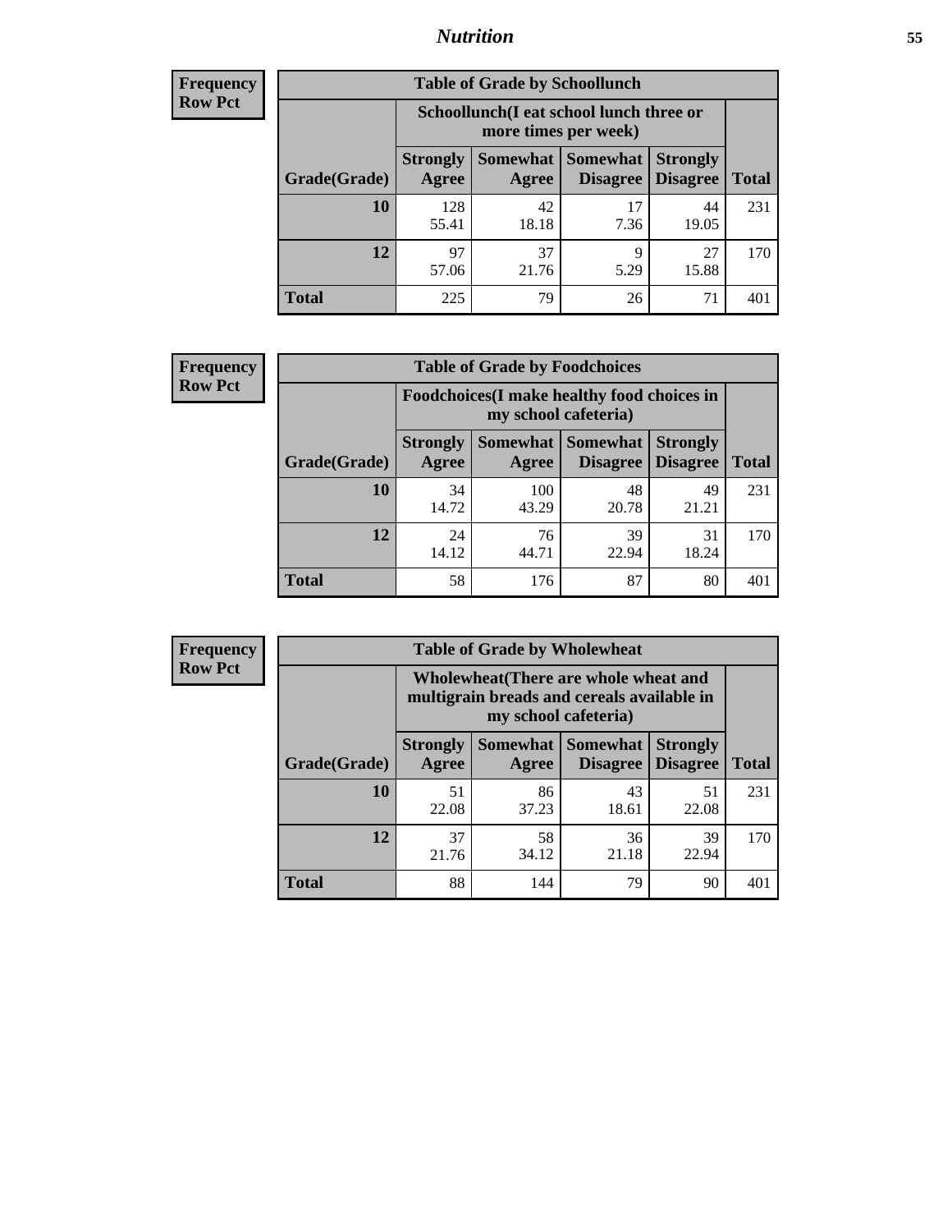| Frequency |
|---|
| Row Pct |

**Table of Grade by Schoollunch**

| | Schoollunch(I eat school lunch three or more times per week) | | | | |
|---|---|---|---|---|---|
| Grade(Grade) | Strongly Agree | Somewhat Agree | Somewhat Disagree | Strongly Disagree | Total |
| 10 | 128<br>55.41 | 42<br>18.18 | 17<br>7.36 | 44<br>19.05 | 231 |
| 12 | 97<br>57.06 | 37<br>21.76 | 9<br>5.29 | 27<br>15.88 | 170 |
| Total | 225 | 79 | 26 | 71 | 401 |

| Frequency |
|---|
| Row Pct |

**Table of Grade by Foodchoices**

| | Foodchoices(I make healthy food choices in my school cafeteria) | | | | |
|---|---|---|---|---|---|
| Grade(Grade) | Strongly Agree | Somewhat Agree | Somewhat Disagree | Strongly Disagree | Total |
| 10 | 34<br>14.72 | 100<br>43.29 | 48<br>20.78 | 49<br>21.21 | 231 |
| 12 | 24<br>14.12 | 76<br>44.71 | 39<br>22.94 | 31<br>18.24 | 170 |
| Total | 58 | 176 | 87 | 80 | 401 |

| Frequency |
|---|
| Row Pct |

**Table of Grade by Wholewheat**

| | Wholewheat(There are whole wheat and multigrain breads and cereals available in my school cafeteria) | | | | |
|---|---|---|---|---|---|
| Grade(Grade) | Strongly Agree | Somewhat Agree | Somewhat Disagree | Strongly Disagree | Total |
| 10 | 51<br>22.08 | 86<br>37.23 | 43<br>18.61 | 51<br>22.08 | 231 |
| 12 | 37<br>21.76 | 58<br>34.12 | 36<br>21.18 | 39<br>22.94 | 170 |
| Total | 88 | 144 | 79 | 90 | 401 |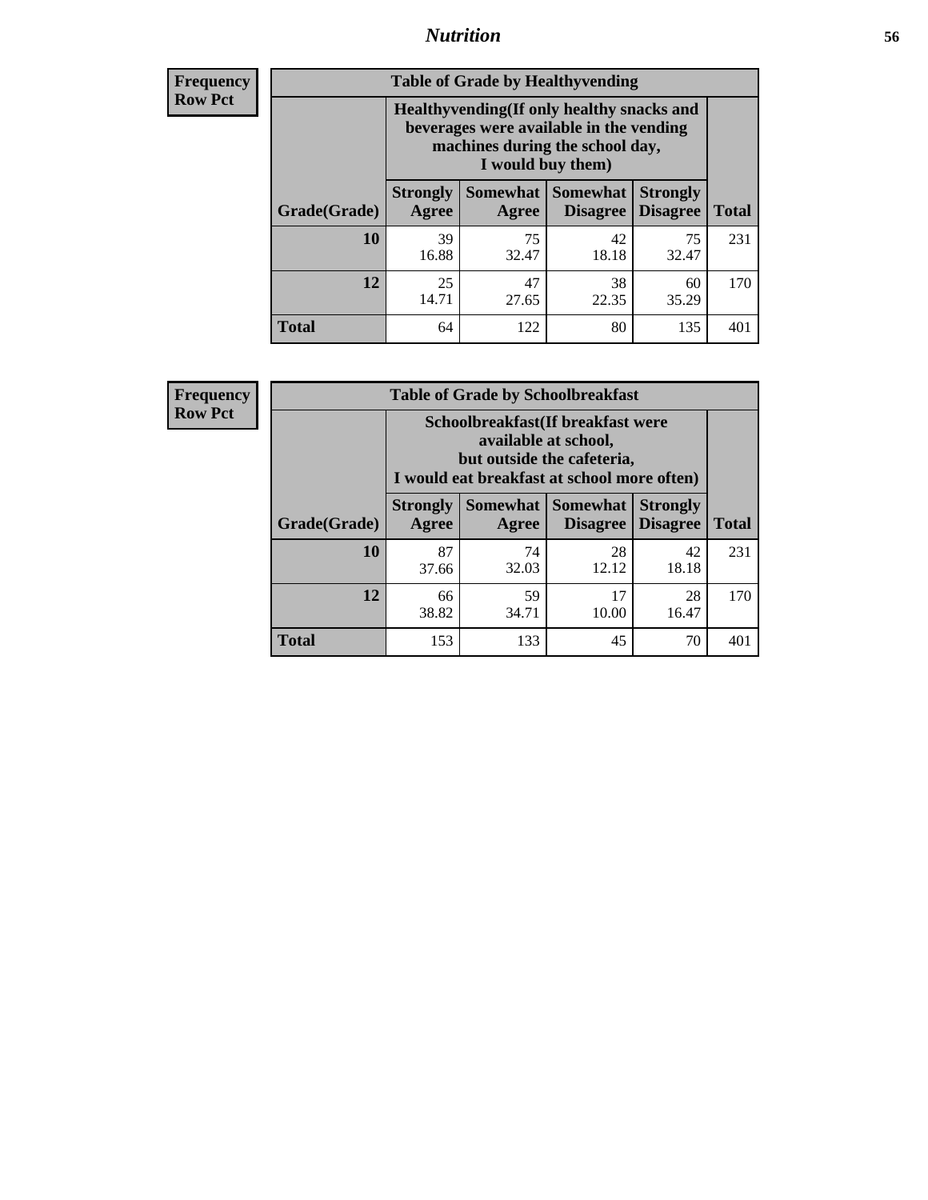**Frequency**
**Row Pct**

| Table of Grade by Healthyvending | | | | | |
|---|---|---|---|---|---|
| | Healthyvending(If only healthy snacks and beverages were available in the vending machines during the school day, I would buy them) | | | | |
| Grade(Grade) | Strongly Agree | Somewhat Agree | Somewhat Disagree | Strongly Disagree | Total |
| **10** | 39<br>16.88 | 75<br>32.47 | 42<br>18.18 | 75<br>32.47 | 231 |
| **12** | 25<br>14.71 | 47<br>27.65 | 38<br>22.35 | 60<br>35.29 | 170 |
| **Total** | 64 | 122 | 80 | 135 | 401 |

**Frequency**
**Row Pct**

| Table of Grade by Schoolbreakfast | | | | | |
|---|---|---|---|---|---|
| | Schoolbreakfast(If breakfast were available at school, but outside the cafeteria, I would eat breakfast at school more often) | | | | |
| Grade(Grade) | Strongly Agree | Somewhat Agree | Somewhat Disagree | Strongly Disagree | Total |
| **10** | 87<br>37.66 | 74<br>32.03 | 28<br>12.12 | 42<br>18.18 | 231 |
| **12** | 66<br>38.82 | 59<br>34.71 | 17<br>10.00 | 28<br>16.47 | 170 |
| **Total** | 153 | 133 | 45 | 70 | 401 |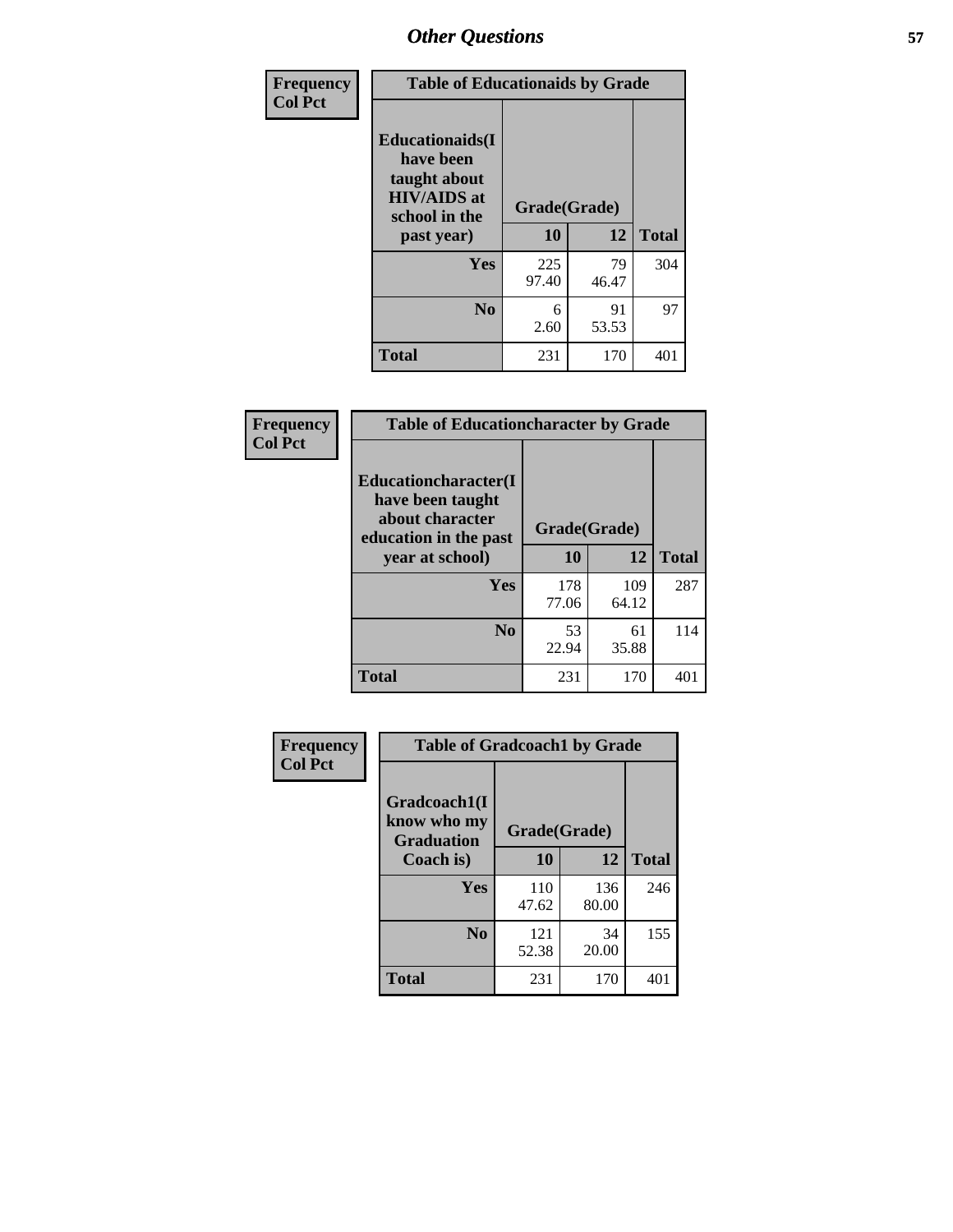## Other Questions

**Frequency**
**Col Pct**

| Table of Educationaids by Grade | | | |
|---|---|---|---|
| **Educationaids(I have been taught about HIV/AIDS at school in the past year)** | **Grade(Grade)** | | |
| | **10** | **12** | **Total** |
| **Yes** | 225<br>97.40 | 79<br>46.47 | 304 |
| **No** | 6<br>2.60 | 91<br>53.53 | 97 |
| **Total** | 231 | 170 | 401 |

**Frequency**
**Col Pct**

| Table of Educationcharacter by Grade | | | |
|---|---|---|---|
| **Educationcharacter(I have been taught about character education in the past year at school)** | **Grade(Grade)** | | |
| | **10** | **12** | **Total** |
| **Yes** | 178<br>77.06 | 109<br>64.12 | 287 |
| **No** | 53<br>22.94 | 61<br>35.88 | 114 |
| **Total** | 231 | 170 | 401 |

**Frequency**
**Col Pct**

| Table of Gradcoach1 by Grade | | | |
|---|---|---|---|
| **Gradcoach1(I know who my Graduation Coach is)** | **Grade(Grade)** | | |
| | **10** | **12** | **Total** |
| **Yes** | 110<br>47.62 | 136<br>80.00 | 246 |
| **No** | 121<br>52.38 | 34<br>20.00 | 155 |
| **Total** | 231 | 170 | 401 |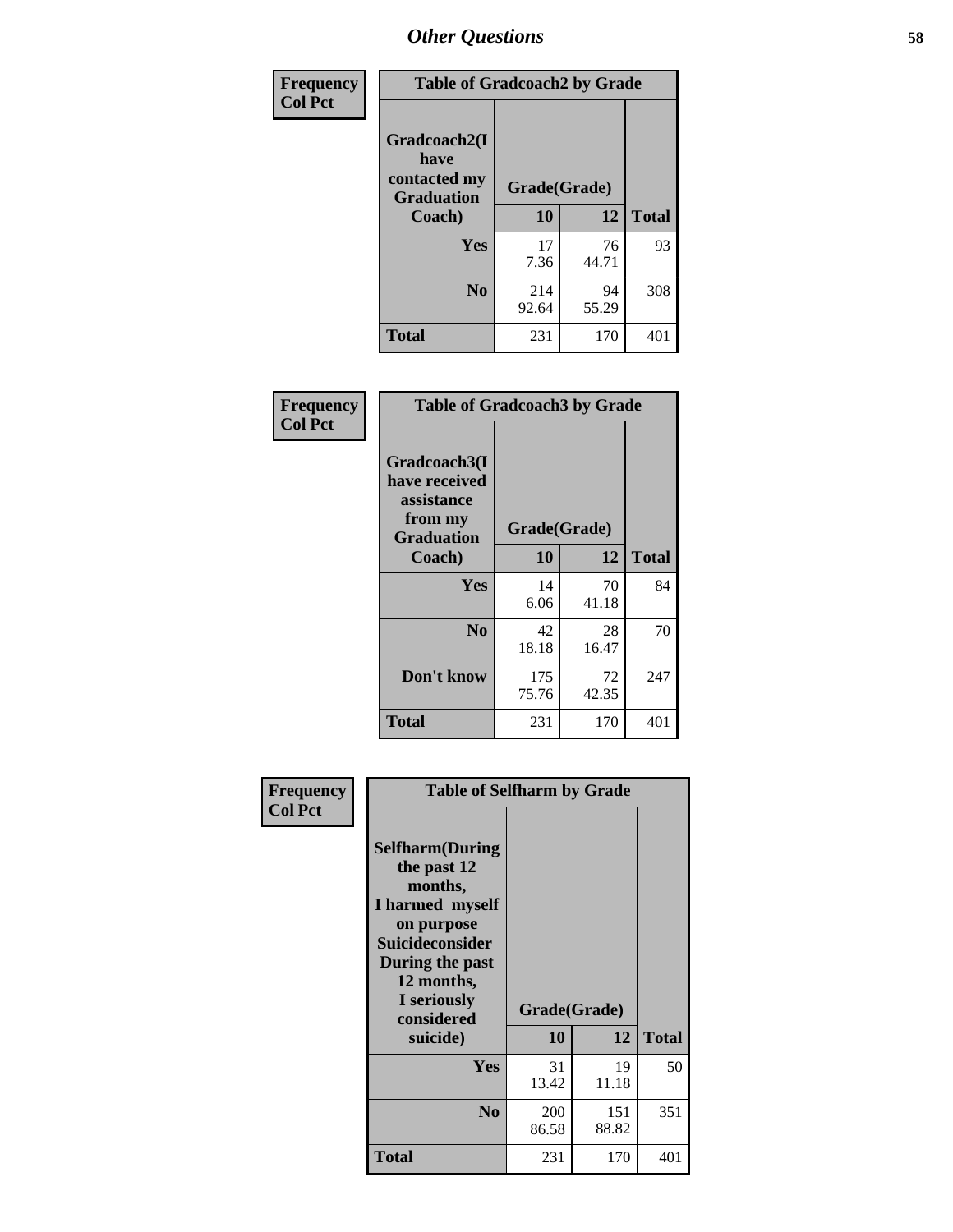## Other Questions

**Frequency / Col Pct**

| Table of Gradcoach2 by Grade | | | |
|---|---|---|---|
| Gradcoach2(I have contacted my Graduation Coach) | Grade(Grade) | | |
| | 10 | 12 | Total |
| Yes | 17<br>7.36 | 76<br>44.71 | 93 |
| No | 214<br>92.64 | 94<br>55.29 | 308 |
| Total | 231 | 170 | 401 |

**Frequency / Col Pct**

| Table of Gradcoach3 by Grade | | | |
|---|---|---|---|
| Gradcoach3(I have received assistance from my Graduation Coach) | Grade(Grade) | | |
| | 10 | 12 | Total |
| Yes | 14<br>6.06 | 70<br>41.18 | 84 |
| No | 42<br>18.18 | 28<br>16.47 | 70 |
| Don't know | 175<br>75.76 | 72<br>42.35 | 247 |
| Total | 231 | 170 | 401 |

**Frequency / Col Pct**

| Table of Selfharm by Grade | | | |
|---|---|---|---|
| Selfharm(During the past 12 months, I harmed myself on purpose Suicideconsider During the past 12 months, I seriously considered suicide) | Grade(Grade) | | |
| | 10 | 12 | Total |
| Yes | 31<br>13.42 | 19<br>11.18 | 50 |
| No | 200<br>86.58 | 151<br>88.82 | 351 |
| Total | 231 | 170 | 401 |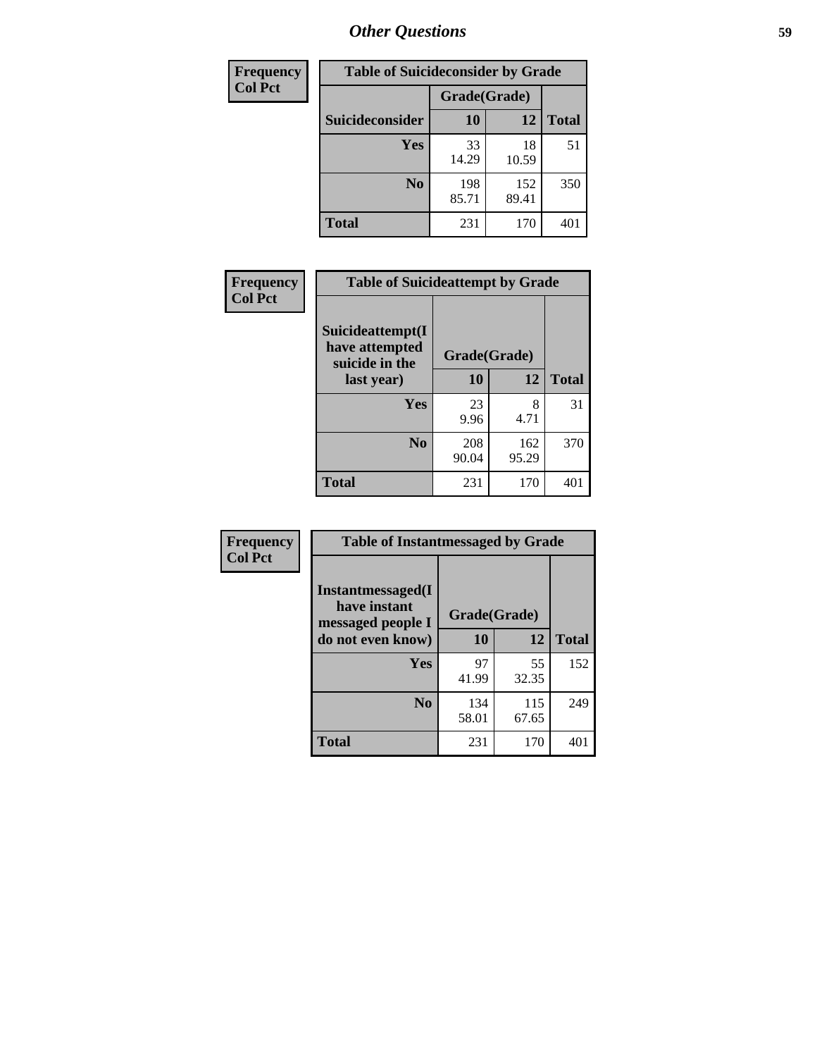# Other Questions

| Frequency<br>Col Pct |
|---|

| Table of Suicideconsider by Grade | | | |
|---|---|---|---|
| | Grade(Grade) | | |
| Suicideconsider | 10 | 12 | Total |
| Yes | 33<br>14.29 | 18<br>10.59 | 51 |
| No | 198<br>85.71 | 152<br>89.41 | 350 |
| Total | 231 | 170 | 401 |

| Frequency<br>Col Pct |
|---|

| Table of Suicideattempt by Grade | | | |
|---|---|---|---|
| Suicideattempt(I have attempted suicide in the last year) | Grade(Grade) | | |
| | 10 | 12 | Total |
| Yes | 23<br>9.96 | 8<br>4.71 | 31 |
| No | 208<br>90.04 | 162<br>95.29 | 370 |
| Total | 231 | 170 | 401 |

| Frequency<br>Col Pct |
|---|

| Table of Instantmessaged by Grade | | | |
|---|---|---|---|
| Instantmessaged(I have instant messaged people I do not even know) | Grade(Grade) | | |
| | 10 | 12 | Total |
| Yes | 97<br>41.99 | 55<br>32.35 | 152 |
| No | 134<br>58.01 | 115<br>67.65 | 249 |
| Total | 231 | 170 | 401 |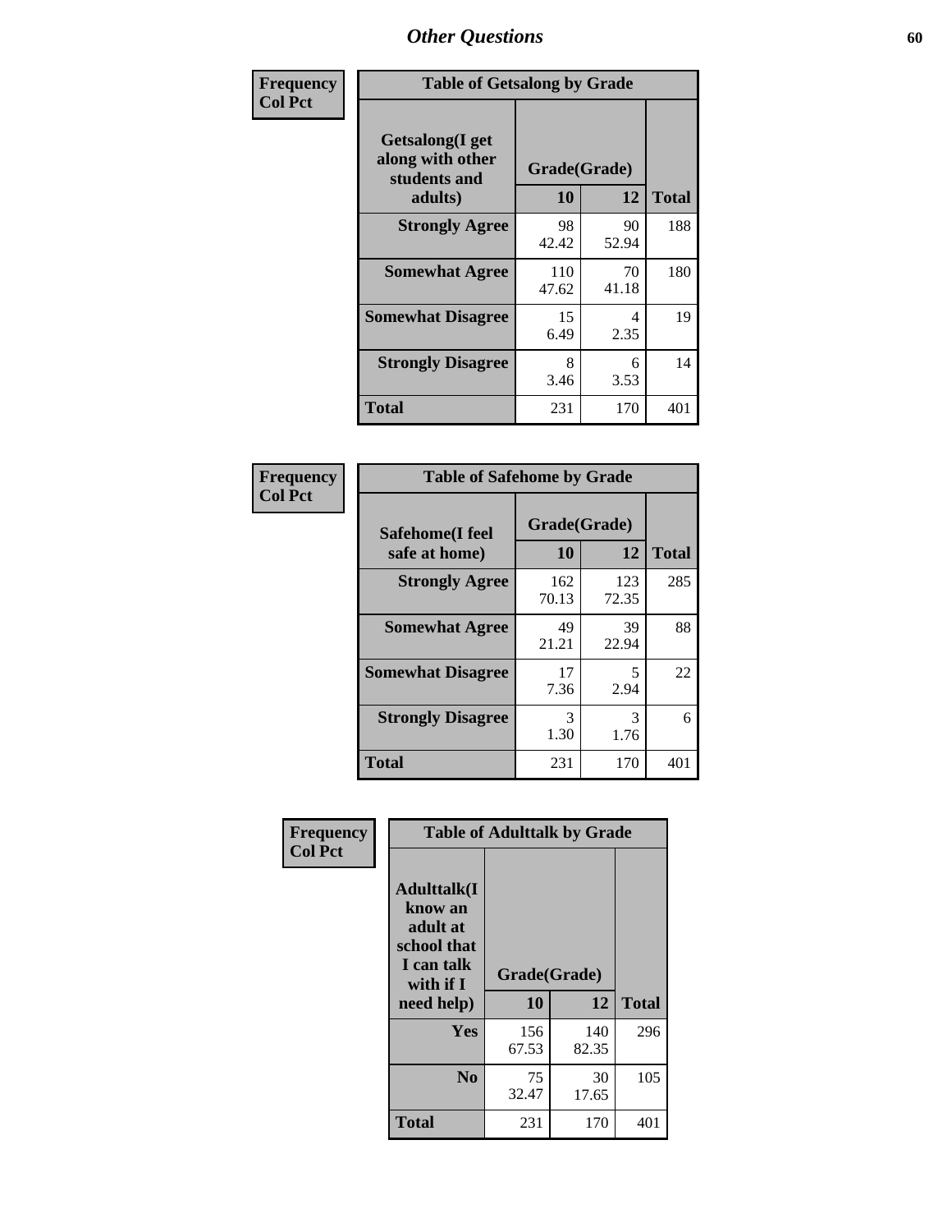# Other Questions

**Frequency / Col Pct**

| Getsalong(I get along with other students and adults) | Grade(Grade) 10 | 12 | Total |
|---|---|---|---|
| **Strongly Agree** | 98<br>42.42 | 90<br>52.94 | 188 |
| **Somewhat Agree** | 110<br>47.62 | 70<br>41.18 | 180 |
| **Somewhat Disagree** | 15<br>6.49 | 4<br>2.35 | 19 |
| **Strongly Disagree** | 8<br>3.46 | 6<br>3.53 | 14 |
| **Total** | 231 | 170 | 401 |

Table of Getsalong by Grade

**Frequency / Col Pct**

| Safehome(I feel safe at home) | Grade(Grade) 10 | 12 | Total |
|---|---|---|---|
| **Strongly Agree** | 162<br>70.13 | 123<br>72.35 | 285 |
| **Somewhat Agree** | 49<br>21.21 | 39<br>22.94 | 88 |
| **Somewhat Disagree** | 17<br>7.36 | 5<br>2.94 | 22 |
| **Strongly Disagree** | 3<br>1.30 | 3<br>1.76 | 6 |
| **Total** | 231 | 170 | 401 |

Table of Safehome by Grade

**Frequency / Col Pct**

| Adulttalk(I know an adult at school that I can talk with if I need help) | Grade(Grade) 10 | 12 | Total |
|---|---|---|---|
| **Yes** | 156<br>67.53 | 140<br>82.35 | 296 |
| **No** | 75<br>32.47 | 30<br>17.65 | 105 |
| **Total** | 231 | 170 | 401 |

Table of Adulttalk by Grade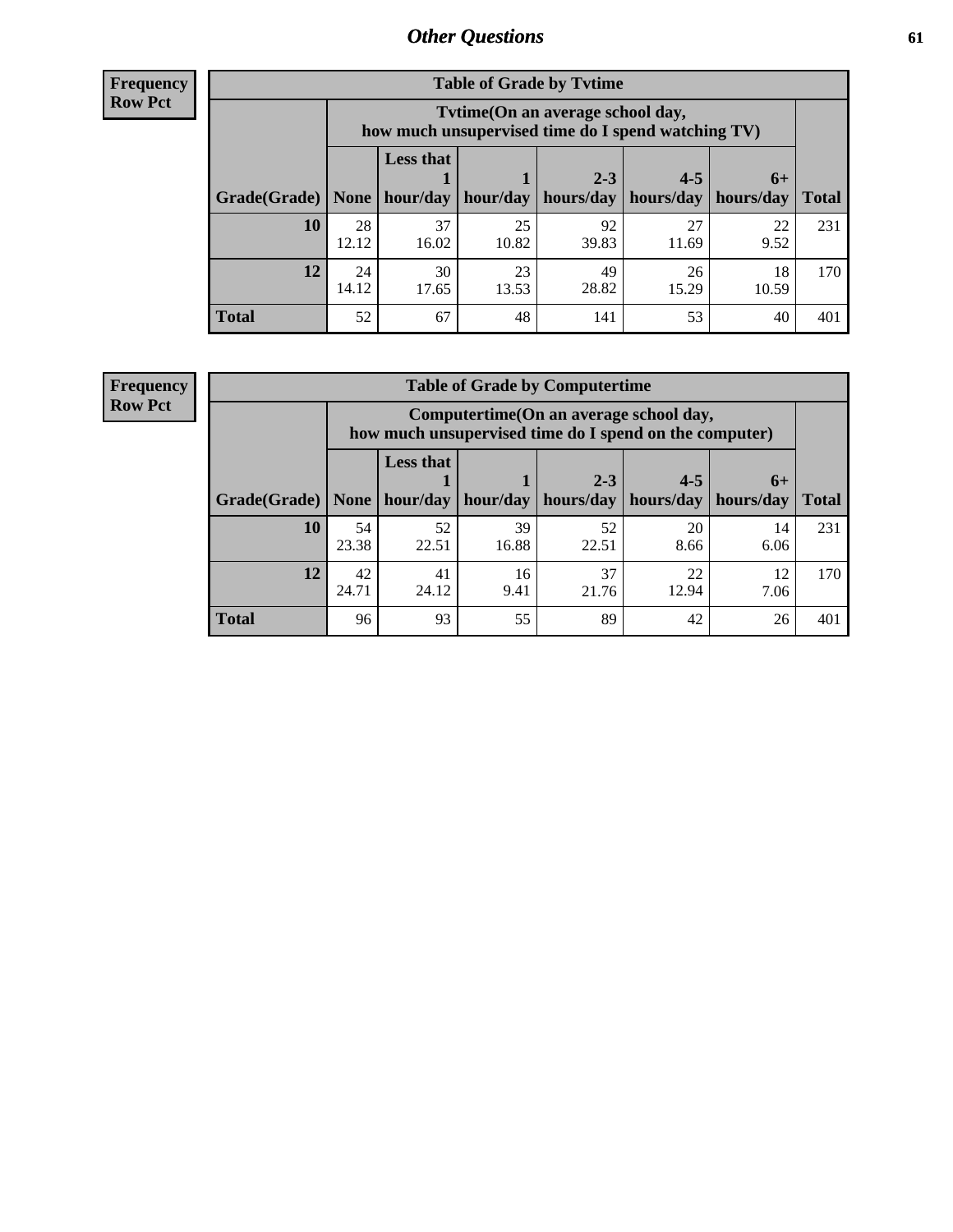## Other Questions

**Frequency**
**Row Pct**

**Table of Grade by Tvtime**

| Grade(Grade) | Tvtime(On an average school day, how much unsupervised time do I spend watching TV) | | | | | | Total |
|---|---|---|---|---|---|---|---|
| | None | Less that 1 hour/day | 1 hour/day | 2-3 hours/day | 4-5 hours/day | 6+ hours/day | |
| **10** | 28<br>12.12 | 37<br>16.02 | 25<br>10.82 | 92<br>39.83 | 27<br>11.69 | 22<br>9.52 | 231 |
| **12** | 24<br>14.12 | 30<br>17.65 | 23<br>13.53 | 49<br>28.82 | 26<br>15.29 | 18<br>10.59 | 170 |
| **Total** | 52 | 67 | 48 | 141 | 53 | 40 | 401 |

**Frequency**
**Row Pct**

**Table of Grade by Computertime**

| Grade(Grade) | Computertime(On an average school day, how much unsupervised time do I spend on the computer) | | | | | | Total |
|---|---|---|---|---|---|---|---|
| | None | Less that 1 hour/day | 1 hour/day | 2-3 hours/day | 4-5 hours/day | 6+ hours/day | |
| **10** | 54<br>23.38 | 52<br>22.51 | 39<br>16.88 | 52<br>22.51 | 20<br>8.66 | 14<br>6.06 | 231 |
| **12** | 42<br>24.71 | 41<br>24.12 | 16<br>9.41 | 37<br>21.76 | 22<br>12.94 | 12<br>7.06 | 170 |
| **Total** | 96 | 93 | 55 | 89 | 42 | 26 | 401 |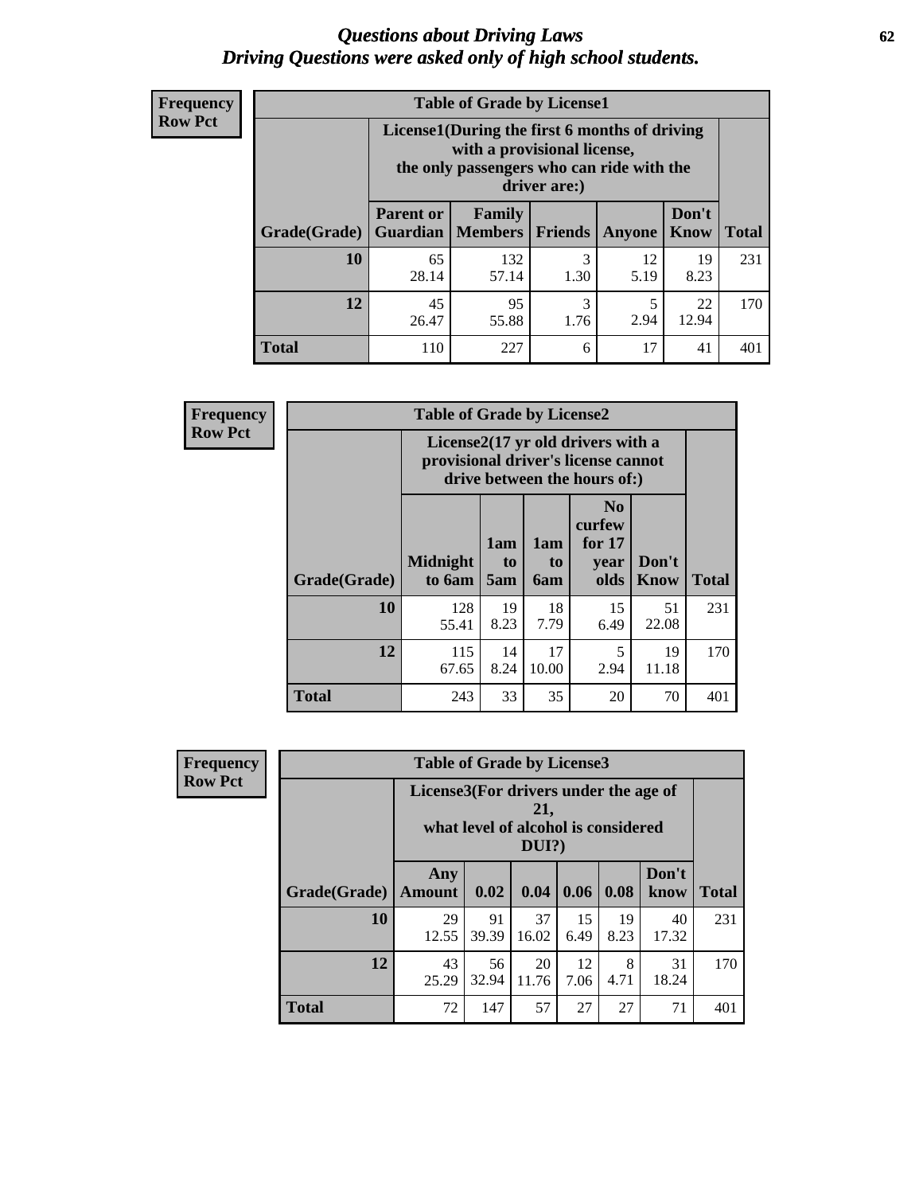# Questions about Driving Laws
## Driving Questions were asked only of high school students.

**Frequency**
**Row Pct**

**Table of Grade by License1**

| Grade(Grade) | License1(During the first 6 months of driving with a provisional license, the only passengers who can ride with the driver are:) | | | | | Total |
|---|---|---|---|---|---|---|
| | Parent or Guardian | Family Members | Friends | Anyone | Don't Know | |
| 10 | 65<br>28.14 | 132<br>57.14 | 3<br>1.30 | 12<br>5.19 | 19<br>8.23 | 231 |
| 12 | 45<br>26.47 | 95<br>55.88 | 3<br>1.76 | 5<br>2.94 | 22<br>12.94 | 170 |
| Total | 110 | 227 | 6 | 17 | 41 | 401 |

**Frequency**
**Row Pct**

**Table of Grade by License2**

| Grade(Grade) | License2(17 yr old drivers with a provisional driver's license cannot drive between the hours of:) | | | | | Total |
|---|---|---|---|---|---|---|
| | Midnight to 6am | 1am to 5am | 1am to 6am | No curfew for 17 year olds | Don't Know | |
| 10 | 128<br>55.41 | 19<br>8.23 | 18<br>7.79 | 15<br>6.49 | 51<br>22.08 | 231 |
| 12 | 115<br>67.65 | 14<br>8.24 | 17<br>10.00 | 5<br>2.94 | 19<br>11.18 | 170 |
| Total | 243 | 33 | 35 | 20 | 70 | 401 |

**Frequency**
**Row Pct**

**Table of Grade by License3**

| Grade(Grade) | License3(For drivers under the age of 21, what level of alcohol is considered DUI?) | | | | | | Total |
|---|---|---|---|---|---|---|---|
| | Any Amount | 0.02 | 0.04 | 0.06 | 0.08 | Don't know | |
| 10 | 29<br>12.55 | 91<br>39.39 | 37<br>16.02 | 15<br>6.49 | 19<br>8.23 | 40<br>17.32 | 231 |
| 12 | 43<br>25.29 | 56<br>32.94 | 20<br>11.76 | 12<br>7.06 | 8<br>4.71 | 31<br>18.24 | 170 |
| Total | 72 | 147 | 57 | 27 | 27 | 71 | 401 |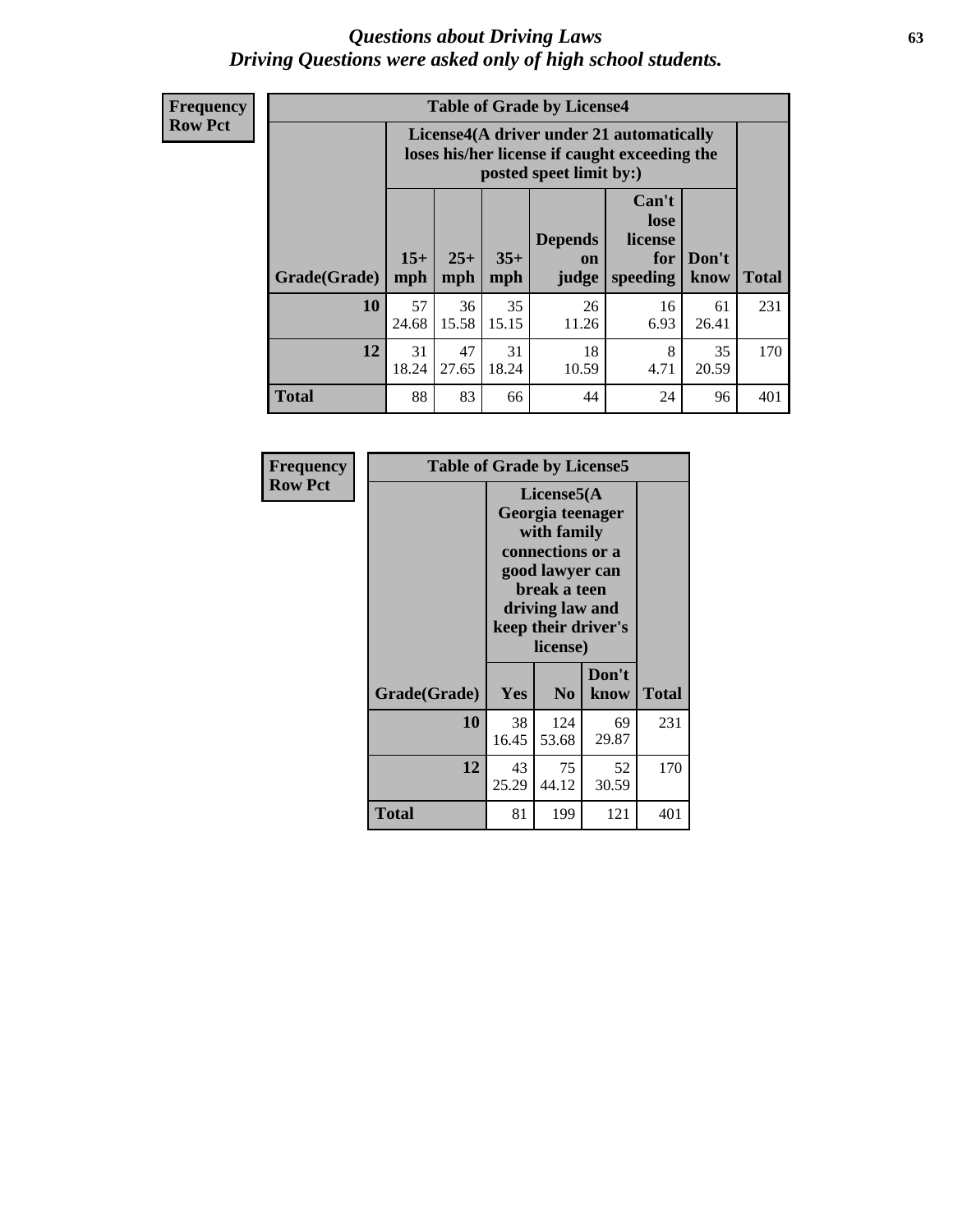# *Questions about Driving Laws*
## *Driving Questions were asked only of high school students.*

**Frequency**
**Row Pct**

| Table of Grade by License4 | | | | | | | |
|---|---|---|---|---|---|---|---|
| | License4(A driver under 21 automatically loses his/her license if caught exceeding the posted speet limit by:) | | | | | | |
| Grade(Grade) | 15+ mph | 25+ mph | 35+ mph | Depends on judge | Can't lose license for speeding | Don't know | Total |
| **10** | 57<br>24.68 | 36<br>15.58 | 35<br>15.15 | 26<br>11.26 | 16<br>6.93 | 61<br>26.41 | 231 |
| **12** | 31<br>18.24 | 47<br>27.65 | 31<br>18.24 | 18<br>10.59 | 8<br>4.71 | 35<br>20.59 | 170 |
| **Total** | 88 | 83 | 66 | 44 | 24 | 96 | 401 |

**Frequency**
**Row Pct**

| Table of Grade by License5 | | | | |
|---|---|---|---|---|
| | License5(A Georgia teenager with family connections or a good lawyer can break a teen driving law and keep their driver's license) | | | |
| Grade(Grade) | Yes | No | Don't know | Total |
| **10** | 38<br>16.45 | 124<br>53.68 | 69<br>29.87 | 231 |
| **12** | 43<br>25.29 | 75<br>44.12 | 52<br>30.59 | 170 |
| **Total** | 81 | 199 | 121 | 401 |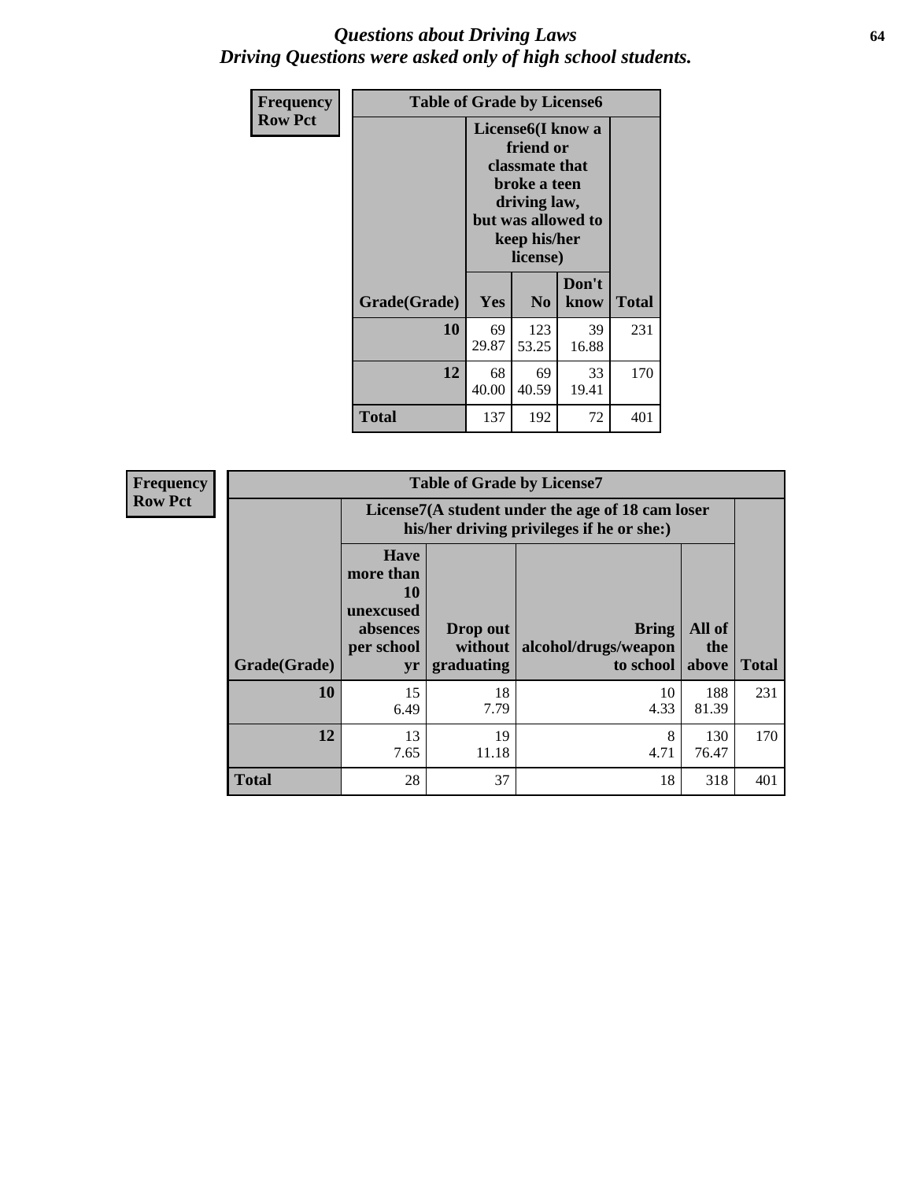# *Questions about Driving Laws*
## *Driving Questions were asked only of high school students.*

**Frequency**
**Row Pct**

| Table of Grade by License6 | | | | |
|---|---|---|---|---|
| | License6(I know a friend or classmate that broke a teen driving law, but was allowed to keep his/her license) | | | |
| Grade(Grade) | Yes | No | Don't know | Total |
| 10 | 69<br>29.87 | 123<br>53.25 | 39<br>16.88 | 231 |
| 12 | 68<br>40.00 | 69<br>40.59 | 33<br>19.41 | 170 |
| Total | 137 | 192 | 72 | 401 |

**Frequency**
**Row Pct**

| Table of Grade by License7 | | | | | |
|---|---|---|---|---|---|
| | License7(A student under the age of 18 cam loser his/her driving privileges if he or she:) | | | | |
| Grade(Grade) | Have more than 10 unexcused absences per school yr | Drop out without graduating | Bring alcohol/drugs/weapon to school | All of the above | Total |
| 10 | 15<br>6.49 | 18<br>7.79 | 10<br>4.33 | 188<br>81.39 | 231 |
| 12 | 13<br>7.65 | 19<br>11.18 | 8<br>4.71 | 130<br>76.47 | 170 |
| Total | 28 | 37 | 18 | 318 | 401 |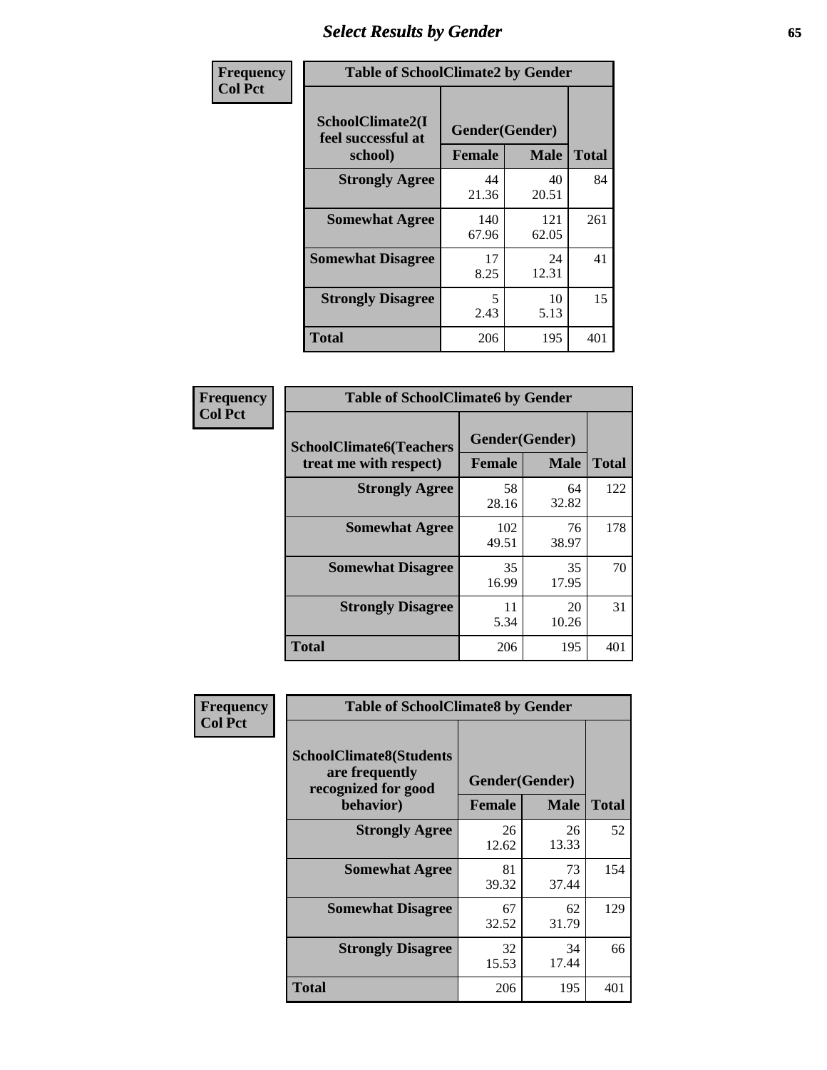## Select Results by Gender

**Frequency**
**Col Pct**

| Table of SchoolClimate2 by Gender | | | |
|---|---|---|---|
| SchoolClimate2(I feel successful at school) | Gender(Gender) | | |
| | Female | Male | Total |
| Strongly Agree | 44<br>21.36 | 40<br>20.51 | 84 |
| Somewhat Agree | 140<br>67.96 | 121<br>62.05 | 261 |
| Somewhat Disagree | 17<br>8.25 | 24<br>12.31 | 41 |
| Strongly Disagree | 5<br>2.43 | 10<br>5.13 | 15 |
| Total | 206 | 195 | 401 |

**Frequency**
**Col Pct**

| Table of SchoolClimate6 by Gender | | | |
|---|---|---|---|
| SchoolClimate6(Teachers treat me with respect) | Gender(Gender) | | |
| | Female | Male | Total |
| Strongly Agree | 58<br>28.16 | 64<br>32.82 | 122 |
| Somewhat Agree | 102<br>49.51 | 76<br>38.97 | 178 |
| Somewhat Disagree | 35<br>16.99 | 35<br>17.95 | 70 |
| Strongly Disagree | 11<br>5.34 | 20<br>10.26 | 31 |
| Total | 206 | 195 | 401 |

**Frequency**
**Col Pct**

| Table of SchoolClimate8 by Gender | | | |
|---|---|---|---|
| SchoolClimate8(Students are frequently recognized for good behavior) | Gender(Gender) | | |
| | Female | Male | Total |
| Strongly Agree | 26<br>12.62 | 26<br>13.33 | 52 |
| Somewhat Agree | 81<br>39.32 | 73<br>37.44 | 154 |
| Somewhat Disagree | 67<br>32.52 | 62<br>31.79 | 129 |
| Strongly Disagree | 32<br>15.53 | 34<br>17.44 | 66 |
| Total | 206 | 195 | 401 |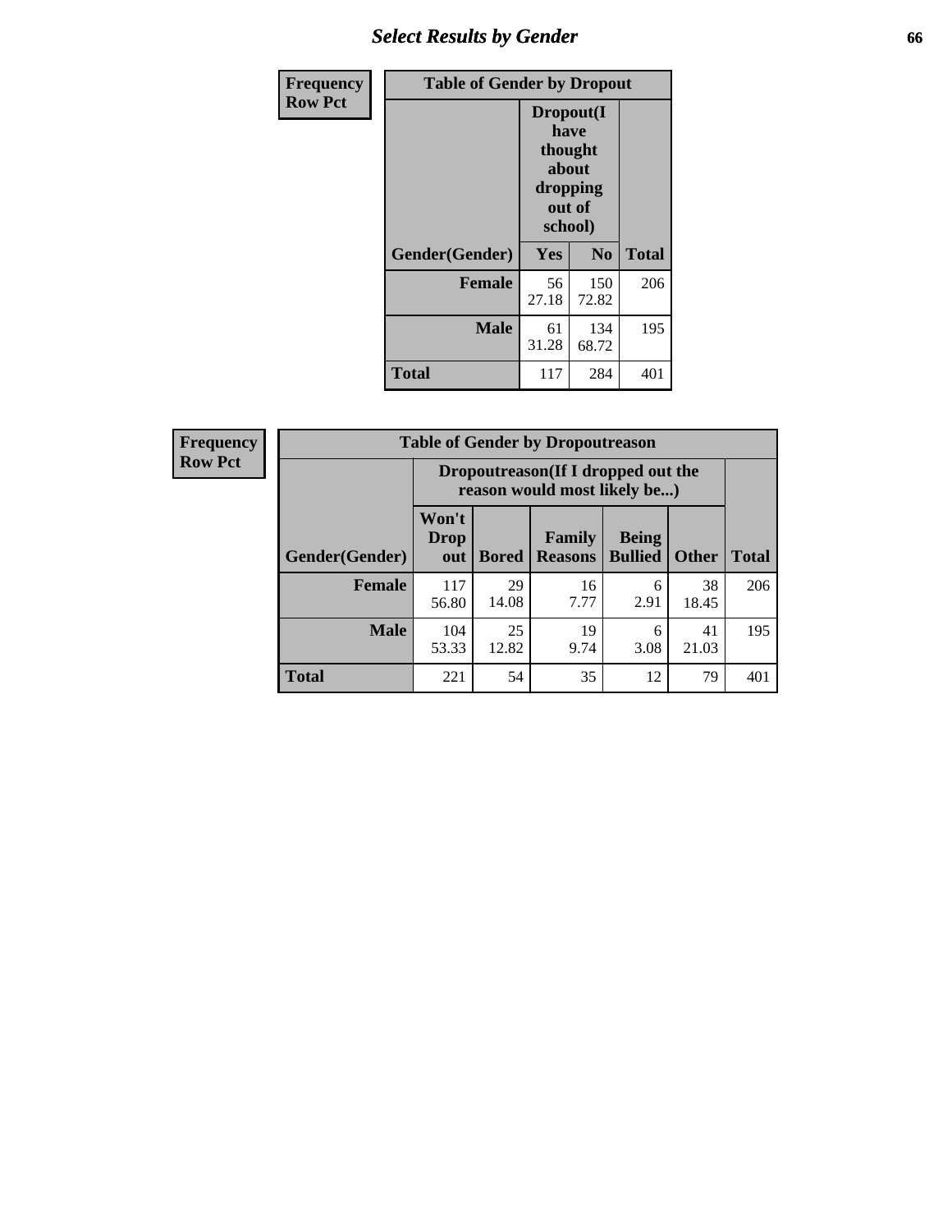## Select Results by Gender

**Frequency**
**Row Pct**

| Table of Gender by Dropout | | | |
|---|---|---|---|
| | Dropout(I have thought about dropping out of school) | | |
| Gender(Gender) | Yes | No | Total |
| **Female** | 56<br>27.18 | 150<br>72.82 | 206 |
| **Male** | 61<br>31.28 | 134<br>68.72 | 195 |
| **Total** | 117 | 284 | 401 |

**Frequency**
**Row Pct**

| Table of Gender by Dropoutreason | | | | | | |
|---|---|---|---|---|---|---|
| | Dropoutreason(If I dropped out the reason would most likely be...) | | | | | |
| Gender(Gender) | Won't Drop out | Bored | Family Reasons | Being Bullied | Other | Total |
| **Female** | 117<br>56.80 | 29<br>14.08 | 16<br>7.77 | 6<br>2.91 | 38<br>18.45 | 206 |
| **Male** | 104<br>53.33 | 25<br>12.82 | 19<br>9.74 | 6<br>3.08 | 41<br>21.03 | 195 |
| **Total** | 221 | 54 | 35 | 12 | 79 | 401 |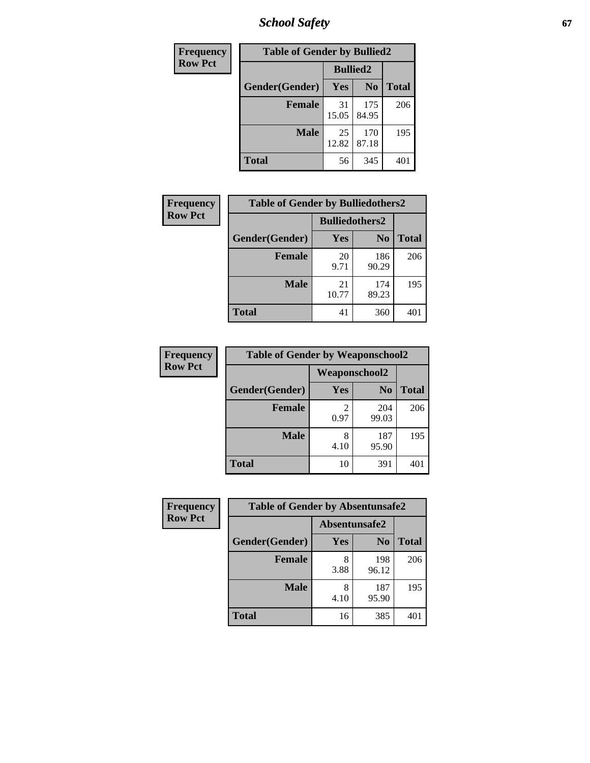| Frequency<br>Row Pct | Table of Gender by Bullied2 | | |
|---|---|---|---|
| | Bullied2 | | |
| Gender(Gender) | Yes | No | Total |
| Female | 31<br>15.05 | 175<br>84.95 | 206 |
| Male | 25<br>12.82 | 170<br>87.18 | 195 |
| Total | 56 | 345 | 401 |

| Frequency<br>Row Pct | Table of Gender by Bulliedothers2 | | |
|---|---|---|---|
| | Bulliedothers2 | | |
| Gender(Gender) | Yes | No | Total |
| Female | 20<br>9.71 | 186<br>90.29 | 206 |
| Male | 21<br>10.77 | 174<br>89.23 | 195 |
| Total | 41 | 360 | 401 |

| Frequency<br>Row Pct | Table of Gender by Weaponschool2 | | |
|---|---|---|---|
| | Weaponschool2 | | |
| Gender(Gender) | Yes | No | Total |
| Female | 2<br>0.97 | 204<br>99.03 | 206 |
| Male | 8<br>4.10 | 187<br>95.90 | 195 |
| Total | 10 | 391 | 401 |

| Frequency<br>Row Pct | Table of Gender by Absentunsafe2 | | |
|---|---|---|---|
| | Absentunsafe2 | | |
| Gender(Gender) | Yes | No | Total |
| Female | 8<br>3.88 | 198<br>96.12 | 206 |
| Male | 8<br>4.10 | 187<br>95.90 | 195 |
| Total | 16 | 385 | 401 |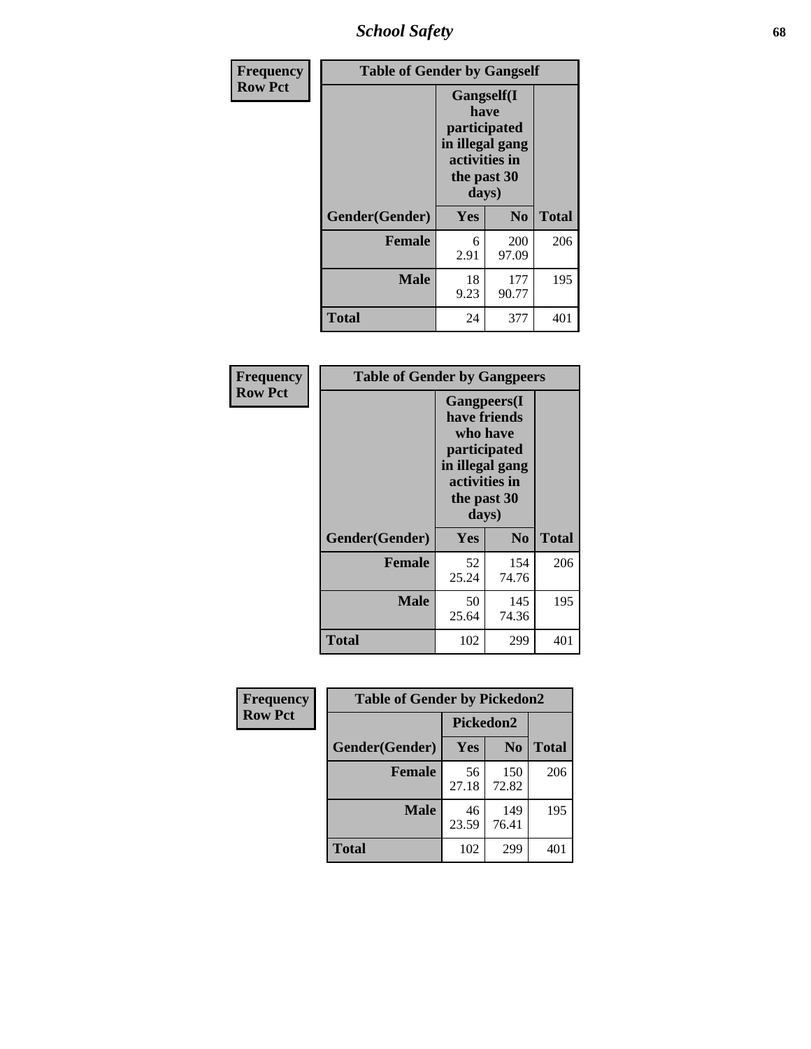| Frequency<br>Row Pct | | | |
|---|---|---|---|

**Table of Gender by Gangself**

| | Gangself(I have participated in illegal gang activities in the past 30 days) | | |
|---|---|---|---|
| Gender(Gender) | Yes | No | Total |
| Female | 6<br>2.91 | 200<br>97.09 | 206 |
| Male | 18<br>9.23 | 177<br>90.77 | 195 |
| Total | 24 | 377 | 401 |

Frequency
Row Pct

**Table of Gender by Gangpeers**

| | Gangpeers(I have friends who have participated in illegal gang activities in the past 30 days) | | |
|---|---|---|---|
| Gender(Gender) | Yes | No | Total |
| Female | 52<br>25.24 | 154<br>74.76 | 206 |
| Male | 50<br>25.64 | 145<br>74.36 | 195 |
| Total | 102 | 299 | 401 |

Frequency
Row Pct

**Table of Gender by Pickedon2**

| | Pickedon2 | | |
|---|---|---|---|
| Gender(Gender) | Yes | No | Total |
| Female | 56<br>27.18 | 150<br>72.82 | 206 |
| Male | 46<br>23.59 | 149<br>76.41 | 195 |
| Total | 102 | 299 | 401 |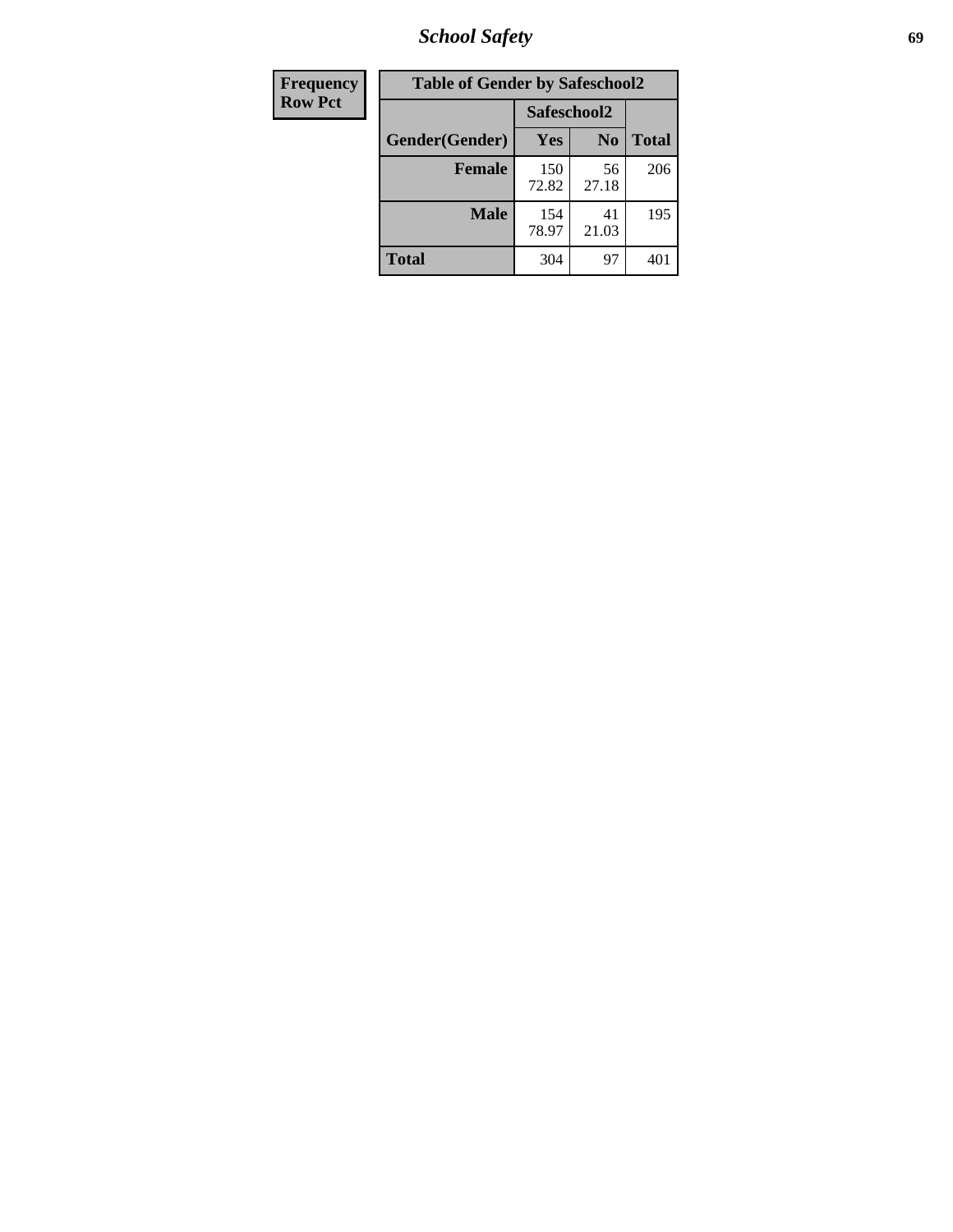| Frequency Row Pct |
|---|

| Table of Gender by Safeschool2 | | | |
|---|---|---|---|
| | Safeschool2 | | |
| Gender(Gender) | Yes | No | Total |
| Female | 150 72.82 | 56 27.18 | 206 |
| Male | 154 78.97 | 41 21.03 | 195 |
| Total | 304 | 97 | 401 |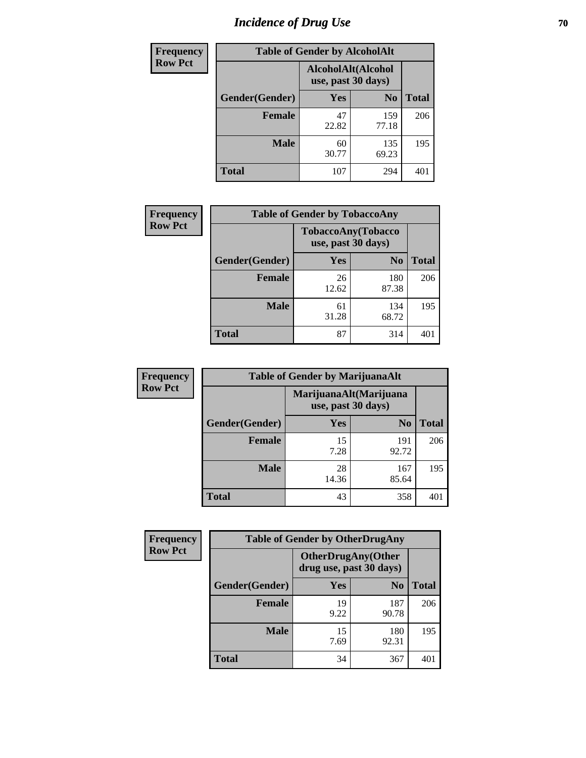# Incidence of Drug Use

| Frequency Row Pct | Table of Gender by AlcoholAlt | | |
|---|---|---|---|
| | AlcoholAlt(Alcohol use, past 30 days) | | |
| Gender(Gender) | Yes | No | Total |
| Female | 47<br>22.82 | 159<br>77.18 | 206 |
| Male | 60<br>30.77 | 135<br>69.23 | 195 |
| Total | 107 | 294 | 401 |

| Frequency Row Pct | Table of Gender by TobaccoAny | | |
|---|---|---|---|
| | TobaccoAny(Tobacco use, past 30 days) | | |
| Gender(Gender) | Yes | No | Total |
| Female | 26<br>12.62 | 180<br>87.38 | 206 |
| Male | 61<br>31.28 | 134<br>68.72 | 195 |
| Total | 87 | 314 | 401 |

| Frequency Row Pct | Table of Gender by MarijuanaAlt | | |
|---|---|---|---|
| | MarijuanaAlt(Marijuana use, past 30 days) | | |
| Gender(Gender) | Yes | No | Total |
| Female | 15<br>7.28 | 191<br>92.72 | 206 |
| Male | 28<br>14.36 | 167<br>85.64 | 195 |
| Total | 43 | 358 | 401 |

| Frequency Row Pct | Table of Gender by OtherDrugAny | | |
|---|---|---|---|
| | OtherDrugAny(Other drug use, past 30 days) | | |
| Gender(Gender) | Yes | No | Total |
| Female | 19<br>9.22 | 187<br>90.78 | 206 |
| Male | 15<br>7.69 | 180<br>92.31 | 195 |
| Total | 34 | 367 | 401 |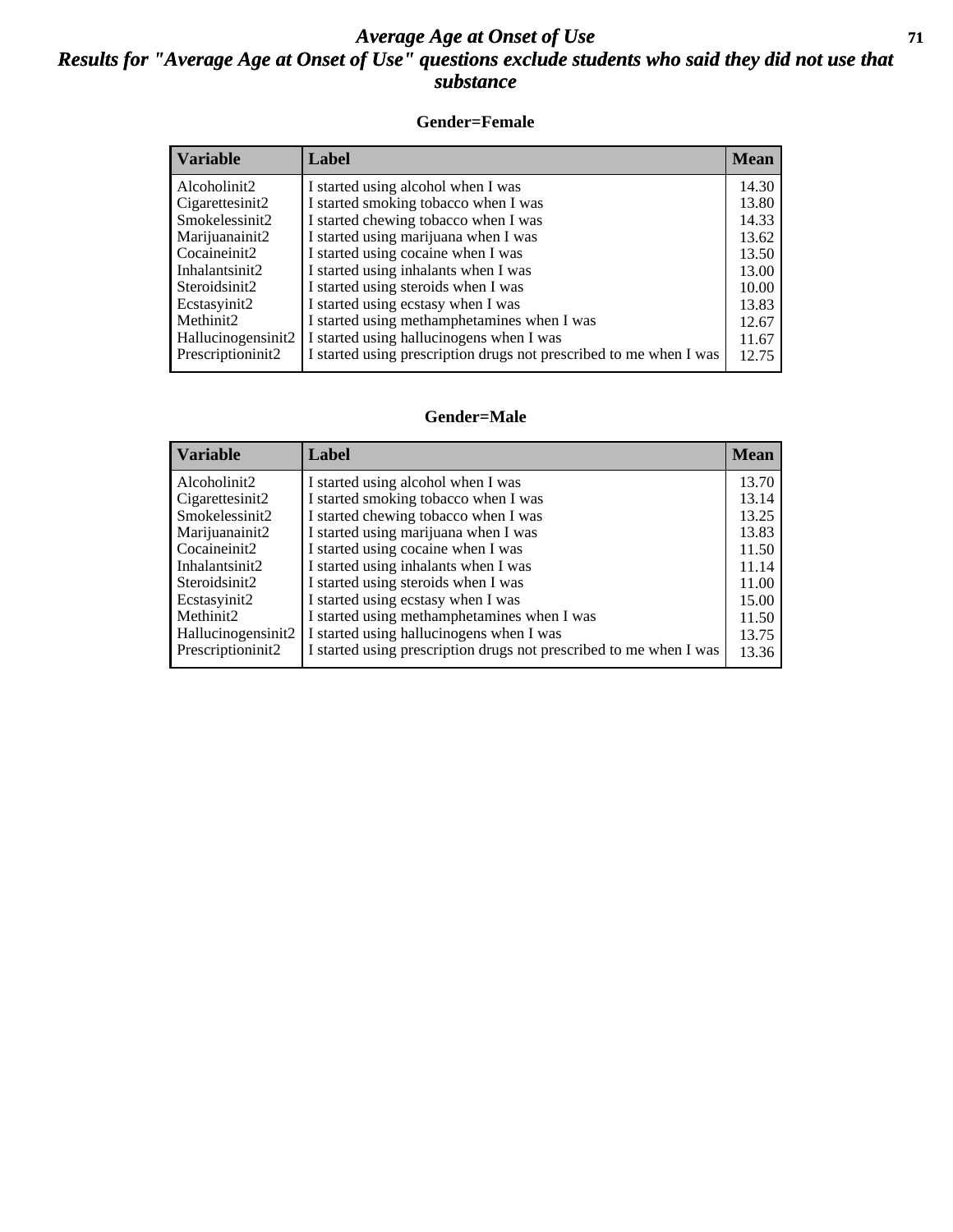# *Average Age at Onset of Use*

## *Results for "Average Age at Onset of Use" questions exclude students who said they did not use that substance*

### Gender=Female

| Variable | Label | Mean |
|---|---|---|
| Alcoholinit2 | I started using alcohol when I was | 14.30 |
| Cigarettesinit2 | I started smoking tobacco when I was | 13.80 |
| Smokelessinit2 | I started chewing tobacco when I was | 14.33 |
| Marijuanainit2 | I started using marijuana when I was | 13.62 |
| Cocaineinit2 | I started using cocaine when I was | 13.50 |
| Inhalantsinit2 | I started using inhalants when I was | 13.00 |
| Steroidsinit2 | I started using steroids when I was | 10.00 |
| Ecstasyinit2 | I started using ecstasy when I was | 13.83 |
| Methinit2 | I started using methamphetamines when I was | 12.67 |
| Hallucinogensinit2 | I started using hallucinogens when I was | 11.67 |
| Prescriptioninit2 | I started using prescription drugs not prescribed to me when I was | 12.75 |

### Gender=Male

| Variable | Label | Mean |
|---|---|---|
| Alcoholinit2 | I started using alcohol when I was | 13.70 |
| Cigarettesinit2 | I started smoking tobacco when I was | 13.14 |
| Smokelessinit2 | I started chewing tobacco when I was | 13.25 |
| Marijuanainit2 | I started using marijuana when I was | 13.83 |
| Cocaineinit2 | I started using cocaine when I was | 11.50 |
| Inhalantsinit2 | I started using inhalants when I was | 11.14 |
| Steroidsinit2 | I started using steroids when I was | 11.00 |
| Ecstasyinit2 | I started using ecstasy when I was | 15.00 |
| Methinit2 | I started using methamphetamines when I was | 11.50 |
| Hallucinogensinit2 | I started using hallucinogens when I was | 13.75 |
| Prescriptioninit2 | I started using prescription drugs not prescribed to me when I was | 13.36 |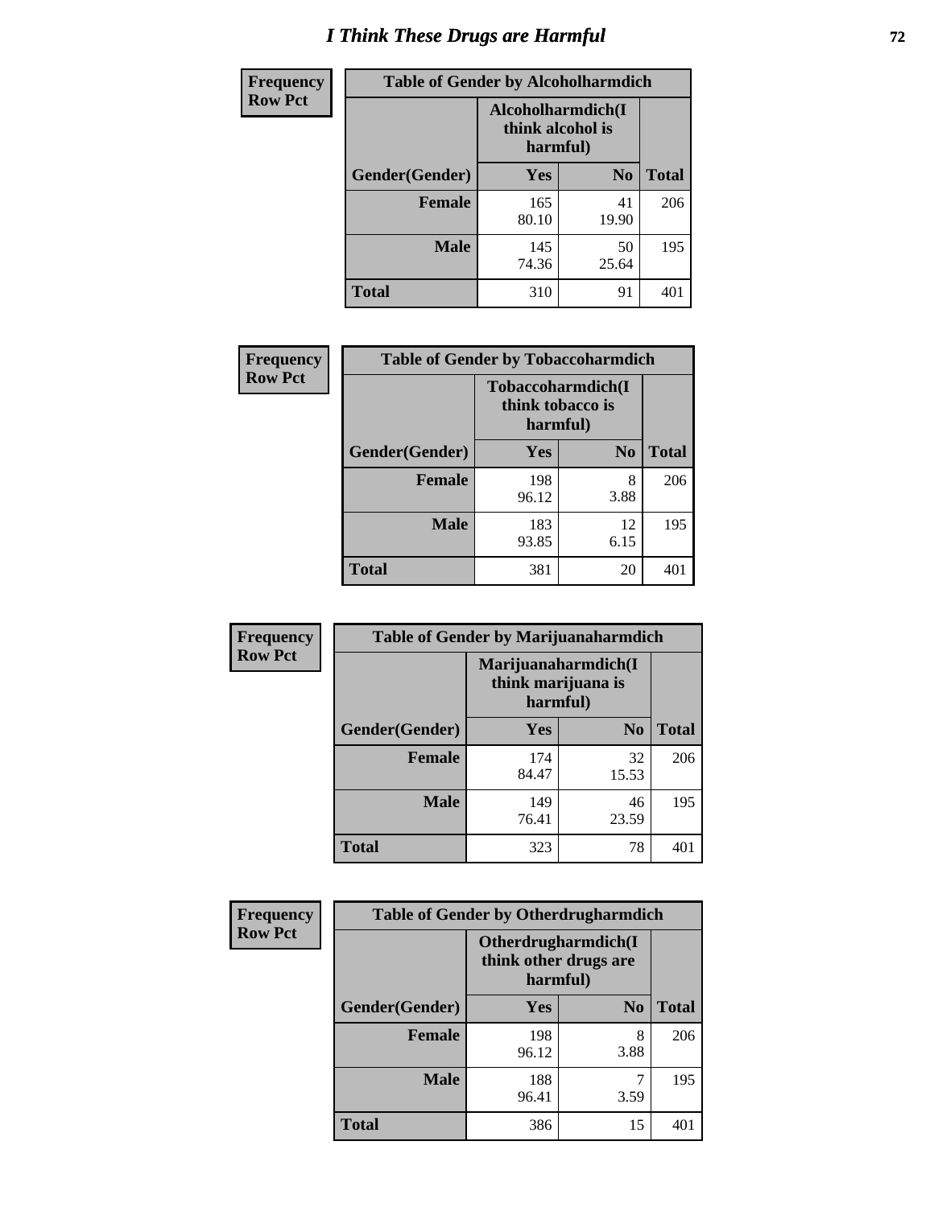# I Think These Drugs are Harmful

| Frequency Row Pct | Table of Gender by Alcoholharmdich | | |
|---|---|---|---|
| | Alcoholharmdich(I think alcohol is harmful) | | |
| Gender(Gender) | Yes | No | Total |
| Female | 165<br>80.10 | 41<br>19.90 | 206 |
| Male | 145<br>74.36 | 50<br>25.64 | 195 |
| Total | 310 | 91 | 401 |

| Frequency Row Pct | Table of Gender by Tobaccoharmdich | | |
|---|---|---|---|
| | Tobaccoharmdich(I think tobacco is harmful) | | |
| Gender(Gender) | Yes | No | Total |
| Female | 198<br>96.12 | 8<br>3.88 | 206 |
| Male | 183<br>93.85 | 12<br>6.15 | 195 |
| Total | 381 | 20 | 401 |

| Frequency Row Pct | Table of Gender by Marijuanaharmdich | | |
|---|---|---|---|
| | Marijuanaharmdich(I think marijuana is harmful) | | |
| Gender(Gender) | Yes | No | Total |
| Female | 174<br>84.47 | 32<br>15.53 | 206 |
| Male | 149<br>76.41 | 46<br>23.59 | 195 |
| Total | 323 | 78 | 401 |

| Frequency Row Pct | Table of Gender by Otherdrugharmdich | | |
|---|---|---|---|
| | Otherdrugharmdich(I think other drugs are harmful) | | |
| Gender(Gender) | Yes | No | Total |
| Female | 198<br>96.12 | 8<br>3.88 | 206 |
| Male | 188<br>96.41 | 7<br>3.59 | 195 |
| Total | 386 | 15 | 401 |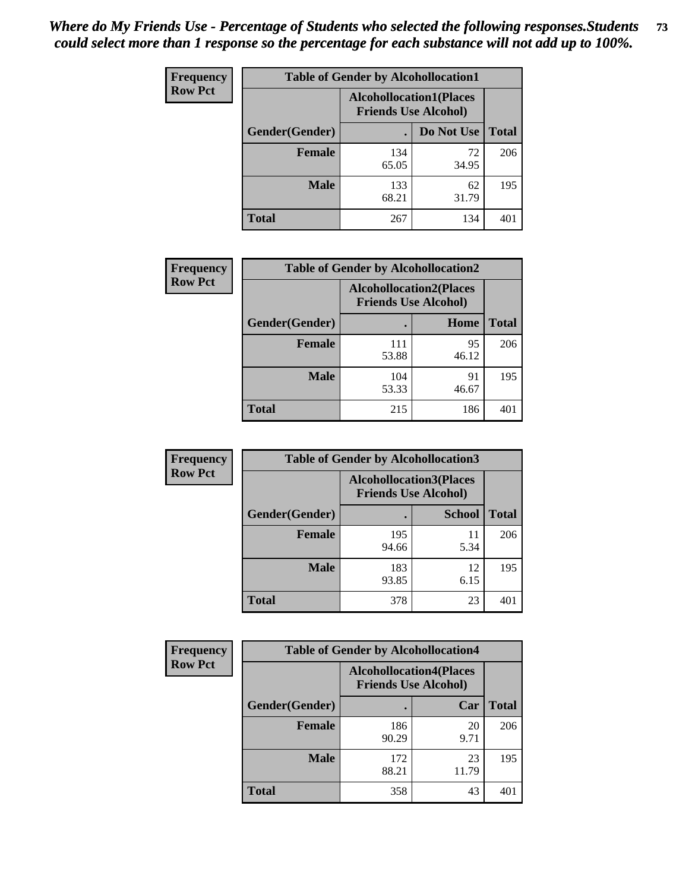*Where do My Friends Use - Percentage of Students who selected the following responses.Students could select more than 1 response so the percentage for each substance will not add up to 100%.*

| Frequency Row Pct | Table of Gender by Alcohollocation1 | | |
|---|---|---|---|
| | Alcohollocation1(Places Friends Use Alcohol) | | |
| Gender(Gender) | . | Do Not Use | Total |
| Female | 134<br>65.05 | 72<br>34.95 | 206 |
| Male | 133<br>68.21 | 62<br>31.79 | 195 |
| Total | 267 | 134 | 401 |

| Frequency Row Pct | Table of Gender by Alcohollocation2 | | |
|---|---|---|---|
| | Alcohollocation2(Places Friends Use Alcohol) | | |
| Gender(Gender) | . | Home | Total |
| Female | 111<br>53.88 | 95<br>46.12 | 206 |
| Male | 104<br>53.33 | 91<br>46.67 | 195 |
| Total | 215 | 186 | 401 |

| Frequency Row Pct | Table of Gender by Alcohollocation3 | | |
|---|---|---|---|
| | Alcohollocation3(Places Friends Use Alcohol) | | |
| Gender(Gender) | . | School | Total |
| Female | 195<br>94.66 | 11<br>5.34 | 206 |
| Male | 183<br>93.85 | 12<br>6.15 | 195 |
| Total | 378 | 23 | 401 |

| Frequency Row Pct | Table of Gender by Alcohollocation4 | | |
|---|---|---|---|
| | Alcohollocation4(Places Friends Use Alcohol) | | |
| Gender(Gender) | . | Car | Total |
| Female | 186<br>90.29 | 20<br>9.71 | 206 |
| Male | 172<br>88.21 | 23<br>11.79 | 195 |
| Total | 358 | 43 | 401 |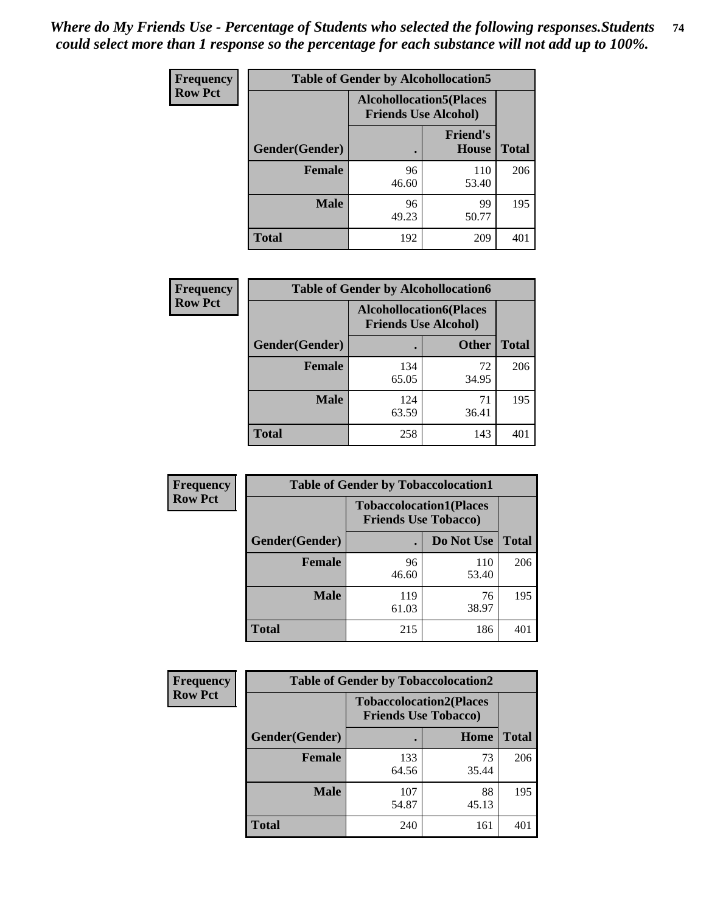*Where do My Friends Use - Percentage of Students who selected the following responses.Students could select more than 1 response so the percentage for each substance will not add up to 100%.*

**Frequency**
**Row Pct**

| Table of Gender by Alcohollocation5 | | | |
|---|---|---|---|
| | Alcohollocation5(Places Friends Use Alcohol) | | |
| Gender(Gender) | . | Friend's House | Total |
| **Female** | 96<br>46.60 | 110<br>53.40 | 206 |
| **Male** | 96<br>49.23 | 99<br>50.77 | 195 |
| **Total** | 192 | 209 | 401 |

**Frequency**
**Row Pct**

| Table of Gender by Alcohollocation6 | | | |
|---|---|---|---|
| | Alcohollocation6(Places Friends Use Alcohol) | | |
| Gender(Gender) | . | Other | Total |
| **Female** | 134<br>65.05 | 72<br>34.95 | 206 |
| **Male** | 124<br>63.59 | 71<br>36.41 | 195 |
| **Total** | 258 | 143 | 401 |

**Frequency**
**Row Pct**

| Table of Gender by Tobaccolocation1 | | | |
|---|---|---|---|
| | Tobaccolocation1(Places Friends Use Tobacco) | | |
| Gender(Gender) | . | Do Not Use | Total |
| **Female** | 96<br>46.60 | 110<br>53.40 | 206 |
| **Male** | 119<br>61.03 | 76<br>38.97 | 195 |
| **Total** | 215 | 186 | 401 |

**Frequency**
**Row Pct**

| Table of Gender by Tobaccolocation2 | | | |
|---|---|---|---|
| | Tobaccolocation2(Places Friends Use Tobacco) | | |
| Gender(Gender) | . | Home | Total |
| **Female** | 133<br>64.56 | 73<br>35.44 | 206 |
| **Male** | 107<br>54.87 | 88<br>45.13 | 195 |
| **Total** | 240 | 161 | 401 |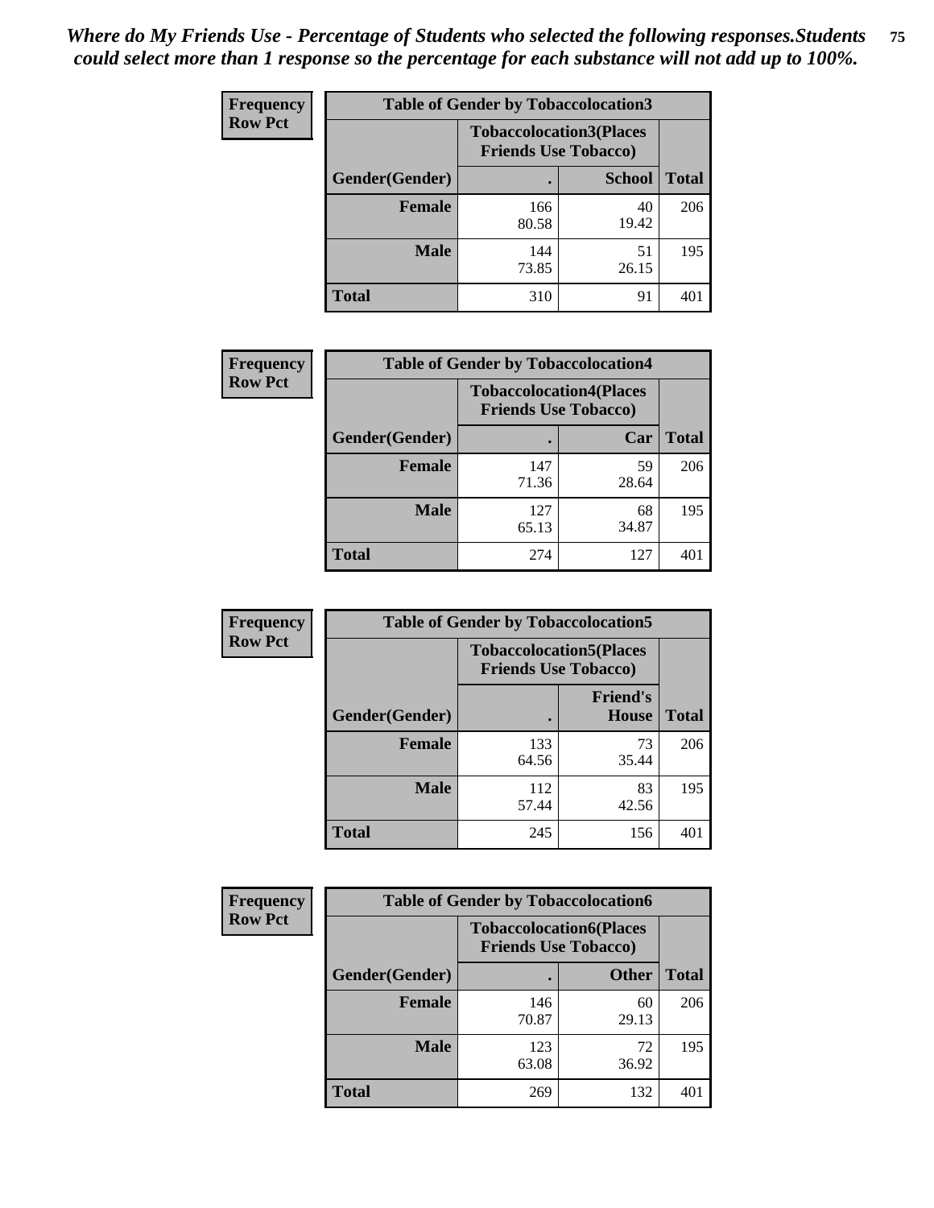*Where do My Friends Use - Percentage of Students who selected the following responses.Students could select more than 1 response so the percentage for each substance will not add up to 100%.*

| Frequency Row Pct | Table of Gender by Tobaccolocation3 | | |
|---|---|---|---|
| | Tobaccolocation3(Places Friends Use Tobacco) | | |
| Gender(Gender) | . | School | Total |
| Female | 166 80.58 | 40 19.42 | 206 |
| Male | 144 73.85 | 51 26.15 | 195 |
| Total | 310 | 91 | 401 |

| Frequency Row Pct | Table of Gender by Tobaccolocation4 | | |
|---|---|---|---|
| | Tobaccolocation4(Places Friends Use Tobacco) | | |
| Gender(Gender) | . | Car | Total |
| Female | 147 71.36 | 59 28.64 | 206 |
| Male | 127 65.13 | 68 34.87 | 195 |
| Total | 274 | 127 | 401 |

| Frequency Row Pct | Table of Gender by Tobaccolocation5 | | |
|---|---|---|---|
| | Tobaccolocation5(Places Friends Use Tobacco) | | |
| Gender(Gender) | . | Friend's House | Total |
| Female | 133 64.56 | 73 35.44 | 206 |
| Male | 112 57.44 | 83 42.56 | 195 |
| Total | 245 | 156 | 401 |

| Frequency Row Pct | Table of Gender by Tobaccolocation6 | | |
|---|---|---|---|
| | Tobaccolocation6(Places Friends Use Tobacco) | | |
| Gender(Gender) | . | Other | Total |
| Female | 146 70.87 | 60 29.13 | 206 |
| Male | 123 63.08 | 72 36.92 | 195 |
| Total | 269 | 132 | 401 |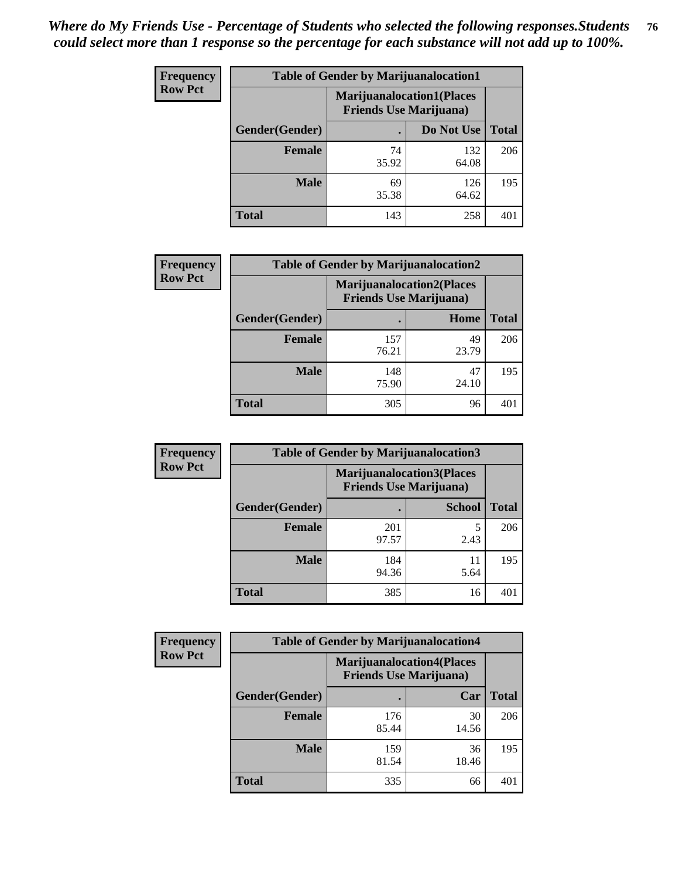*Where do My Friends Use - Percentage of Students who selected the following responses.Students could select more than 1 response so the percentage for each substance will not add up to 100%.*

**Frequency**
**Row Pct**

| Table of Gender by Marijuanalocation1 | | | |
|---|---|---|---|
| | Marijuanalocation1(Places Friends Use Marijuana) | | |
| Gender(Gender) | . | Do Not Use | Total |
| Female | 74<br>35.92 | 132<br>64.08 | 206 |
| Male | 69<br>35.38 | 126<br>64.62 | 195 |
| Total | 143 | 258 | 401 |

**Frequency**
**Row Pct**

| Table of Gender by Marijuanalocation2 | | | |
|---|---|---|---|
| | Marijuanalocation2(Places Friends Use Marijuana) | | |
| Gender(Gender) | . | Home | Total |
| Female | 157<br>76.21 | 49<br>23.79 | 206 |
| Male | 148<br>75.90 | 47<br>24.10 | 195 |
| Total | 305 | 96 | 401 |

**Frequency**
**Row Pct**

| Table of Gender by Marijuanalocation3 | | | |
|---|---|---|---|
| | Marijuanalocation3(Places Friends Use Marijuana) | | |
| Gender(Gender) | . | School | Total |
| Female | 201<br>97.57 | 5<br>2.43 | 206 |
| Male | 184<br>94.36 | 11<br>5.64 | 195 |
| Total | 385 | 16 | 401 |

**Frequency**
**Row Pct**

| Table of Gender by Marijuanalocation4 | | | |
|---|---|---|---|
| | Marijuanalocation4(Places Friends Use Marijuana) | | |
| Gender(Gender) | . | Car | Total |
| Female | 176<br>85.44 | 30<br>14.56 | 206 |
| Male | 159<br>81.54 | 36<br>18.46 | 195 |
| Total | 335 | 66 | 401 |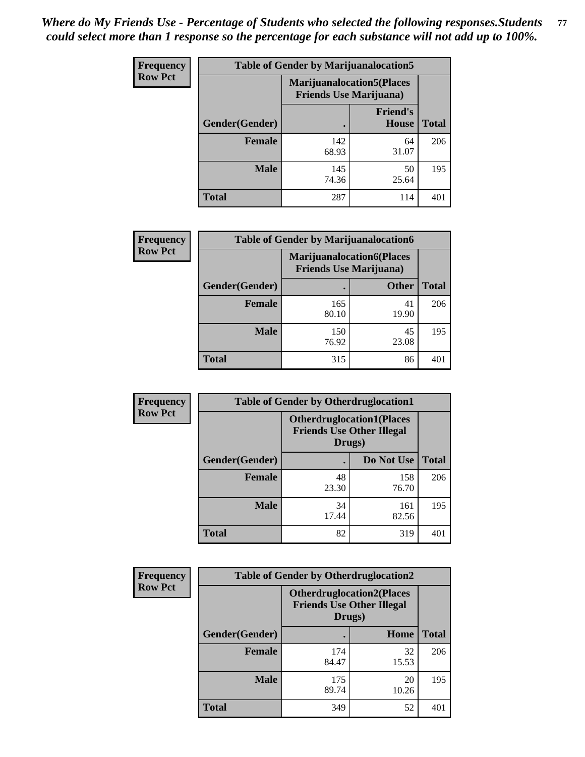*Where do My Friends Use - Percentage of Students who selected the following responses.Students could select more than 1 response so the percentage for each substance will not add up to 100%.*

**Frequency**
**Row Pct**

| Table of Gender by Marijuanalocation5 | | | |
|---|---|---|---|
| | Marijuanalocation5(Places Friends Use Marijuana) | | |
| Gender(Gender) | . | Friend's House | Total |
| **Female** | 142<br>68.93 | 64<br>31.07 | 206 |
| **Male** | 145<br>74.36 | 50<br>25.64 | 195 |
| **Total** | 287 | 114 | 401 |

**Frequency**
**Row Pct**

| Table of Gender by Marijuanalocation6 | | | |
|---|---|---|---|
| | Marijuanalocation6(Places Friends Use Marijuana) | | |
| Gender(Gender) | . | Other | Total |
| **Female** | 165<br>80.10 | 41<br>19.90 | 206 |
| **Male** | 150<br>76.92 | 45<br>23.08 | 195 |
| **Total** | 315 | 86 | 401 |

**Frequency**
**Row Pct**

| Table of Gender by Otherdruglocation1 | | | |
|---|---|---|---|
| | Otherdruglocation1(Places Friends Use Other Illegal Drugs) | | |
| Gender(Gender) | . | Do Not Use | Total |
| **Female** | 48<br>23.30 | 158<br>76.70 | 206 |
| **Male** | 34<br>17.44 | 161<br>82.56 | 195 |
| **Total** | 82 | 319 | 401 |

**Frequency**
**Row Pct**

| Table of Gender by Otherdruglocation2 | | | |
|---|---|---|---|
| | Otherdruglocation2(Places Friends Use Other Illegal Drugs) | | |
| Gender(Gender) | . | Home | Total |
| **Female** | 174<br>84.47 | 32<br>15.53 | 206 |
| **Male** | 175<br>89.74 | 20<br>10.26 | 195 |
| **Total** | 349 | 52 | 401 |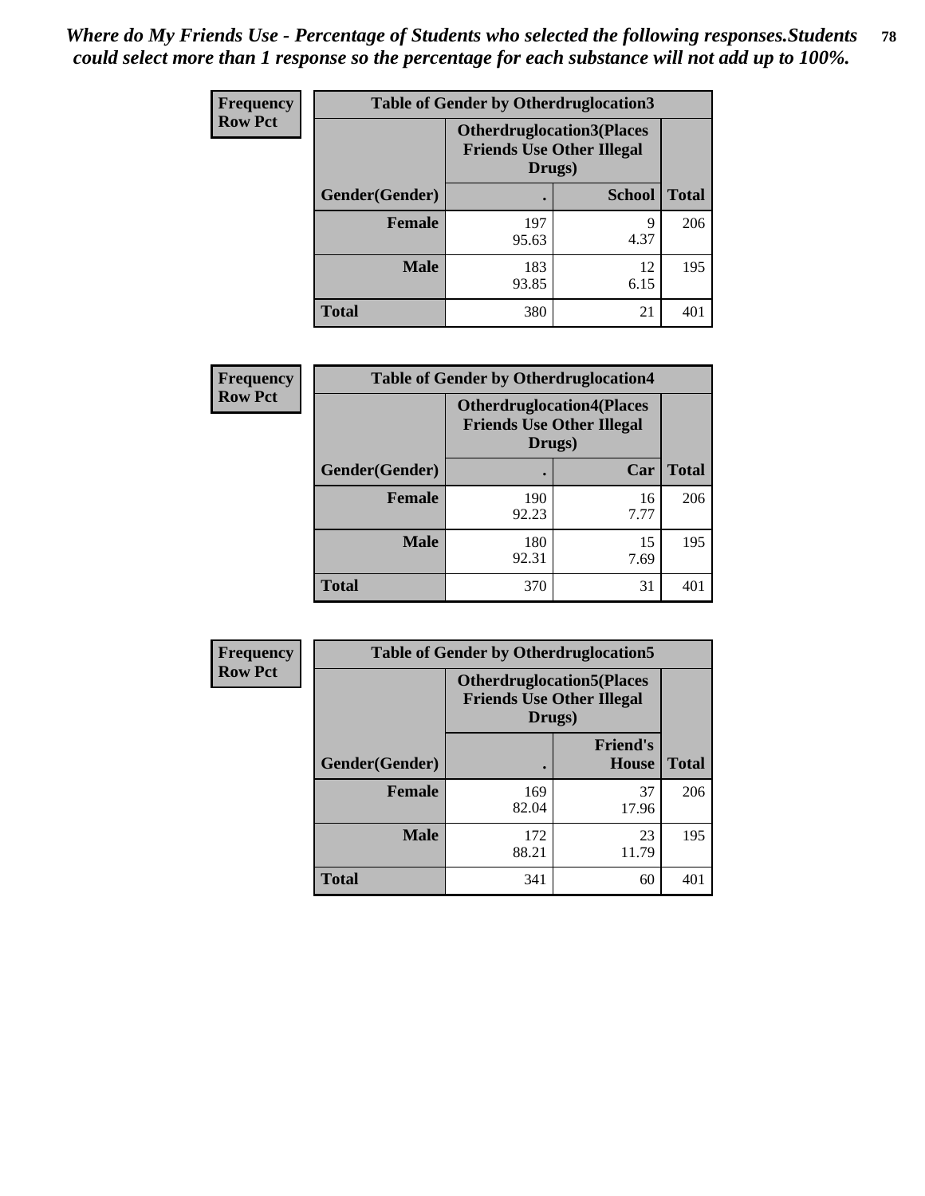*Where do My Friends Use - Percentage of Students who selected the following responses.Students could select more than 1 response so the percentage for each substance will not add up to 100%.*

**Frequency**
**Row Pct**

| Table of Gender by Otherdruglocation3 | | | |
|---|---|---|---|
| | Otherdruglocation3(Places Friends Use Other Illegal Drugs) | | |
| Gender(Gender) | . | School | Total |
| Female | 197<br>95.63 | 9<br>4.37 | 206 |
| Male | 183<br>93.85 | 12<br>6.15 | 195 |
| Total | 380 | 21 | 401 |

**Frequency**
**Row Pct**

| Table of Gender by Otherdruglocation4 | | | |
|---|---|---|---|
| | Otherdruglocation4(Places Friends Use Other Illegal Drugs) | | |
| Gender(Gender) | . | Car | Total |
| Female | 190<br>92.23 | 16<br>7.77 | 206 |
| Male | 180<br>92.31 | 15<br>7.69 | 195 |
| Total | 370 | 31 | 401 |

**Frequency**
**Row Pct**

| Table of Gender by Otherdruglocation5 | | | |
|---|---|---|---|
| | Otherdruglocation5(Places Friends Use Other Illegal Drugs) | | |
| Gender(Gender) | . | Friend's House | Total |
| Female | 169<br>82.04 | 37<br>17.96 | 206 |
| Male | 172<br>88.21 | 23<br>11.79 | 195 |
| Total | 341 | 60 | 401 |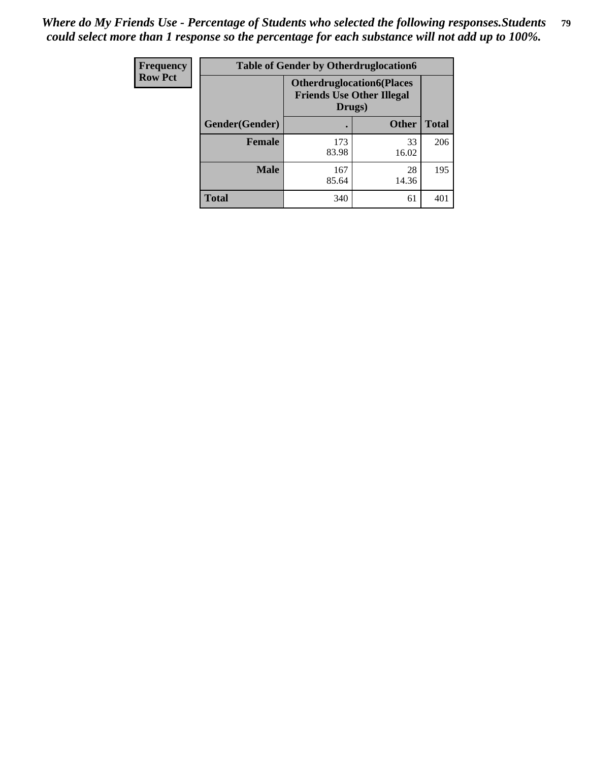*Where do My Friends Use - Percentage of Students who selected the following responses.Students could select more than 1 response so the percentage for each substance will not add up to 100%.*

| Frequency<br>Row Pct | Table of Gender by Otherdruglocation6 | | |
|---|---|---|---|
| | Otherdruglocation6(Places Friends Use Other Illegal Drugs) | | |
| Gender(Gender) | . | Other | Total |
| Female | 173<br>83.98 | 33<br>16.02 | 206 |
| Male | 167<br>85.64 | 28<br>14.36 | 195 |
| Total | 340 | 61 | 401 |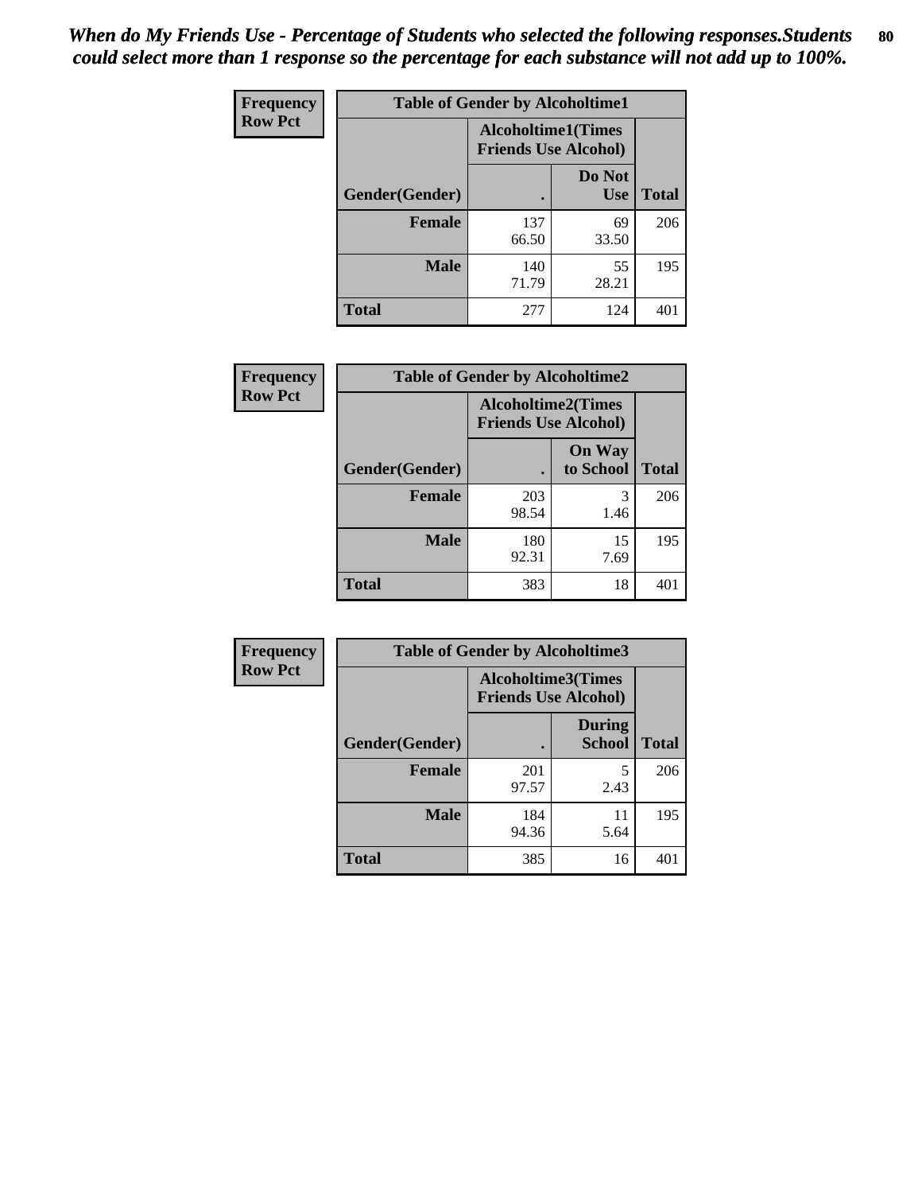*When do My Friends Use - Percentage of Students who selected the following responses.Students could select more than 1 response so the percentage for each substance will not add up to 100%.*

| Frequency Row Pct | Table of Gender by Alcoholtime1 | | |
|---|---|---|---|
| | Alcoholtime1(Times Friends Use Alcohol) | | |
| Gender(Gender) | . | Do Not Use | Total |
| Female | 137<br>66.50 | 69<br>33.50 | 206 |
| Male | 140<br>71.79 | 55<br>28.21 | 195 |
| Total | 277 | 124 | 401 |

| Frequency Row Pct | Table of Gender by Alcoholtime2 | | |
|---|---|---|---|
| | Alcoholtime2(Times Friends Use Alcohol) | | |
| Gender(Gender) | . | On Way to School | Total |
| Female | 203<br>98.54 | 3<br>1.46 | 206 |
| Male | 180<br>92.31 | 15<br>7.69 | 195 |
| Total | 383 | 18 | 401 |

| Frequency Row Pct | Table of Gender by Alcoholtime3 | | |
|---|---|---|---|
| | Alcoholtime3(Times Friends Use Alcohol) | | |
| Gender(Gender) | . | During School | Total |
| Female | 201<br>97.57 | 5<br>2.43 | 206 |
| Male | 184<br>94.36 | 11<br>5.64 | 195 |
| Total | 385 | 16 | 401 |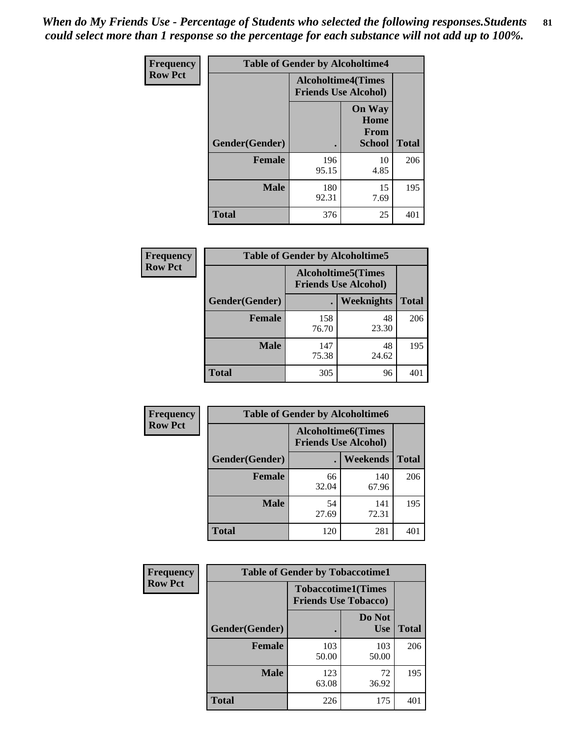*When do My Friends Use - Percentage of Students who selected the following responses.Students could select more than 1 response so the percentage for each substance will not add up to 100%.*

**Frequency**
**Row Pct**

| Table of Gender by Alcoholtime4 | | | |
|---|---|---|---|
| | Alcoholtime4(Times Friends Use Alcohol) | | |
| Gender(Gender) | . | On Way Home From School | Total |
| **Female** | 196<br>95.15 | 10<br>4.85 | 206 |
| **Male** | 180<br>92.31 | 15<br>7.69 | 195 |
| **Total** | 376 | 25 | 401 |

**Frequency**
**Row Pct**

| Table of Gender by Alcoholtime5 | | | |
|---|---|---|---|
| | Alcoholtime5(Times Friends Use Alcohol) | | |
| Gender(Gender) | . | Weeknights | Total |
| **Female** | 158<br>76.70 | 48<br>23.30 | 206 |
| **Male** | 147<br>75.38 | 48<br>24.62 | 195 |
| **Total** | 305 | 96 | 401 |

**Frequency**
**Row Pct**

| Table of Gender by Alcoholtime6 | | | |
|---|---|---|---|
| | Alcoholtime6(Times Friends Use Alcohol) | | |
| Gender(Gender) | . | Weekends | Total |
| **Female** | 66<br>32.04 | 140<br>67.96 | 206 |
| **Male** | 54<br>27.69 | 141<br>72.31 | 195 |
| **Total** | 120 | 281 | 401 |

**Frequency**
**Row Pct**

| Table of Gender by Tobaccotime1 | | | |
|---|---|---|---|
| | Tobaccotime1(Times Friends Use Tobacco) | | |
| Gender(Gender) | . | Do Not Use | Total |
| **Female** | 103<br>50.00 | 103<br>50.00 | 206 |
| **Male** | 123<br>63.08 | 72<br>36.92 | 195 |
| **Total** | 226 | 175 | 401 |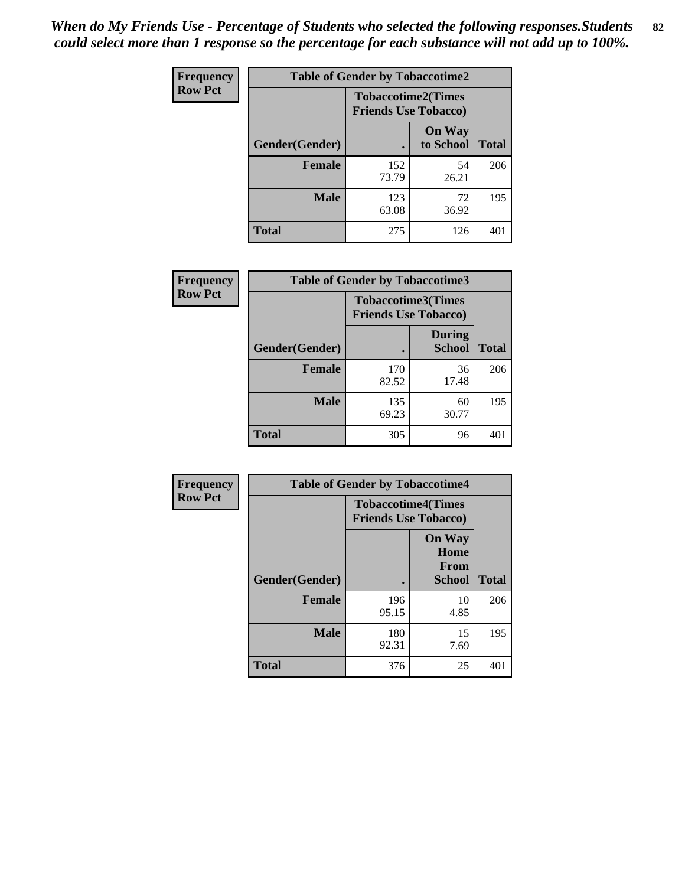*When do My Friends Use - Percentage of Students who selected the following responses.Students could select more than 1 response so the percentage for each substance will not add up to 100%.*

**Frequency**
**Row Pct**

| Table of Gender by Tobaccotime2 | | | |
|---|---|---|---|
| | Tobaccotime2(Times Friends Use Tobacco) | | |
| Gender(Gender) | . | On Way to School | Total |
| **Female** | 152<br>73.79 | 54<br>26.21 | 206 |
| **Male** | 123<br>63.08 | 72<br>36.92 | 195 |
| **Total** | 275 | 126 | 401 |

**Frequency**
**Row Pct**

| Table of Gender by Tobaccotime3 | | | |
|---|---|---|---|
| | Tobaccotime3(Times Friends Use Tobacco) | | |
| Gender(Gender) | . | During School | Total |
| **Female** | 170<br>82.52 | 36<br>17.48 | 206 |
| **Male** | 135<br>69.23 | 60<br>30.77 | 195 |
| **Total** | 305 | 96 | 401 |

**Frequency**
**Row Pct**

| Table of Gender by Tobaccotime4 | | | |
|---|---|---|---|
| | Tobaccotime4(Times Friends Use Tobacco) | | |
| Gender(Gender) | . | On Way Home From School | Total |
| **Female** | 196<br>95.15 | 10<br>4.85 | 206 |
| **Male** | 180<br>92.31 | 15<br>7.69 | 195 |
| **Total** | 376 | 25 | 401 |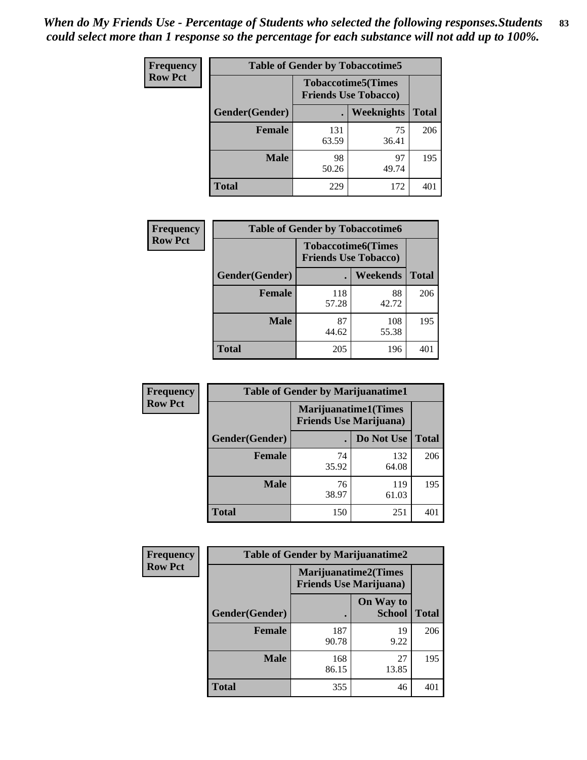*When do My Friends Use - Percentage of Students who selected the following responses.Students could select more than 1 response so the percentage for each substance will not add up to 100%.*

**Frequency**
**Row Pct**

| Table of Gender by Tobaccotime5 | | | |
|---|---|---|---|
| | Tobaccotime5(Times Friends Use Tobacco) | | |
| Gender(Gender) | . | Weeknights | Total |
| **Female** | 131<br>63.59 | 75<br>36.41 | 206 |
| **Male** | 98<br>50.26 | 97<br>49.74 | 195 |
| **Total** | 229 | 172 | 401 |

**Frequency**
**Row Pct**

| Table of Gender by Tobaccotime6 | | | |
|---|---|---|---|
| | Tobaccotime6(Times Friends Use Tobacco) | | |
| Gender(Gender) | . | Weekends | Total |
| **Female** | 118<br>57.28 | 88<br>42.72 | 206 |
| **Male** | 87<br>44.62 | 108<br>55.38 | 195 |
| **Total** | 205 | 196 | 401 |

**Frequency**
**Row Pct**

| Table of Gender by Marijuanatime1 | | | |
|---|---|---|---|
| | Marijuanatime1(Times Friends Use Marijuana) | | |
| Gender(Gender) | . | Do Not Use | Total |
| **Female** | 74<br>35.92 | 132<br>64.08 | 206 |
| **Male** | 76<br>38.97 | 119<br>61.03 | 195 |
| **Total** | 150 | 251 | 401 |

**Frequency**
**Row Pct**

| Table of Gender by Marijuanatime2 | | | |
|---|---|---|---|
| | Marijuanatime2(Times Friends Use Marijuana) | | |
| Gender(Gender) | . | On Way to School | Total |
| **Female** | 187<br>90.78 | 19<br>9.22 | 206 |
| **Male** | 168<br>86.15 | 27<br>13.85 | 195 |
| **Total** | 355 | 46 | 401 |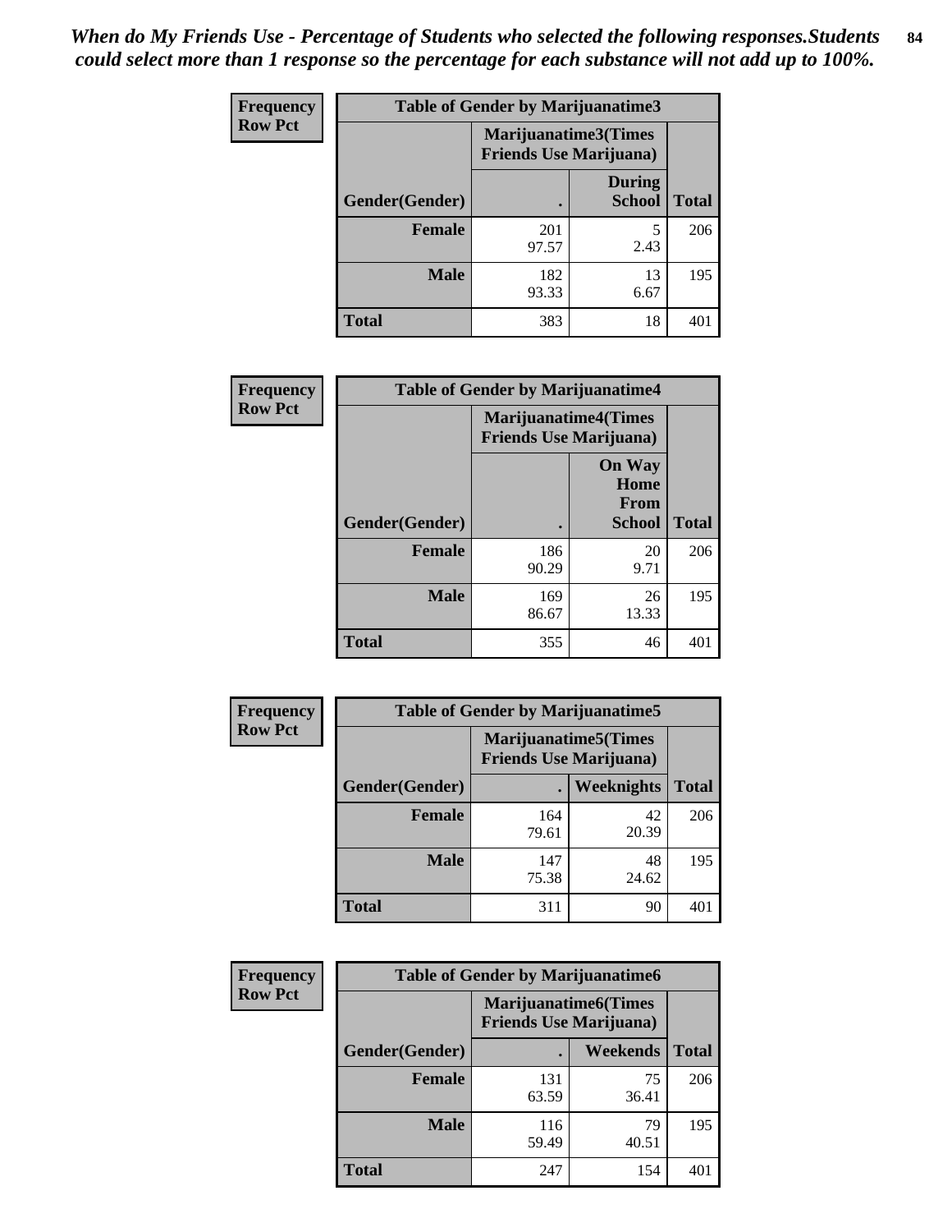*When do My Friends Use - Percentage of Students who selected the following responses.Students could select more than 1 response so the percentage for each substance will not add up to 100%.*

**Frequency**
**Row Pct**

| Table of Gender by Marijuanatime3 | | | |
|---|---|---|---|
| | Marijuanatime3(Times Friends Use Marijuana) | | |
| Gender(Gender) | . | During School | Total |
| **Female** | 201<br>97.57 | 5<br>2.43 | 206 |
| **Male** | 182<br>93.33 | 13<br>6.67 | 195 |
| **Total** | 383 | 18 | 401 |

**Frequency**
**Row Pct**

| Table of Gender by Marijuanatime4 | | | |
|---|---|---|---|
| | Marijuanatime4(Times Friends Use Marijuana) | | |
| Gender(Gender) | . | On Way Home From School | Total |
| **Female** | 186<br>90.29 | 20<br>9.71 | 206 |
| **Male** | 169<br>86.67 | 26<br>13.33 | 195 |
| **Total** | 355 | 46 | 401 |

**Frequency**
**Row Pct**

| Table of Gender by Marijuanatime5 | | | |
|---|---|---|---|
| | Marijuanatime5(Times Friends Use Marijuana) | | |
| Gender(Gender) | . | Weeknights | Total |
| **Female** | 164<br>79.61 | 42<br>20.39 | 206 |
| **Male** | 147<br>75.38 | 48<br>24.62 | 195 |
| **Total** | 311 | 90 | 401 |

**Frequency**
**Row Pct**

| Table of Gender by Marijuanatime6 | | | |
|---|---|---|---|
| | Marijuanatime6(Times Friends Use Marijuana) | | |
| Gender(Gender) | . | Weekends | Total |
| **Female** | 131<br>63.59 | 75<br>36.41 | 206 |
| **Male** | 116<br>59.49 | 79<br>40.51 | 195 |
| **Total** | 247 | 154 | 401 |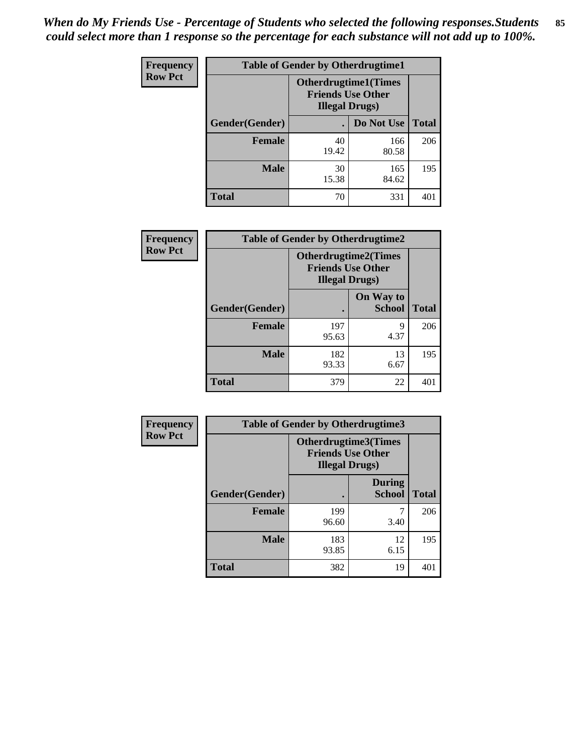*When do My Friends Use - Percentage of Students who selected the following responses.Students could select more than 1 response so the percentage for each substance will not add up to 100%.*

**Frequency Row Pct**

| Table of Gender by Otherdrugtime1 | | | |
|---|---|---|---|
| | Otherdrugtime1(Times Friends Use Other Illegal Drugs) | | |
| Gender(Gender) | . | Do Not Use | Total |
| **Female** | 40<br>19.42 | 166<br>80.58 | 206 |
| **Male** | 30<br>15.38 | 165<br>84.62 | 195 |
| **Total** | 70 | 331 | 401 |

**Frequency Row Pct**

| Table of Gender by Otherdrugtime2 | | | |
|---|---|---|---|
| | Otherdrugtime2(Times Friends Use Other Illegal Drugs) | | |
| Gender(Gender) | . | On Way to School | Total |
| **Female** | 197<br>95.63 | 9<br>4.37 | 206 |
| **Male** | 182<br>93.33 | 13<br>6.67 | 195 |
| **Total** | 379 | 22 | 401 |

**Frequency Row Pct**

| Table of Gender by Otherdrugtime3 | | | |
|---|---|---|---|
| | Otherdrugtime3(Times Friends Use Other Illegal Drugs) | | |
| Gender(Gender) | . | During School | Total |
| **Female** | 199<br>96.60 | 7<br>3.40 | 206 |
| **Male** | 183<br>93.85 | 12<br>6.15 | 195 |
| **Total** | 382 | 19 | 401 |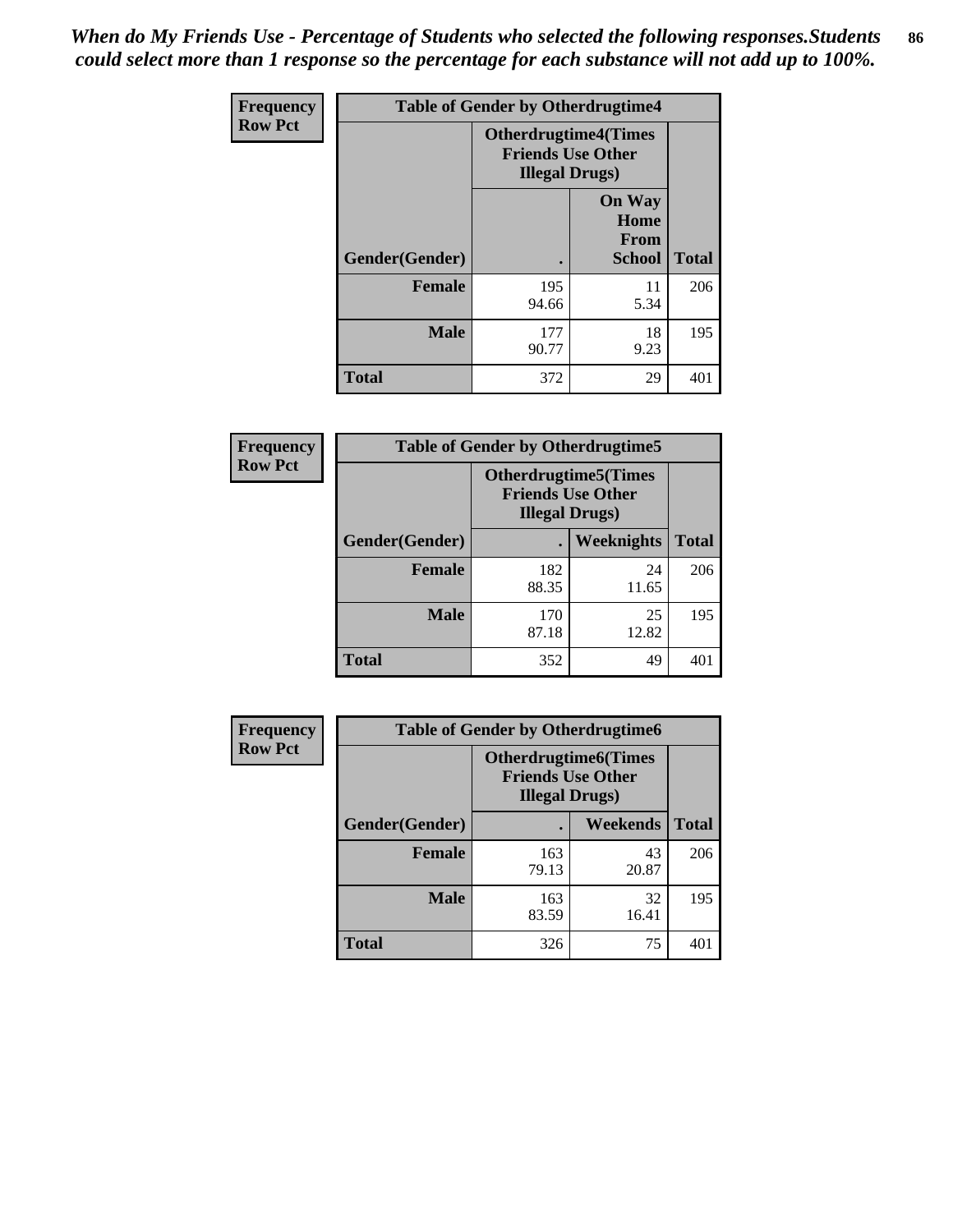*When do My Friends Use - Percentage of Students who selected the following responses.Students could select more than 1 response so the percentage for each substance will not add up to 100%.*

| Frequency<br>Row Pct | Table of Gender by Otherdrugtime4 | | |
|---|---|---|---|
| | Otherdrugtime4(Times Friends Use Other Illegal Drugs) | | |
| Gender(Gender) | . | On Way Home From School | Total |
| Female | 195<br>94.66 | 11<br>5.34 | 206 |
| Male | 177<br>90.77 | 18<br>9.23 | 195 |
| Total | 372 | 29 | 401 |

| Frequency<br>Row Pct | Table of Gender by Otherdrugtime5 | | |
|---|---|---|---|
| | Otherdrugtime5(Times Friends Use Other Illegal Drugs) | | |
| Gender(Gender) | . | Weeknights | Total |
| Female | 182<br>88.35 | 24<br>11.65 | 206 |
| Male | 170<br>87.18 | 25<br>12.82 | 195 |
| Total | 352 | 49 | 401 |

| Frequency<br>Row Pct | Table of Gender by Otherdrugtime6 | | |
|---|---|---|---|
| | Otherdrugtime6(Times Friends Use Other Illegal Drugs) | | |
| Gender(Gender) | . | Weekends | Total |
| Female | 163<br>79.13 | 43<br>20.87 | 206 |
| Male | 163<br>83.59 | 32<br>16.41 | 195 |
| Total | 326 | 75 | 401 |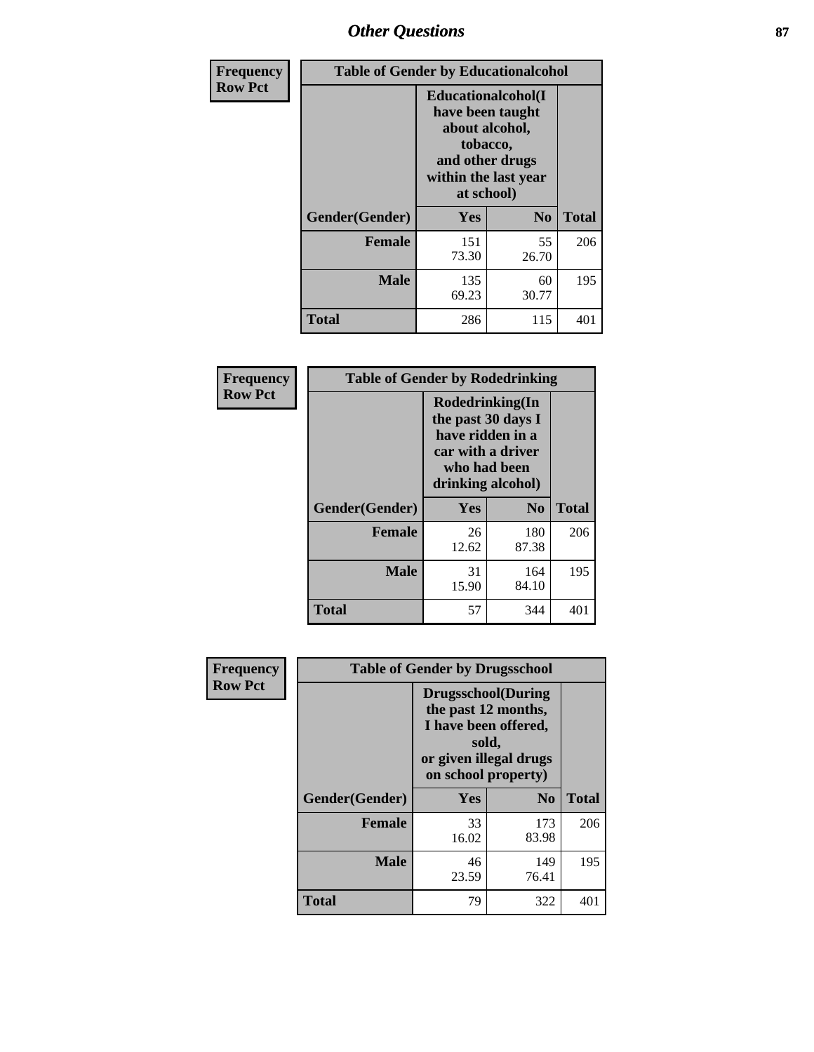# Other Questions

**Frequency**
**Row Pct**

| Table of Gender by Educationalcohol | | | |
|---|---|---|---|
| | Educationalcohol(I have been taught about alcohol, tobacco, and other drugs within the last year at school) | | |
| Gender(Gender) | Yes | No | Total |
| Female | 151<br>73.30 | 55<br>26.70 | 206 |
| Male | 135<br>69.23 | 60<br>30.77 | 195 |
| Total | 286 | 115 | 401 |

**Frequency**
**Row Pct**

| Table of Gender by Rodedrinking | | | |
|---|---|---|---|
| | Rodedrinking(In the past 30 days I have ridden in a car with a driver who had been drinking alcohol) | | |
| Gender(Gender) | Yes | No | Total |
| Female | 26<br>12.62 | 180<br>87.38 | 206 |
| Male | 31<br>15.90 | 164<br>84.10 | 195 |
| Total | 57 | 344 | 401 |

**Frequency**
**Row Pct**

| Table of Gender by Drugsschool | | | |
|---|---|---|---|
| | Drugsschool(During the past 12 months, I have been offered, sold, or given illegal drugs on school property) | | |
| Gender(Gender) | Yes | No | Total |
| Female | 33<br>16.02 | 173<br>83.98 | 206 |
| Male | 46<br>23.59 | 149<br>76.41 | 195 |
| Total | 79 | 322 | 401 |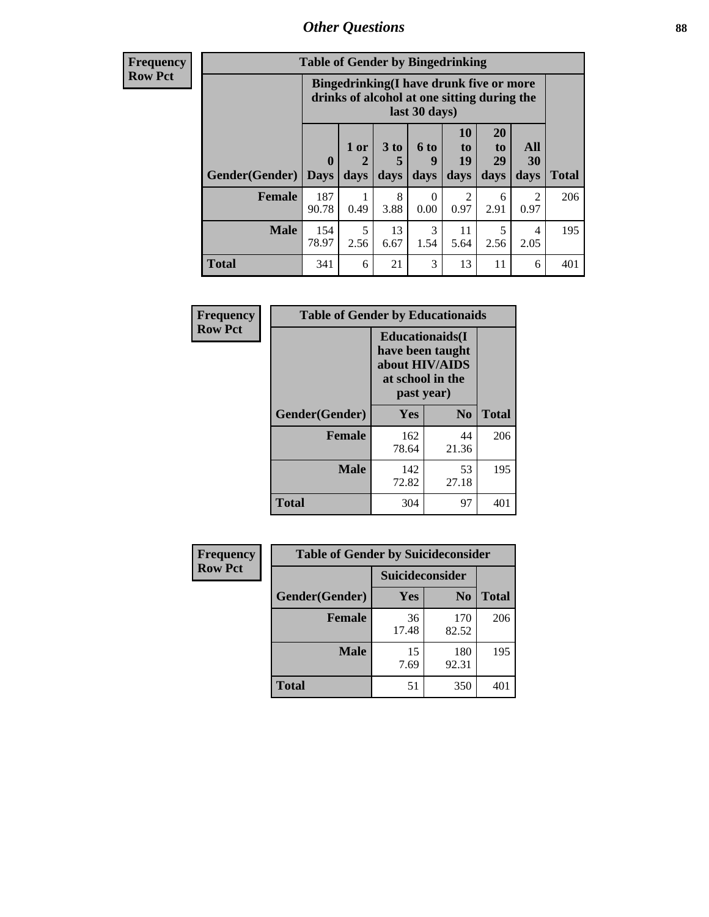## Other Questions

**Frequency**
**Row Pct**

| Table of Gender by Bingedrinking | | | | | | | | |
|---|---|---|---|---|---|---|---|---|
| | Bingedrinking(I have drunk five or more drinks of alcohol at one sitting during the last 30 days) | | | | | | | |
| Gender(Gender) | 0 Days | 1 or 2 days | 3 to 5 days | 6 to 9 days | 10 to 19 days | 20 to 29 days | All 30 days | Total |
| **Female** | 187<br>90.78 | 1<br>0.49 | 8<br>3.88 | 0<br>0.00 | 2<br>0.97 | 6<br>2.91 | 2<br>0.97 | 206 |
| **Male** | 154<br>78.97 | 5<br>2.56 | 13<br>6.67 | 3<br>1.54 | 11<br>5.64 | 5<br>2.56 | 4<br>2.05 | 195 |
| **Total** | 341 | 6 | 21 | 3 | 13 | 11 | 6 | 401 |

**Frequency**
**Row Pct**

| Table of Gender by Educationaids | | | |
|---|---|---|---|
| | Educationaids(I have been taught about HIV/AIDS at school in the past year) | | |
| Gender(Gender) | Yes | No | Total |
| **Female** | 162<br>78.64 | 44<br>21.36 | 206 |
| **Male** | 142<br>72.82 | 53<br>27.18 | 195 |
| **Total** | 304 | 97 | 401 |

**Frequency**
**Row Pct**

| Table of Gender by Suicideconsider | | | |
|---|---|---|---|
| | Suicideconsider | | |
| Gender(Gender) | Yes | No | Total |
| **Female** | 36<br>17.48 | 170<br>82.52 | 206 |
| **Male** | 15<br>7.69 | 180<br>92.31 | 195 |
| **Total** | 51 | 350 | 401 |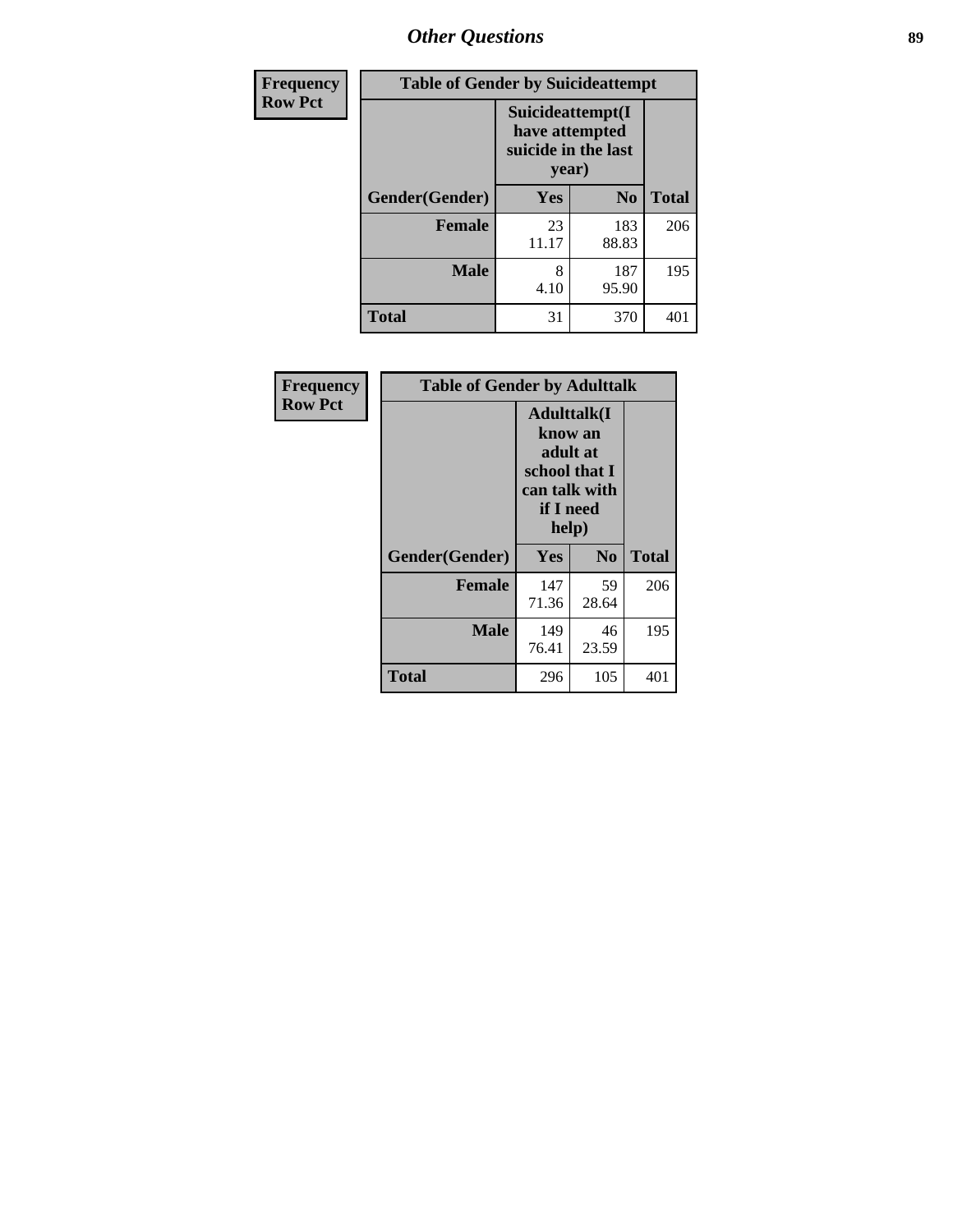# Other Questions

Frequency
Row Pct

**Table of Gender by Suicideattempt**

| Gender(Gender) | Suicideattempt(I have attempted suicide in the last year) Yes | No | Total |
|---|---|---|---|
| **Female** | 23<br>11.17 | 183<br>88.83 | 206 |
| **Male** | 8<br>4.10 | 187<br>95.90 | 195 |
| **Total** | 31 | 370 | 401 |

Frequency
Row Pct

**Table of Gender by Adulttalk**

| Gender(Gender) | Adulttalk(I know an adult at school that I can talk with if I need help) Yes | No | Total |
|---|---|---|---|
| **Female** | 147<br>71.36 | 59<br>28.64 | 206 |
| **Male** | 149<br>76.41 | 46<br>23.59 | 195 |
| **Total** | 296 | 105 | 401 |